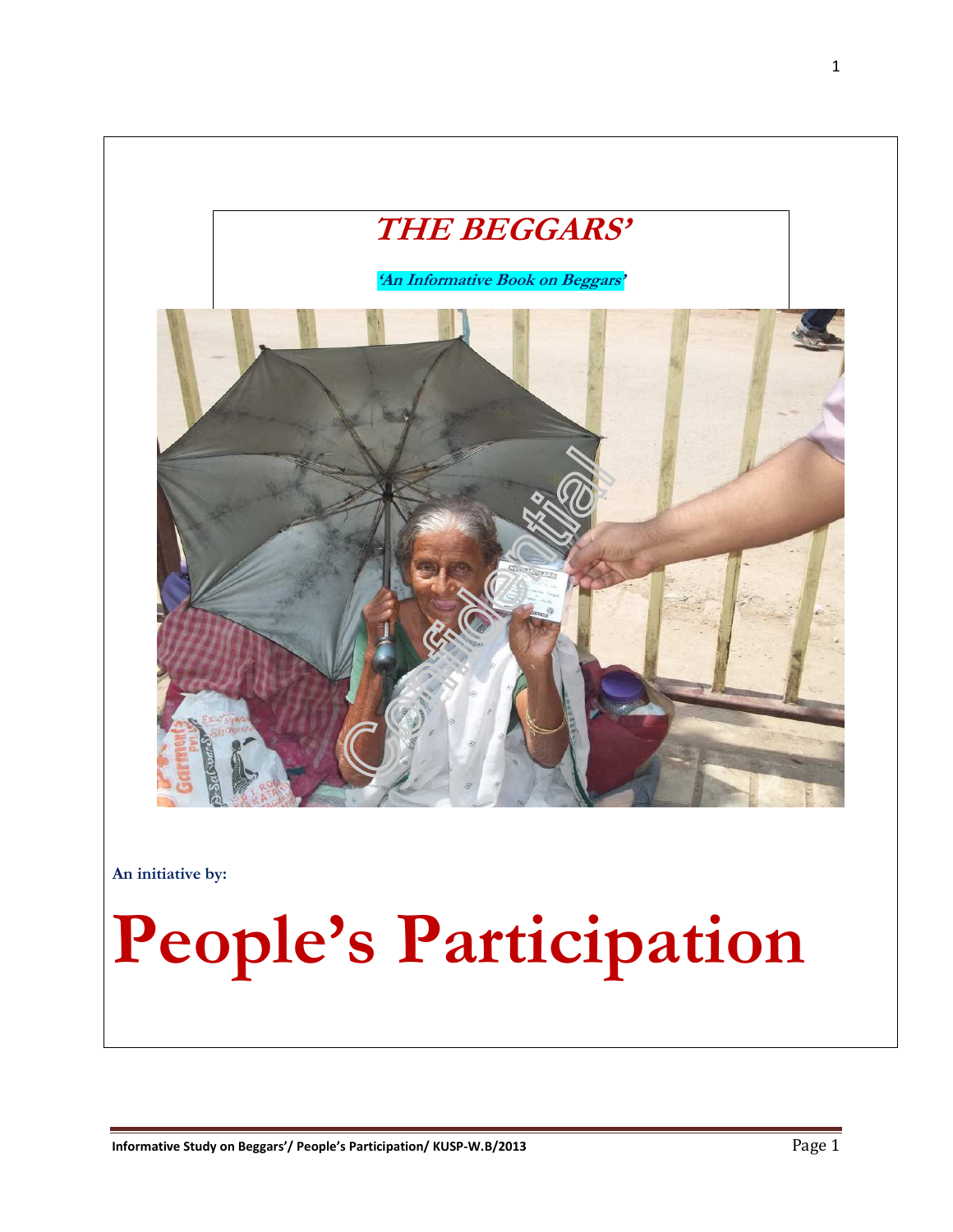# THE BEGGARS'

***'An Informative Book on Beggars'***

**An initiative by:**

# People's Participation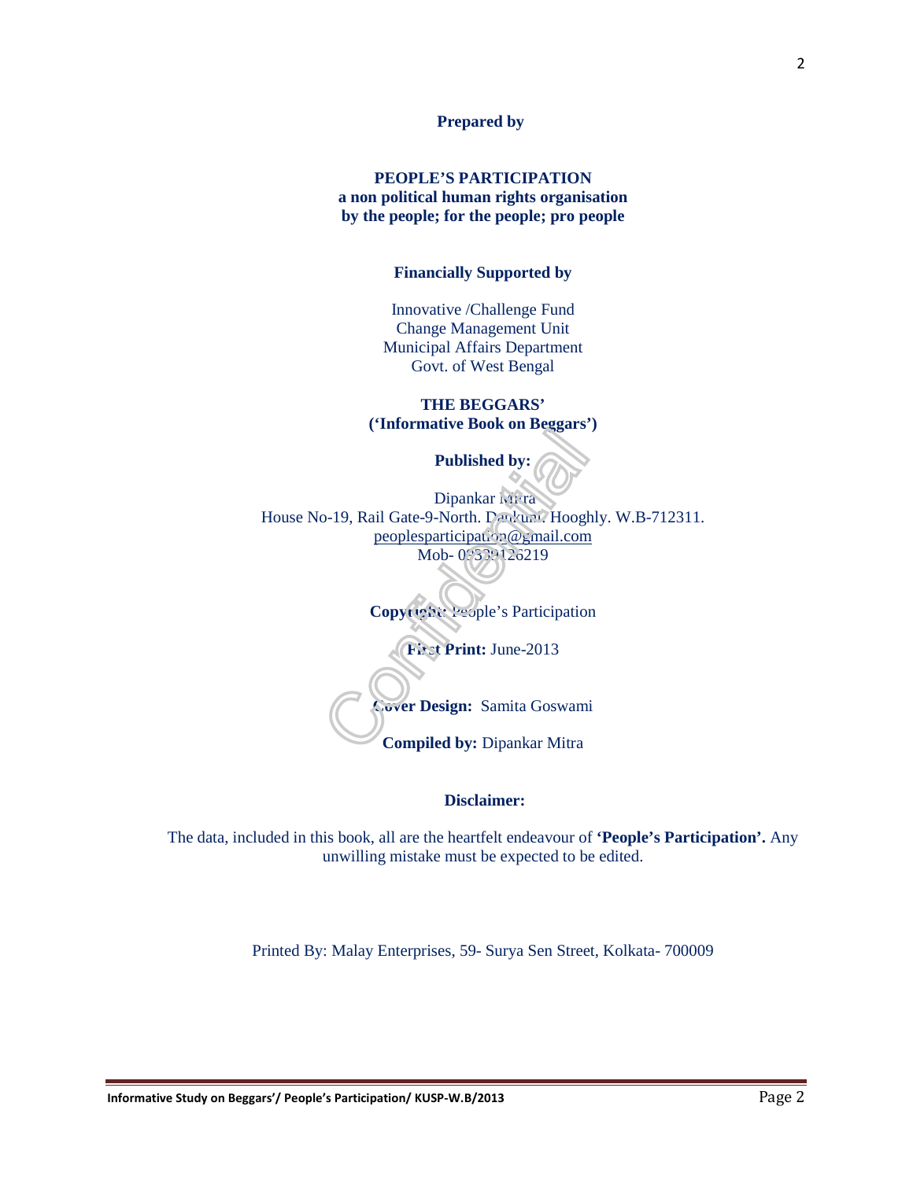**Prepared by**

**PEOPLE'S PARTICIPATION**
**a non political human rights organisation**
**by the people; for the people; pro people**

**Financially Supported by**

Innovative /Challenge Fund
Change Management Unit
Municipal Affairs Department
Govt. of West Bengal

**THE BEGGARS'**
**('Informative Book on Beggars')**

**Published by:**

Dipankar Mitra
House No-19, Rail Gate-9-North. Dankuni. Hooghly. W.B-712311.
peoplesparticipation@gmail.com
Mob- 09339126219

**Copyright:** People's Participation

**First Print:** June-2013

**Cover Design:** Samita Goswami

**Compiled by:** Dipankar Mitra

**Disclaimer:**

The data, included in this book, all are the heartfelt endeavour of **'People's Participation'.** Any unwilling mistake must be expected to be edited.

Printed By: Malay Enterprises, 59- Surya Sen Street, Kolkata- 700009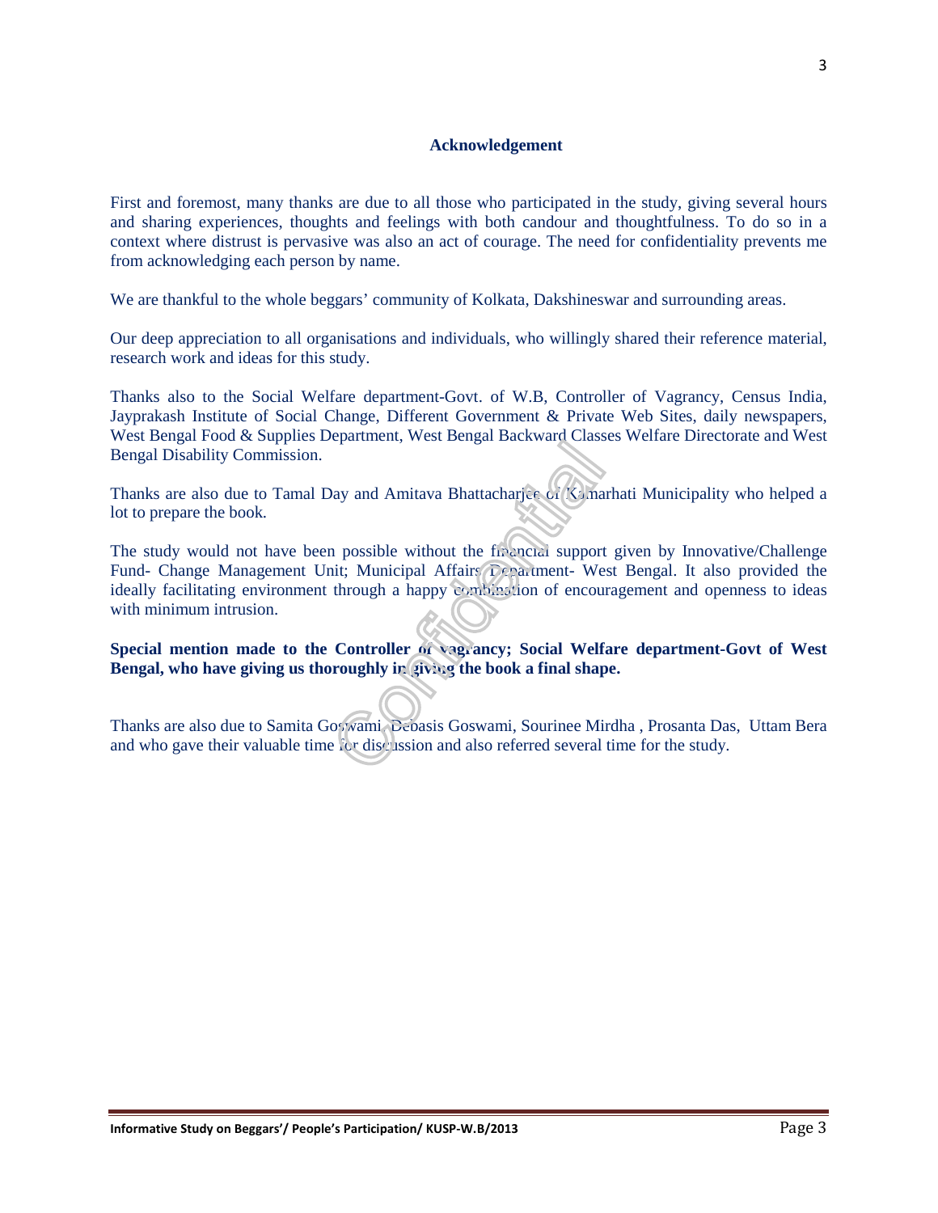## Acknowledgement

First and foremost, many thanks are due to all those who participated in the study, giving several hours and sharing experiences, thoughts and feelings with both candour and thoughtfulness. To do so in a context where distrust is pervasive was also an act of courage. The need for confidentiality prevents me from acknowledging each person by name.

We are thankful to the whole beggars' community of Kolkata, Dakshineswar and surrounding areas.

Our deep appreciation to all organisations and individuals, who willingly shared their reference material, research work and ideas for this study.

Thanks also to the Social Welfare department-Govt. of W.B, Controller of Vagrancy, Census India, Jayprakash Institute of Social Change, Different Government & Private Web Sites, daily newspapers, West Bengal Food & Supplies Department, West Bengal Backward Classes Welfare Directorate and West Bengal Disability Commission.

Thanks are also due to Tamal Day and Amitava Bhattacharjee of Kamarhati Municipality who helped a lot to prepare the book.

The study would not have been possible without the financial support given by Innovative/Challenge Fund- Change Management Unit; Municipal Affairs Department- West Bengal. It also provided the ideally facilitating environment through a happy combination of encouragement and openness to ideas with minimum intrusion.

**Special mention made to the Controller of vagrancy; Social Welfare department-Govt of West Bengal, who have giving us thoroughly in giving the book a final shape.**

Thanks are also due to Samita Goswami, Debasis Goswami, Sourinee Mirdha , Prosanta Das, Uttam Bera and who gave their valuable time for discussion and also referred several time for the study.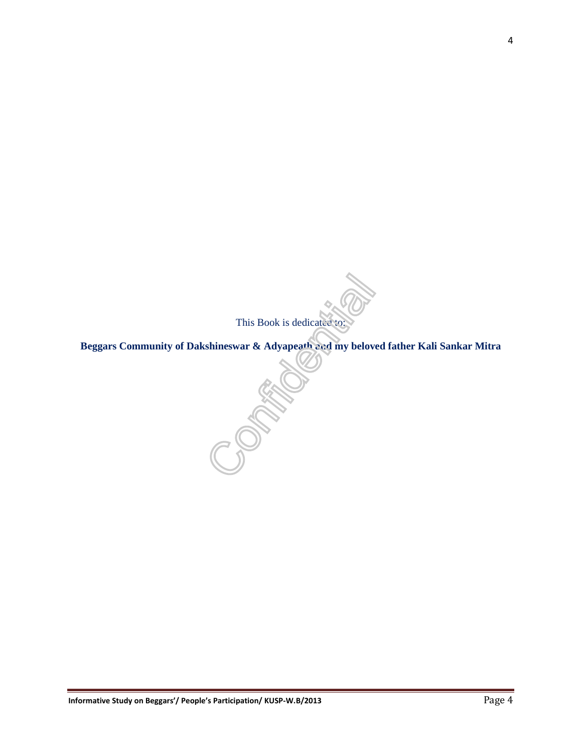This Book is dedicated to:

**Beggars Community of Dakshineswar & Adyapeath and my beloved father Kali Sankar Mitra**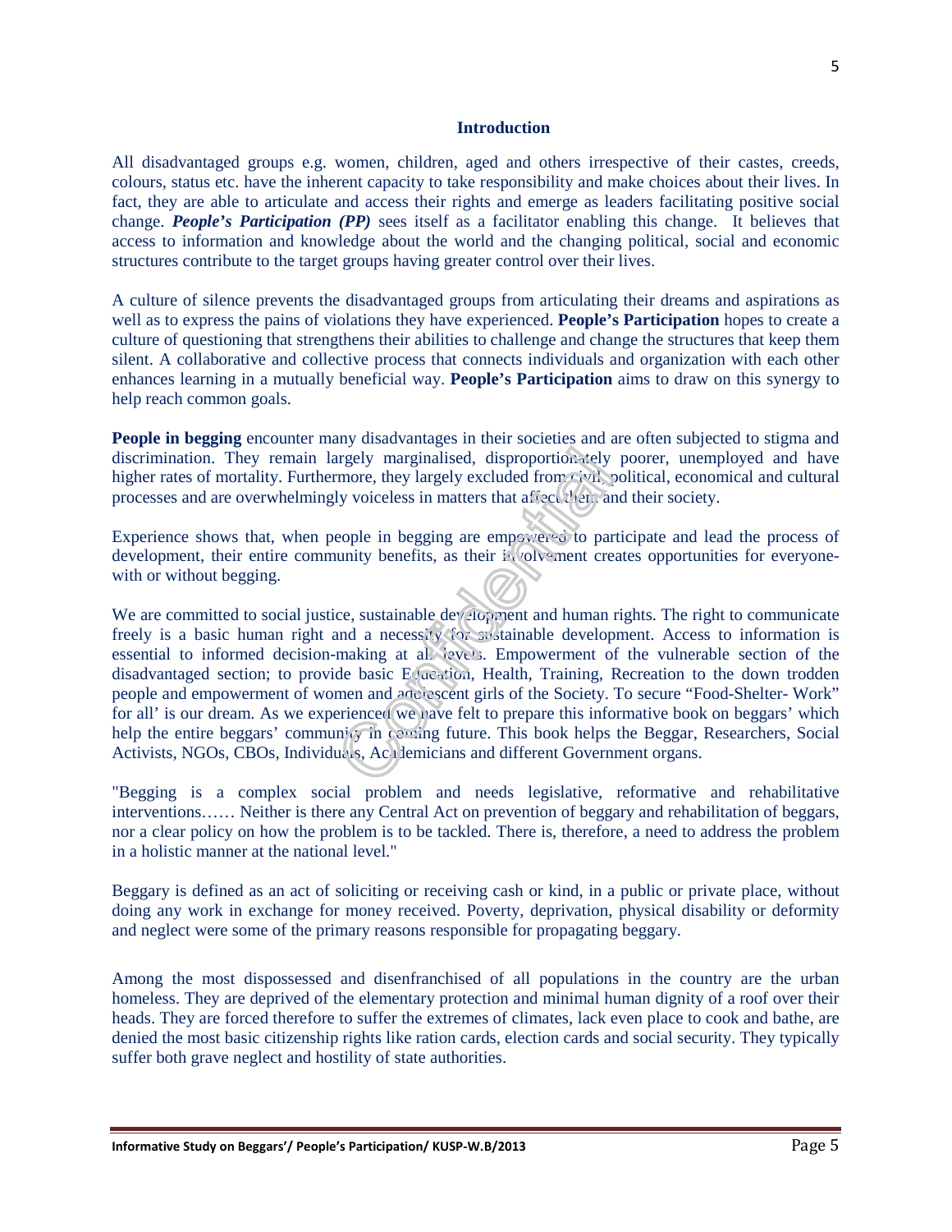## Introduction

All disadvantaged groups e.g. women, children, aged and others irrespective of their castes, creeds, colours, status etc. have the inherent capacity to take responsibility and make choices about their lives. In fact, they are able to articulate and access their rights and emerge as leaders facilitating positive social change. ***People's Participation (PP)*** sees itself as a facilitator enabling this change. It believes that access to information and knowledge about the world and the changing political, social and economic structures contribute to the target groups having greater control over their lives.

A culture of silence prevents the disadvantaged groups from articulating their dreams and aspirations as well as to express the pains of violations they have experienced. **People's Participation** hopes to create a culture of questioning that strengthens their abilities to challenge and change the structures that keep them silent. A collaborative and collective process that connects individuals and organization with each other enhances learning in a mutually beneficial way. **People's Participation** aims to draw on this synergy to help reach common goals.

**People in begging** encounter many disadvantages in their societies and are often subjected to stigma and discrimination. They remain largely marginalised, disproportionately poorer, unemployed and have higher rates of mortality. Furthermore, they largely excluded from civil, political, economical and cultural processes and are overwhelmingly voiceless in matters that affect them and their society.

Experience shows that, when people in begging are empowered to participate and lead the process of development, their entire community benefits, as their involvement creates opportunities for everyone- with or without begging.

We are committed to social justice, sustainable development and human rights. The right to communicate freely is a basic human right and a necessity for sustainable development. Access to information is essential to informed decision-making at all levels. Empowerment of the vulnerable section of the disadvantaged section; to provide basic Education, Health, Training, Recreation to the down trodden people and empowerment of women and adolescent girls of the Society. To secure "Food-Shelter- Work" for all' is our dream. As we experienced we have felt to prepare this informative book on beggars' which help the entire beggars' community in coming future. This book helps the Beggar, Researchers, Social Activists, NGOs, CBOs, Individuals, Academicians and different Government organs.

"Begging is a complex social problem and needs legislative, reformative and rehabilitative interventions…… Neither is there any Central Act on prevention of beggary and rehabilitation of beggars, nor a clear policy on how the problem is to be tackled. There is, therefore, a need to address the problem in a holistic manner at the national level."

Beggary is defined as an act of soliciting or receiving cash or kind, in a public or private place, without doing any work in exchange for money received. Poverty, deprivation, physical disability or deformity and neglect were some of the primary reasons responsible for propagating beggary.

Among the most dispossessed and disenfranchised of all populations in the country are the urban homeless. They are deprived of the elementary protection and minimal human dignity of a roof over their heads. They are forced therefore to suffer the extremes of climates, lack even place to cook and bathe, are denied the most basic citizenship rights like ration cards, election cards and social security. They typically suffer both grave neglect and hostility of state authorities.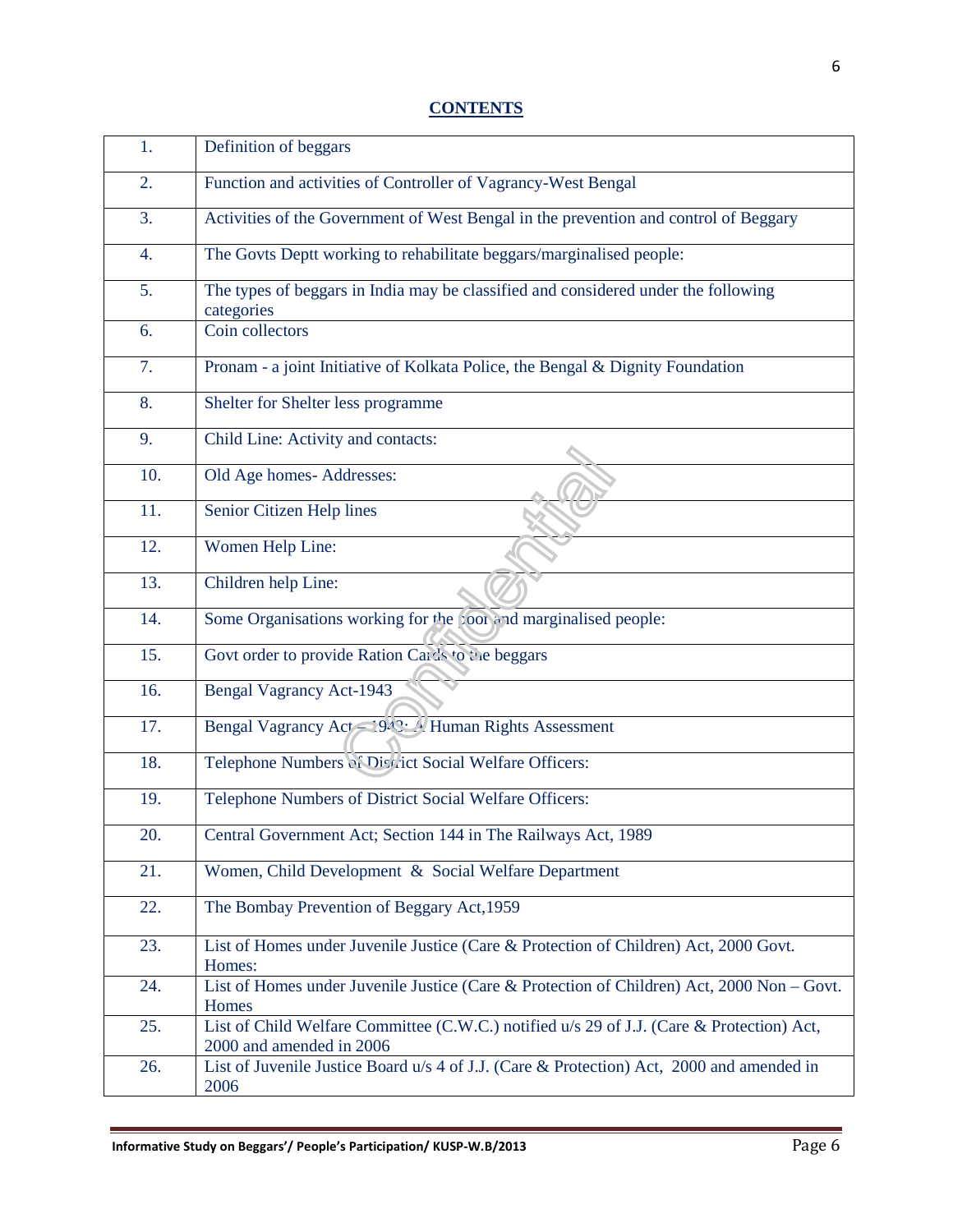## CONTENTS

| | |
|---|---|
| 1. | Definition of beggars |
| 2. | Function and activities of Controller of Vagrancy-West Bengal |
| 3. | Activities of the Government of West Bengal in the prevention and control of Beggary |
| 4. | The Govts Deptt working to rehabilitate beggars/marginalised people: |
| 5. | The types of beggars in India may be classified and considered under the following categories |
| 6. | Coin collectors |
| 7. | Pronam - a joint Initiative of Kolkata Police, the Bengal & Dignity Foundation |
| 8. | Shelter for Shelter less programme |
| 9. | Child Line: Activity and contacts: |
| 10. | Old Age homes- Addresses: |
| 11. | Senior Citizen Help lines |
| 12. | Women Help Line: |
| 13. | Children help Line: |
| 14. | Some Organisations working for the poor and marginalised people: |
| 15. | Govt order to provide Ration Cards to the beggars |
| 16. | Bengal Vagrancy Act-1943 |
| 17. | Bengal Vagrancy Act – 1943: A Human Rights Assessment |
| 18. | Telephone Numbers of District Social Welfare Officers: |
| 19. | Telephone Numbers of District Social Welfare Officers: |
| 20. | Central Government Act; Section 144 in The Railways Act, 1989 |
| 21. | Women, Child Development & Social Welfare Department |
| 22. | The Bombay Prevention of Beggary Act,1959 |
| 23. | List of Homes under Juvenile Justice (Care & Protection of Children) Act, 2000 Govt. Homes: |
| 24. | List of Homes under Juvenile Justice (Care & Protection of Children) Act, 2000 Non – Govt. Homes |
| 25. | List of Child Welfare Committee (C.W.C.) notified u/s 29 of J.J. (Care & Protection) Act, 2000 and amended in 2006 |
| 26. | List of Juvenile Justice Board u/s 4 of J.J. (Care & Protection) Act, 2000 and amended in 2006 |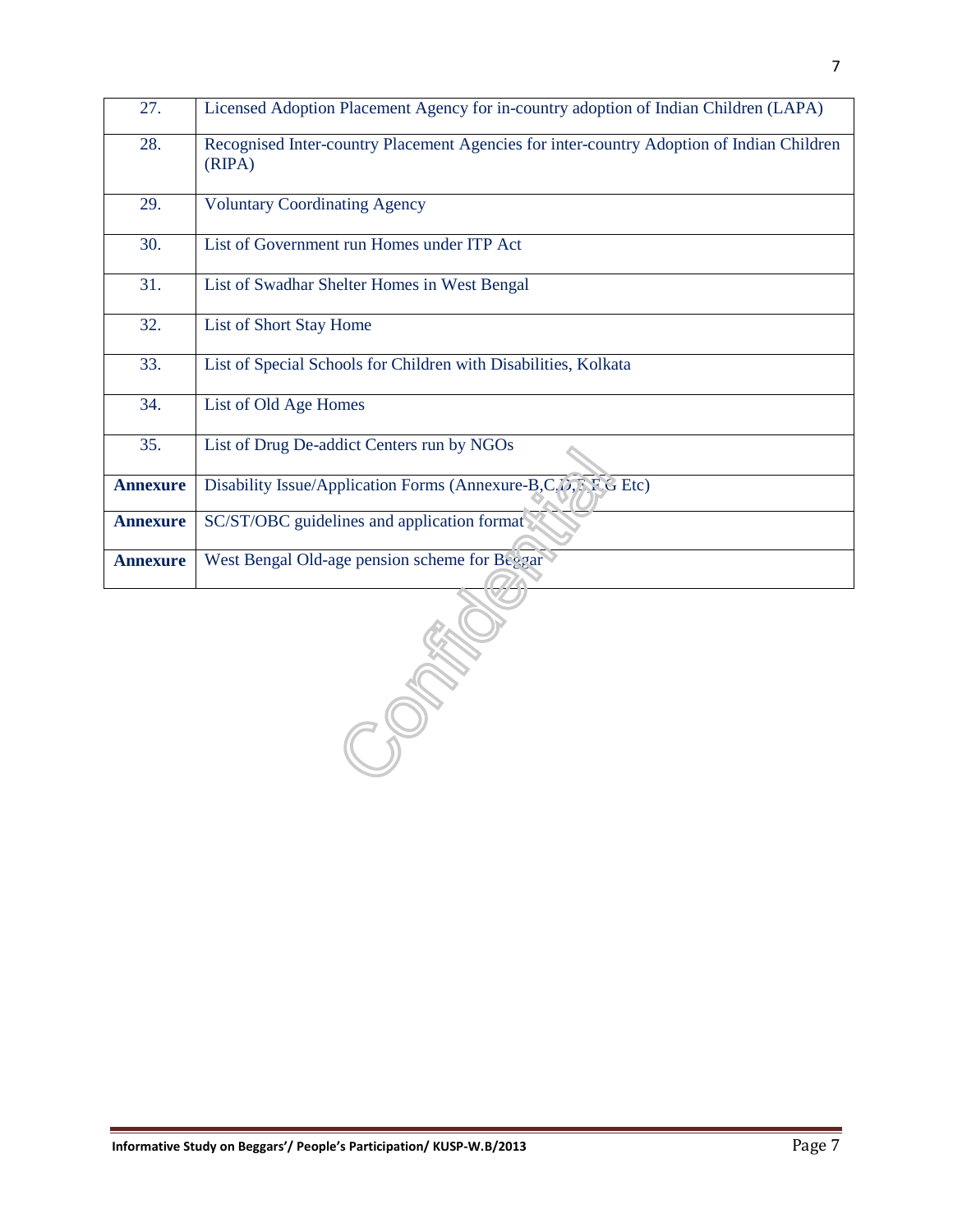| | |
|---|---|
| 27. | Licensed Adoption Placement Agency for in-country adoption of Indian Children (LAPA) |
| 28. | Recognised Inter-country Placement Agencies for inter-country Adoption of Indian Children (RIPA) |
| 29. | Voluntary Coordinating Agency |
| 30. | List of Government run Homes under ITP Act |
| 31. | List of Swadhar Shelter Homes in West Bengal |
| 32. | List of Short Stay Home |
| 33. | List of Special Schools for Children with Disabilities, Kolkata |
| 34. | List of Old Age Homes |
| 35. | List of Drug De-addict Centers run by NGOs |
| **Annexure** | Disability Issue/Application Forms (Annexure-B,C,D,E,F,G Etc) |
| **Annexure** | SC/ST/OBC guidelines and application format |
| **Annexure** | West Bengal Old-age pension scheme for Beggar |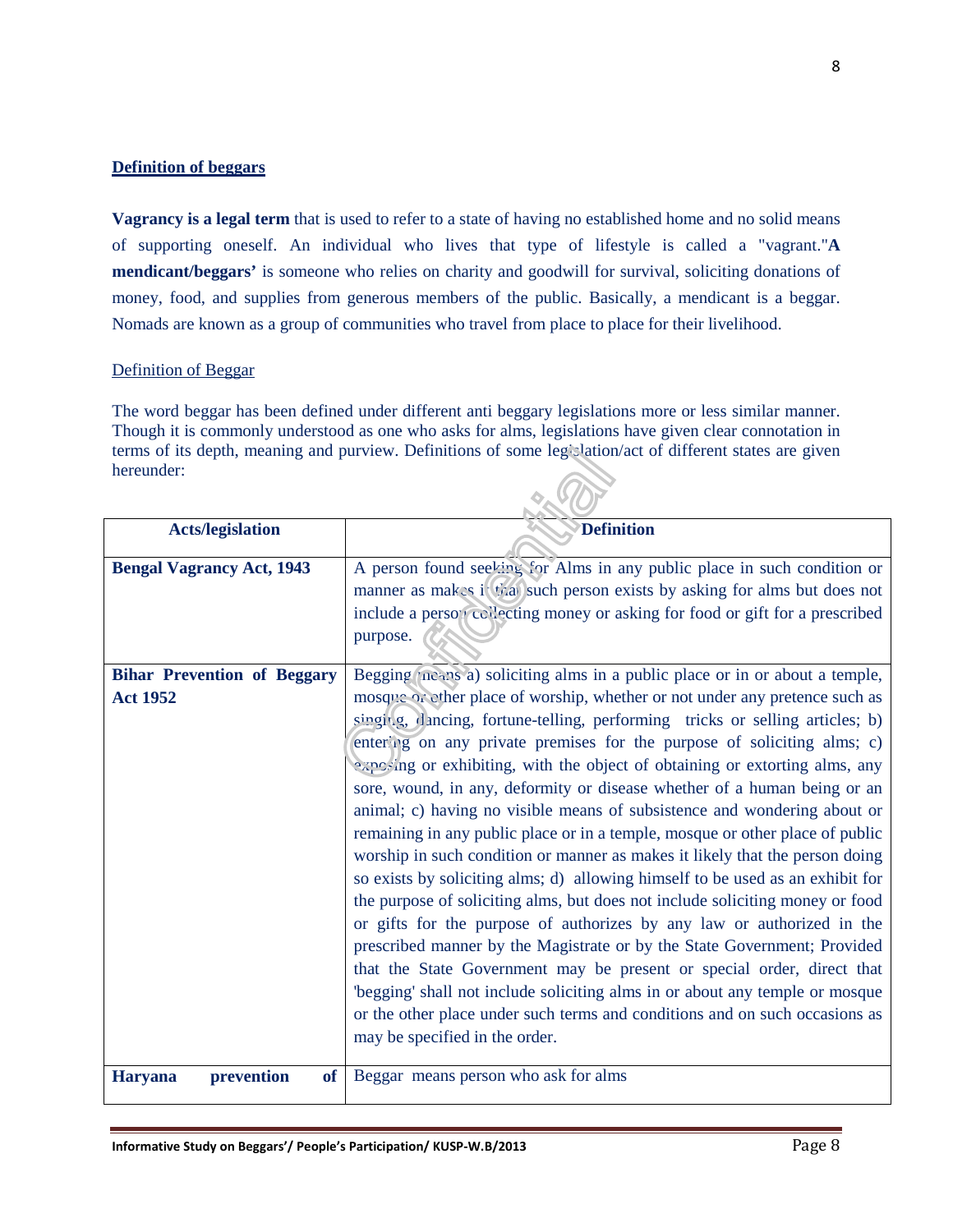**Definition of beggars**

**Vagrancy is a legal term** that is used to refer to a state of having no established home and no solid means of supporting oneself. An individual who lives that type of lifestyle is called a "vagrant."**A mendicant/beggars'** is someone who relies on charity and goodwill for survival, soliciting donations of money, food, and supplies from generous members of the public. Basically, a mendicant is a beggar. Nomads are known as a group of communities who travel from place to place for their livelihood.

Definition of Beggar

The word beggar has been defined under different anti beggary legislations more or less similar manner. Though it is commonly understood as one who asks for alms, legislations have given clear connotation in terms of its depth, meaning and purview. Definitions of some legislation/act of different states are given hereunder:

| Acts/legislation | Definition |
|---|---|
| **Bengal Vagrancy Act, 1943** | A person found seeking for Alms in any public place in such condition or manner as makes it that such person exists by asking for alms but does not include a person collecting money or asking for food or gift for a prescribed purpose. |
| **Bihar Prevention of Beggary Act 1952** | Begging means a) soliciting alms in a public place or in or about a temple, mosque or other place of worship, whether or not under any pretence such as singing, dancing, fortune-telling, performing tricks or selling articles; b) entering on any private premises for the purpose of soliciting alms; c) exposing or exhibiting, with the object of obtaining or extorting alms, any sore, wound, in any, deformity or disease whether of a human being or an animal; c) having no visible means of subsistence and wondering about or remaining in any public place or in a temple, mosque or other place of public worship in such condition or manner as makes it likely that the person doing so exists by soliciting alms; d) allowing himself to be used as an exhibit for the purpose of soliciting alms, but does not include soliciting money or food or gifts for the purpose of authorizes by any law or authorized in the prescribed manner by the Magistrate or by the State Government; Provided that the State Government may be present or special order, direct that 'begging' shall not include soliciting alms in or about any temple or mosque or the other place under such terms and conditions and on such occasions as may be specified in the order. |
| **Haryana prevention of** | Beggar means person who ask for alms |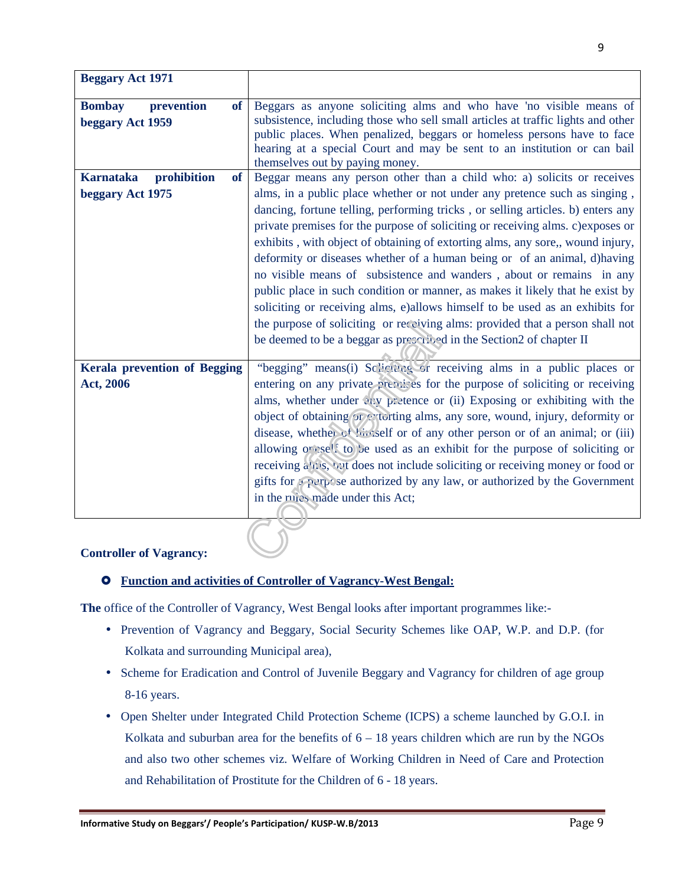| Beggary Act 1971 | |
|---|---|
| **Bombay prevention of beggary Act 1959** | Beggars as anyone soliciting alms and who have 'no visible means of subsistence, including those who sell small articles at traffic lights and other public places. When penalized, beggars or homeless persons have to face hearing at a special Court and may be sent to an institution or can bail themselves out by paying money. |
| **Karnataka prohibition of beggary Act 1975** | Beggar means any person other than a child who: a) solicits or receives alms, in a public place whether or not under any pretence such as singing , dancing, fortune telling, performing tricks , or selling articles. b) enters any private premises for the purpose of soliciting or receiving alms. c)exposes or exhibits , with object of obtaining of extorting alms, any sore,, wound injury, deformity or diseases whether of a human being or of an animal, d)having no visible means of subsistence and wanders , about or remains in any public place in such condition or manner, as makes it likely that he exist by soliciting or receiving alms, e)allows himself to be used as an exhibits for the purpose of soliciting or receiving alms: provided that a person shall not be deemed to be a beggar as prescribed in the Section2 of chapter II |
| **Kerala prevention of Begging Act, 2006** | "begging" means(i) Soliciting or receiving alms in a public places or entering on any private premises for the purpose of soliciting or receiving alms, whether under any pretence or (ii) Exposing or exhibiting with the object of obtaining or extorting alms, any sore, wound, injury, deformity or disease, whether of himself or of any other person or of an animal; or (iii) allowing oneself to be used as an exhibit for the purpose of soliciting or receiving alms, but does not include soliciting or receiving money or food or gifts for a purpose authorized by any law, or authorized by the Government in the rules made under this Act; |

**Controller of Vagrancy:**

- **Function and activities of Controller of Vagrancy-West Bengal:**

**The** office of the Controller of Vagrancy, West Bengal looks after important programmes like:-

- Prevention of Vagrancy and Beggary, Social Security Schemes like OAP, W.P. and D.P. (for Kolkata and surrounding Municipal area),
- Scheme for Eradication and Control of Juvenile Beggary and Vagrancy for children of age group 8-16 years.
- Open Shelter under Integrated Child Protection Scheme (ICPS) a scheme launched by G.O.I. in Kolkata and suburban area for the benefits of 6 – 18 years children which are run by the NGOs and also two other schemes viz. Welfare of Working Children in Need of Care and Protection and Rehabilitation of Prostitute for the Children of 6 - 18 years.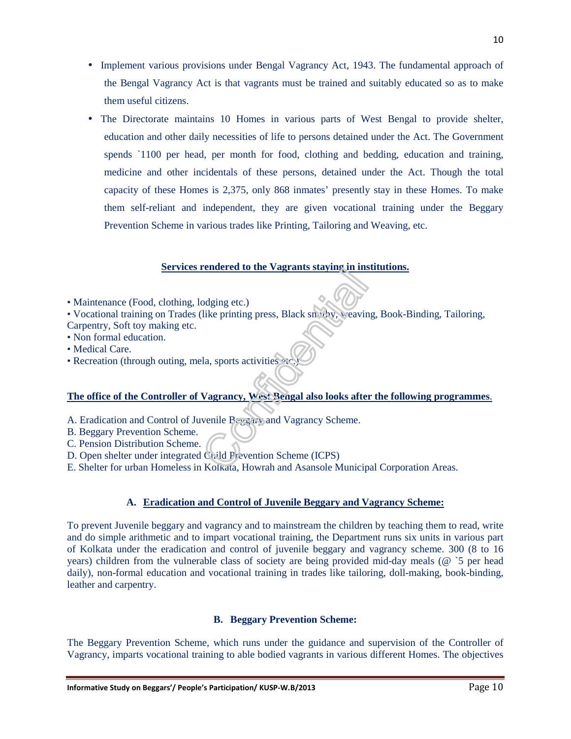- Implement various provisions under Bengal Vagrancy Act, 1943. The fundamental approach of the Bengal Vagrancy Act is that vagrants must be trained and suitably educated so as to make them useful citizens.
- The Directorate maintains 10 Homes in various parts of West Bengal to provide shelter, education and other daily necessities of life to persons detained under the Act. The Government spends `1100 per head, per month for food, clothing and bedding, education and training, medicine and other incidentals of these persons, detained under the Act. Though the total capacity of these Homes is 2,375, only 868 inmates' presently stay in these Homes. To make them self-reliant and independent, they are given vocational training under the Beggary Prevention Scheme in various trades like Printing, Tailoring and Weaving, etc.

**Services rendered to the Vagrants staying in institutions.**

- Maintenance (Food, clothing, lodging etc.)
- Vocational training on Trades (like printing press, Black smithy, weaving, Book-Binding, Tailoring, Carpentry, Soft toy making etc.
- Non formal education.
- Medical Care.
- Recreation (through outing, mela, sports activities etc.)

**The office of the Controller of Vagrancy, West Bengal also looks after the following programmes.**

A. Eradication and Control of Juvenile Beggary and Vagrancy Scheme.
B. Beggary Prevention Scheme.
C. Pension Distribution Scheme.
D. Open shelter under integrated Child Prevention Scheme (ICPS)
E. Shelter for urban Homeless in Kolkata, Howrah and Asansole Municipal Corporation Areas.

### A. Eradication and Control of Juvenile Beggary and Vagrancy Scheme:

To prevent Juvenile beggary and vagrancy and to mainstream the children by teaching them to read, write and do simple arithmetic and to impart vocational training, the Department runs six units in various part of Kolkata under the eradication and control of juvenile beggary and vagrancy scheme. 300 (8 to 16 years) children from the vulnerable class of society are being provided mid-day meals (@ `5 per head daily), non-formal education and vocational training in trades like tailoring, doll-making, book-binding, leather and carpentry.

### B. Beggary Prevention Scheme:

The Beggary Prevention Scheme, which runs under the guidance and supervision of the Controller of Vagrancy, imparts vocational training to able bodied vagrants in various different Homes. The objectives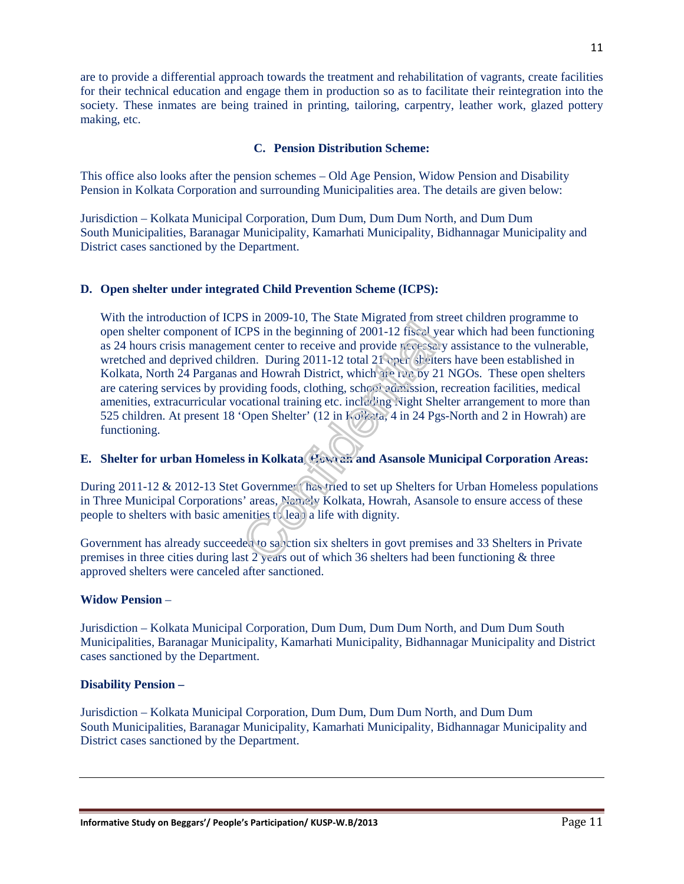are to provide a differential approach towards the treatment and rehabilitation of vagrants, create facilities for their technical education and engage them in production so as to facilitate their reintegration into the society. These inmates are being trained in printing, tailoring, carpentry, leather work, glazed pottery making, etc.

### C. Pension Distribution Scheme:

This office also looks after the pension schemes – Old Age Pension, Widow Pension and Disability Pension in Kolkata Corporation and surrounding Municipalities area. The details are given below:

Jurisdiction – Kolkata Municipal Corporation, Dum Dum, Dum Dum North, and Dum Dum South Municipalities, Baranagar Municipality, Kamarhati Municipality, Bidhannagar Municipality and District cases sanctioned by the Department.

### D. Open shelter under integrated Child Prevention Scheme (ICPS):

With the introduction of ICPS in 2009-10, The State Migrated from street children programme to open shelter component of ICPS in the beginning of 2001-12 fiscal year which had been functioning as 24 hours crisis management center to receive and provide necessary assistance to the vulnerable, wretched and deprived children. During 2011-12 total 21 open shelters have been established in Kolkata, North 24 Parganas and Howrah District, which are run by 21 NGOs. These open shelters are catering services by providing foods, clothing, school admission, recreation facilities, medical amenities, extracurricular vocational training etc. including Night Shelter arrangement to more than 525 children. At present 18 'Open Shelter' (12 in Kolkata, 4 in 24 Pgs-North and 2 in Howrah) are functioning.

### E. Shelter for urban Homeless in Kolkata, Howrah and Asansole Municipal Corporation Areas:

During 2011-12 & 2012-13 Stet Government has tried to set up Shelters for Urban Homeless populations in Three Municipal Corporations' areas, Namely Kolkata, Howrah, Asansole to ensure access of these people to shelters with basic amenities to lead a life with dignity.

Government has already succeeded to sanction six shelters in govt premises and 33 Shelters in Private premises in three cities during last 2 years out of which 36 shelters had been functioning & three approved shelters were canceled after sanctioned.

**Widow Pension** –

Jurisdiction – Kolkata Municipal Corporation, Dum Dum, Dum Dum North, and Dum Dum South Municipalities, Baranagar Municipality, Kamarhati Municipality, Bidhannagar Municipality and District cases sanctioned by the Department.

**Disability Pension –**

Jurisdiction – Kolkata Municipal Corporation, Dum Dum, Dum Dum North, and Dum Dum South Municipalities, Baranagar Municipality, Kamarhati Municipality, Bidhannagar Municipality and District cases sanctioned by the Department.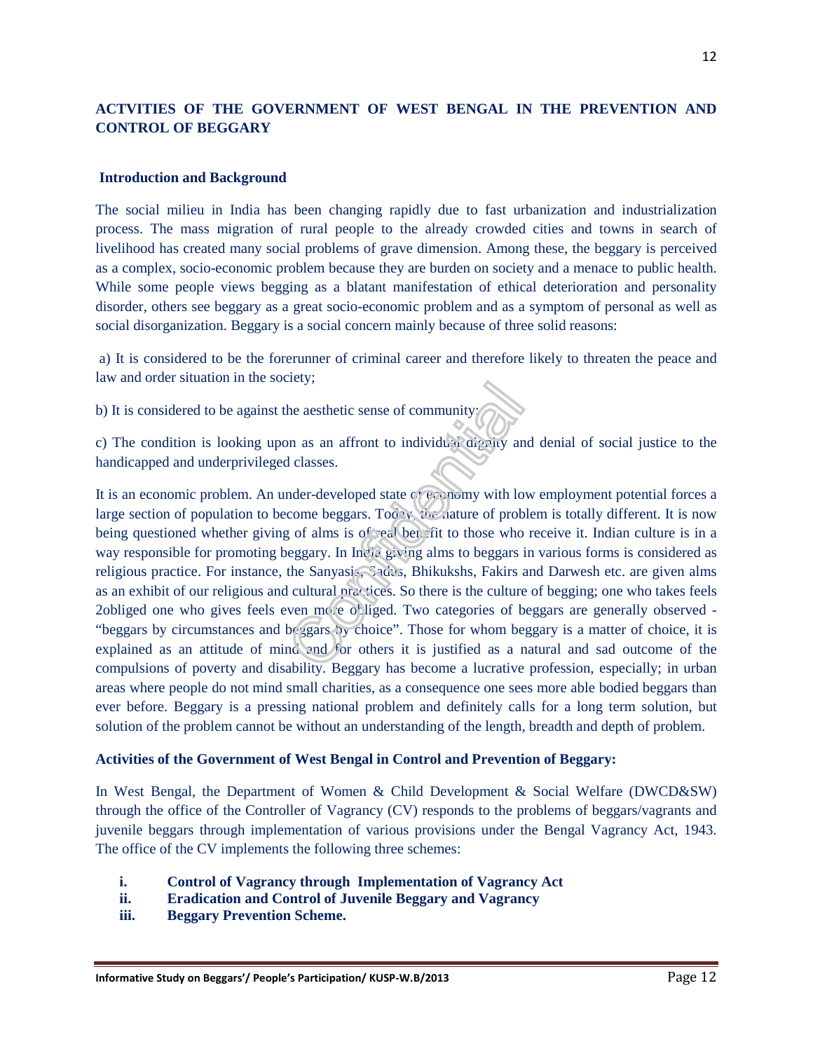## ACTVITIES OF THE GOVERNMENT OF WEST BENGAL IN THE PREVENTION AND CONTROL OF BEGGARY

### Introduction and Background

The social milieu in India has been changing rapidly due to fast urbanization and industrialization process. The mass migration of rural people to the already crowded cities and towns in search of livelihood has created many social problems of grave dimension. Among these, the beggary is perceived as a complex, socio-economic problem because they are burden on society and a menace to public health. While some people views begging as a blatant manifestation of ethical deterioration and personality disorder, others see beggary as a great socio-economic problem and as a symptom of personal as well as social disorganization. Beggary is a social concern mainly because of three solid reasons:

a) It is considered to be the forerunner of criminal career and therefore likely to threaten the peace and law and order situation in the society;

b) It is considered to be against the aesthetic sense of community;

c) The condition is looking upon as an affront to individual dignity and denial of social justice to the handicapped and underprivileged classes.

It is an economic problem. An under-developed state of economy with low employment potential forces a large section of population to become beggars. Today, the nature of problem is totally different. It is now being questioned whether giving of alms is of real benefit to those who receive it. Indian culture is in a way responsible for promoting beggary. In India giving alms to beggars in various forms is considered as religious practice. For instance, the Sanyasis, Sadus, Bhikukshs, Fakirs and Darwesh etc. are given alms as an exhibit of our religious and cultural practices. So there is the culture of begging; one who takes feels 2obliged one who gives feels even more obliged. Two categories of beggars are generally observed - "beggars by circumstances and beggars by choice". Those for whom beggary is a matter of choice, it is explained as an attitude of mind and for others it is justified as a natural and sad outcome of the compulsions of poverty and disability. Beggary has become a lucrative profession, especially; in urban areas where people do not mind small charities, as a consequence one sees more able bodied beggars than ever before. Beggary is a pressing national problem and definitely calls for a long term solution, but solution of the problem cannot be without an understanding of the length, breadth and depth of problem.

### Activities of the Government of West Bengal in Control and Prevention of Beggary:

In West Bengal, the Department of Women & Child Development & Social Welfare (DWCD&SW) through the office of the Controller of Vagrancy (CV) responds to the problems of beggars/vagrants and juvenile beggars through implementation of various provisions under the Bengal Vagrancy Act, 1943. The office of the CV implements the following three schemes:

i. **Control of Vagrancy through Implementation of Vagrancy Act**
ii. **Eradication and Control of Juvenile Beggary and Vagrancy**
iii. **Beggary Prevention Scheme.**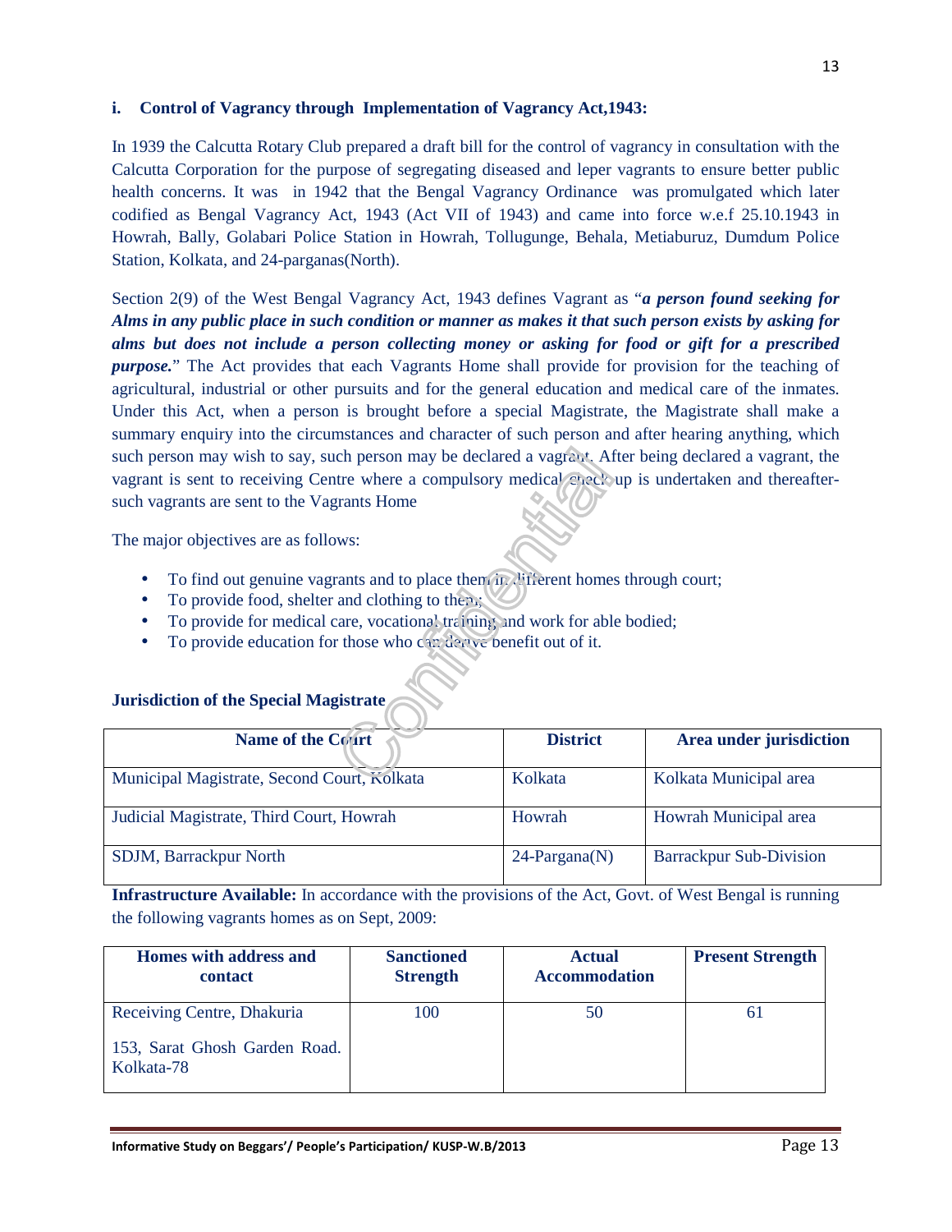### i. Control of Vagrancy through Implementation of Vagrancy Act,1943:

In 1939 the Calcutta Rotary Club prepared a draft bill for the control of vagrancy in consultation with the Calcutta Corporation for the purpose of segregating diseased and leper vagrants to ensure better public health concerns. It was in 1942 that the Bengal Vagrancy Ordinance was promulgated which later codified as Bengal Vagrancy Act, 1943 (Act VII of 1943) and came into force w.e.f 25.10.1943 in Howrah, Bally, Golabari Police Station in Howrah, Tollugunge, Behala, Metiaburuz, Dumdum Police Station, Kolkata, and 24-parganas(North).

Section 2(9) of the West Bengal Vagrancy Act, 1943 defines Vagrant as "***a person found seeking for Alms in any public place in such condition or manner as makes it that such person exists by asking for alms but does not include a person collecting money or asking for food or gift for a prescribed purpose.***" The Act provides that each Vagrants Home shall provide for provision for the teaching of agricultural, industrial or other pursuits and for the general education and medical care of the inmates. Under this Act, when a person is brought before a special Magistrate, the Magistrate shall make a summary enquiry into the circumstances and character of such person and after hearing anything, which such person may wish to say, such person may be declared a vagrant. After being declared a vagrant, the vagrant is sent to receiving Centre where a compulsory medical check up is undertaken and thereafter- such vagrants are sent to the Vagrants Home

The major objectives are as follows:

- To find out genuine vagrants and to place them in different homes through court;
- To provide food, shelter and clothing to them;
- To provide for medical care, vocational training and work for able bodied;
- To provide education for those who can derive benefit out of it.

**Jurisdiction of the Special Magistrate**

| Name of the Court | District | Area under jurisdiction |
|---|---|---|
| Municipal Magistrate, Second Court, Kolkata | Kolkata | Kolkata Municipal area |
| Judicial Magistrate, Third Court, Howrah | Howrah | Howrah Municipal area |
| SDJM, Barrackpur North | 24-Pargana(N) | Barrackpur Sub-Division |

**Infrastructure Available:** In accordance with the provisions of the Act, Govt. of West Bengal is running the following vagrants homes as on Sept, 2009:

| Homes with address and contact | Sanctioned Strength | Actual Accommodation | Present Strength |
|---|---|---|---|
| Receiving Centre, Dhakuria<br>153, Sarat Ghosh Garden Road. Kolkata-78 | 100 | 50 | 61 |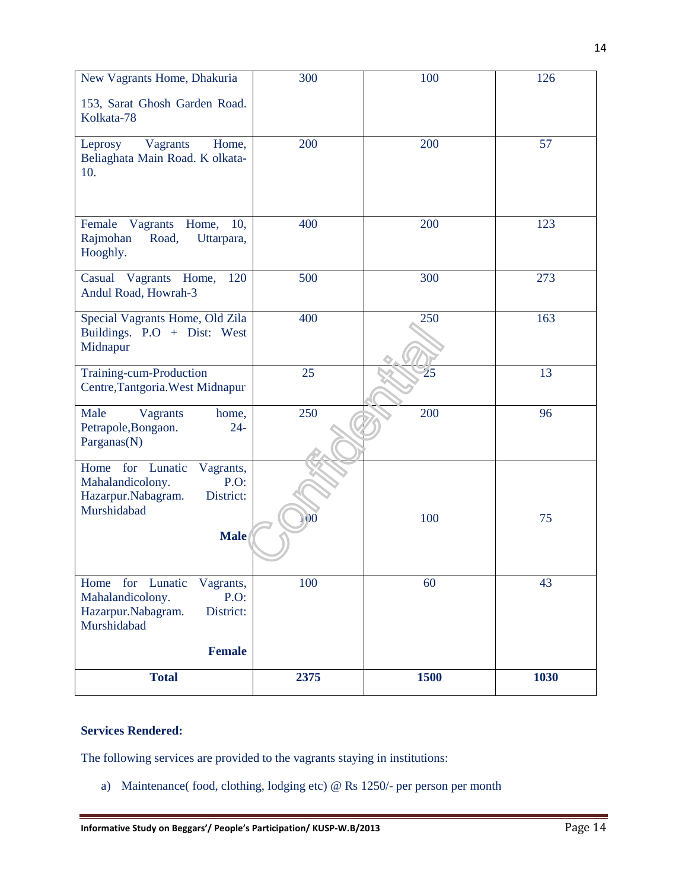| | | | |
|---|---|---|---|
| New Vagrants Home, Dhakuria<br><br>153, Sarat Ghosh Garden Road. Kolkata-78 | 300 | 100 | 126 |
| Leprosy Vagrants Home, Beliaghata Main Road. K olkata-10. | 200 | 200 | 57 |
| Female Vagrants Home, 10, Rajmohan Road, Uttarpara, Hooghly. | 400 | 200 | 123 |
| Casual Vagrants Home, 120 Andul Road, Howrah-3 | 500 | 300 | 273 |
| Special Vagrants Home, Old Zila Buildings. P.O + Dist: West Midnapur | 400 | 250 | 163 |
| Training-cum-Production Centre,Tantgoria.West Midnapur | 25 | 25 | 13 |
| Male Vagrants home, Petrapole,Bongaon. 24-Parganas(N) | 250 | 200 | 96 |
| Home for Lunatic Vagrants, Mahalandicolony. P.O: Hazarpur.Nabagram. District: Murshidabad<br><br>**Male** | 100 | 100 | 75 |
| Home for Lunatic Vagrants, Mahalandicolony. P.O: Hazarpur.Nabagram. District: Murshidabad<br><br>**Female** | 100 | 60 | 43 |
| **Total** | **2375** | **1500** | **1030** |

**Services Rendered:**

The following services are provided to the vagrants staying in institutions:

a) Maintenance( food, clothing, lodging etc) @ Rs 1250/- per person per month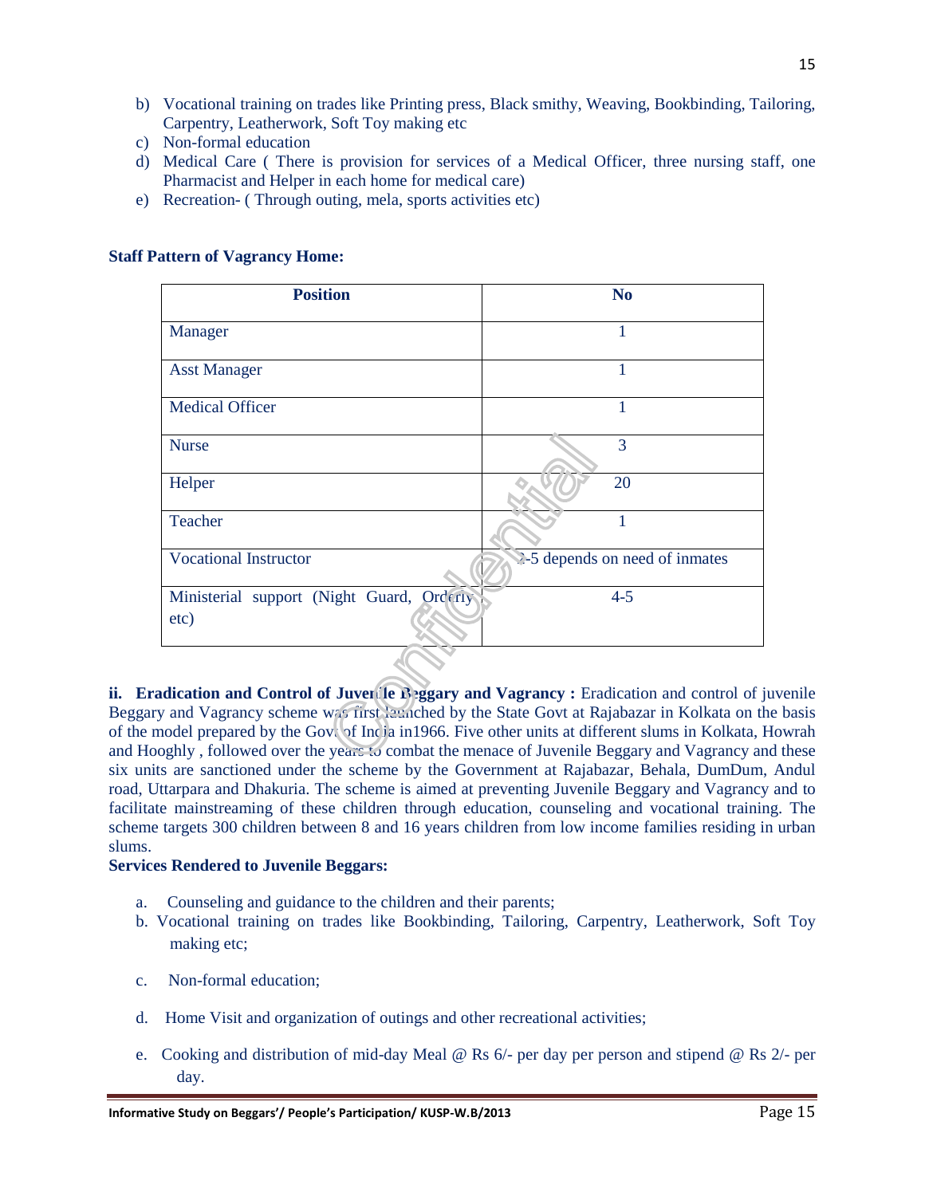b) Vocational training on trades like Printing press, Black smithy, Weaving, Bookbinding, Tailoring, Carpentry, Leatherwork, Soft Toy making etc
c) Non-formal education
d) Medical Care ( There is provision for services of a Medical Officer, three nursing staff, one Pharmacist and Helper in each home for medical care)
e) Recreation- ( Through outing, mela, sports activities etc)

**Staff Pattern of Vagrancy Home:**

| Position | No |
|---|---|
| Manager | 1 |
| Asst Manager | 1 |
| Medical Officer | 1 |
| Nurse | 3 |
| Helper | 20 |
| Teacher | 1 |
| Vocational Instructor | 4-5 depends on need of inmates |
| Ministerial support (Night Guard, Orderly etc) | 4-5 |

**ii. Eradication and Control of Juvenile Beggary and Vagrancy :** Eradication and control of juvenile Beggary and Vagrancy scheme was first launched by the State Govt at Rajabazar in Kolkata on the basis of the model prepared by the Govt of India in1966. Five other units at different slums in Kolkata, Howrah and Hooghly , followed over the years to combat the menace of Juvenile Beggary and Vagrancy and these six units are sanctioned under the scheme by the Government at Rajabazar, Behala, DumDum, Andul road, Uttarpara and Dhakuria. The scheme is aimed at preventing Juvenile Beggary and Vagrancy and to facilitate mainstreaming of these children through education, counseling and vocational training. The scheme targets 300 children between 8 and 16 years children from low income families residing in urban slums.

**Services Rendered to Juvenile Beggars:**

a. Counseling and guidance to the children and their parents;
b. Vocational training on trades like Bookbinding, Tailoring, Carpentry, Leatherwork, Soft Toy making etc;
c. Non-formal education;
d. Home Visit and organization of outings and other recreational activities;
e. Cooking and distribution of mid-day Meal @ Rs 6/- per day per person and stipend @ Rs 2/- per day.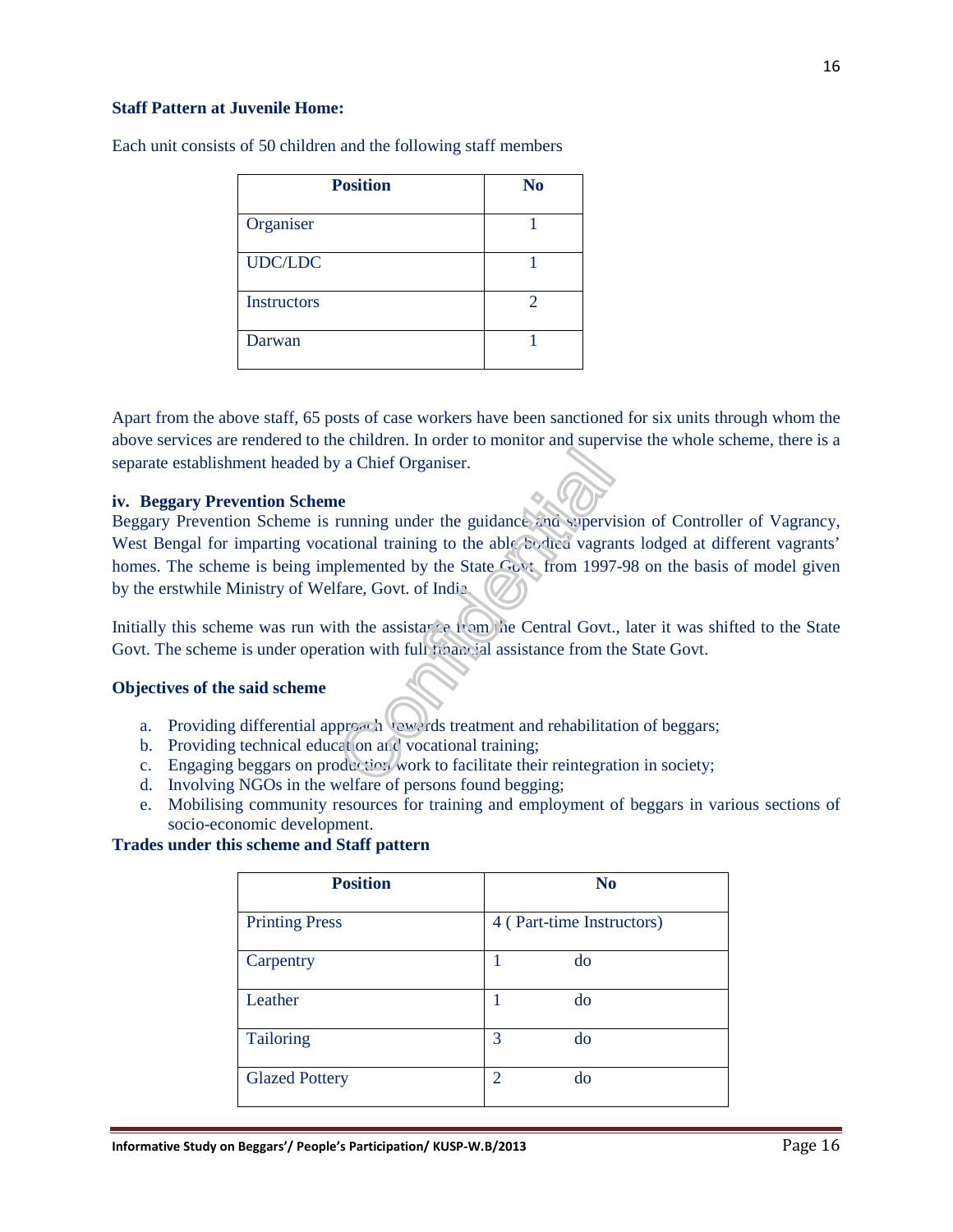**Staff Pattern at Juvenile Home:**

Each unit consists of 50 children and the following staff members

| Position | No |
|---|---|
| Organiser | 1 |
| UDC/LDC | 1 |
| Instructors | 2 |
| Darwan | 1 |

Apart from the above staff, 65 posts of case workers have been sanctioned for six units through whom the above services are rendered to the children. In order to monitor and supervise the whole scheme, there is a separate establishment headed by a Chief Organiser.

**iv. Beggary Prevention Scheme**

Beggary Prevention Scheme is running under the guidance and supervision of Controller of Vagrancy, West Bengal for imparting vocational training to the able bodied vagrants lodged at different vagrants' homes. The scheme is being implemented by the State Govt. from 1997-98 on the basis of model given by the erstwhile Ministry of Welfare, Govt. of India.

Initially this scheme was run with the assistance from the Central Govt., later it was shifted to the State Govt. The scheme is under operation with full financial assistance from the State Govt.

**Objectives of the said scheme**

a. Providing differential approach towards treatment and rehabilitation of beggars;
b. Providing technical education and vocational training;
c. Engaging beggars on production work to facilitate their reintegration in society;
d. Involving NGOs in the welfare of persons found begging;
e. Mobilising community resources for training and employment of beggars in various sections of socio-economic development.

**Trades under this scheme and Staff pattern**

| Position | No |
|---|---|
| Printing Press | 4 ( Part-time Instructors) |
| Carpentry | 1 do |
| Leather | 1 do |
| Tailoring | 3 do |
| Glazed Pottery | 2 do |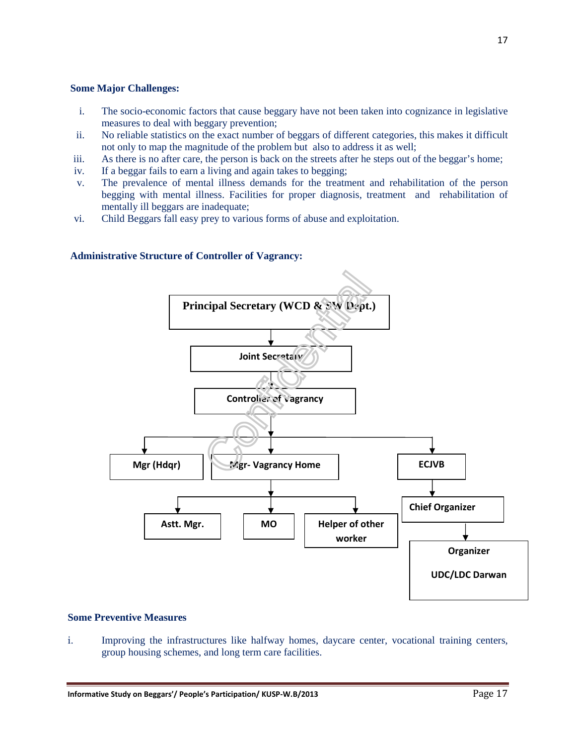**Some Major Challenges:**

i. The socio-economic factors that cause beggary have not been taken into cognizance in legislative measures to deal with beggary prevention;
ii. No reliable statistics on the exact number of beggars of different categories, this makes it difficult not only to map the magnitude of the problem but also to address it as well;
iii. As there is no after care, the person is back on the streets after he steps out of the beggar's home;
iv. If a beggar fails to earn a living and again takes to begging;
v. The prevalence of mental illness demands for the treatment and rehabilitation of the person begging with mental illness. Facilities for proper diagnosis, treatment and rehabilitation of mentally ill beggars are inadequate;
vi. Child Beggars fall easy prey to various forms of abuse and exploitation.

**Administrative Structure of Controller of Vagrancy:**

- Principal Secretary (WCD & SW Dept.)
  - Joint Secretary
    - Controller of Vagrancy
      - Mgr (Hdqr)
      - Mgr- Vagrancy Home
        - Astt. Mgr.
        - MO
        - Helper of other worker
      - ECJVB
        - Chief Organizer
          - Organizer
            UDC/LDC Darwan

**Some Preventive Measures**

i. Improving the infrastructures like halfway homes, daycare center, vocational training centers, group housing schemes, and long term care facilities.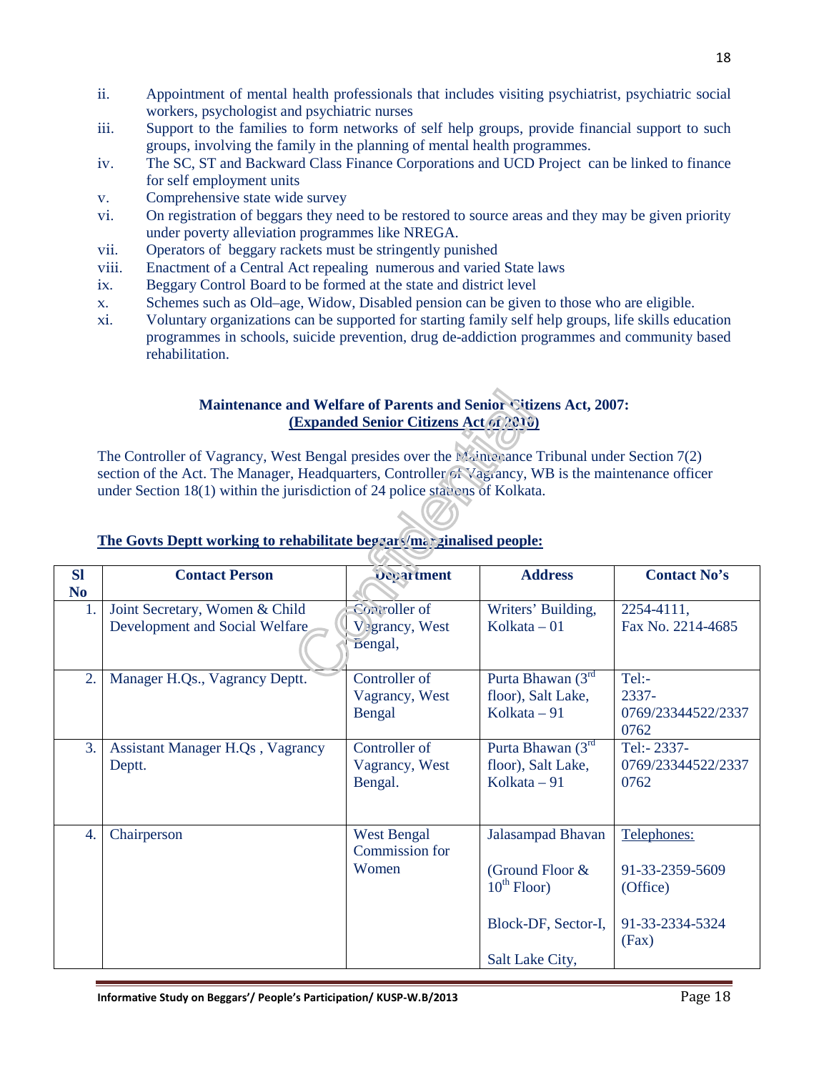ii. Appointment of mental health professionals that includes visiting psychiatrist, psychiatric social workers, psychologist and psychiatric nurses
iii. Support to the families to form networks of self help groups, provide financial support to such groups, involving the family in the planning of mental health programmes.
iv. The SC, ST and Backward Class Finance Corporations and UCD Project can be linked to finance for self employment units
v. Comprehensive state wide survey
vi. On registration of beggars they need to be restored to source areas and they may be given priority under poverty alleviation programmes like NREGA.
vii. Operators of beggary rackets must be stringently punished
viii. Enactment of a Central Act repealing numerous and varied State laws
ix. Beggary Control Board to be formed at the state and district level
x. Schemes such as Old–age, Widow, Disabled pension can be given to those who are eligible.
xi. Voluntary organizations can be supported for starting family self help groups, life skills education programmes in schools, suicide prevention, drug de-addiction programmes and community based rehabilitation.

**Maintenance and Welfare of Parents and Senior Citizens Act, 2007:**
**(Expanded Senior Citizens Act of 2010)**

The Controller of Vagrancy, West Bengal presides over the Maintenance Tribunal under Section 7(2) section of the Act. The Manager, Headquarters, Controller of Vagrancy, WB is the maintenance officer under Section 18(1) within the jurisdiction of 24 police stations of Kolkata.

**The Govts Deptt working to rehabilitate beggars/marginalised people:**

| Sl No | Contact Person | Department | Address | Contact No's |
|---|---|---|---|---|
| 1. | Joint Secretary, Women & Child Development and Social Welfare | Controller of Vagrancy, West Bengal, | Writers' Building, Kolkata – 01 | 2254-4111, Fax No. 2214-4685 |
| 2. | Manager H.Qs., Vagrancy Deptt. | Controller of Vagrancy, West Bengal | Purta Bhawan (3rd floor), Salt Lake, Kolkata – 91 | Tel:- 2337-0769/23344522/23370762 |
| 3. | Assistant Manager H.Qs , Vagrancy Deptt. | Controller of Vagrancy, West Bengal. | Purta Bhawan (3rd floor), Salt Lake, Kolkata – 91 | Tel:- 2337-0769/23344522/23370762 |
| 4. | Chairperson | West Bengal Commission for Women | Jalasampad Bhavan (Ground Floor & 10th Floor) Block-DF, Sector-I, Salt Lake City, | Telephones: 91-33-2359-5609 (Office) 91-33-2334-5324 (Fax) |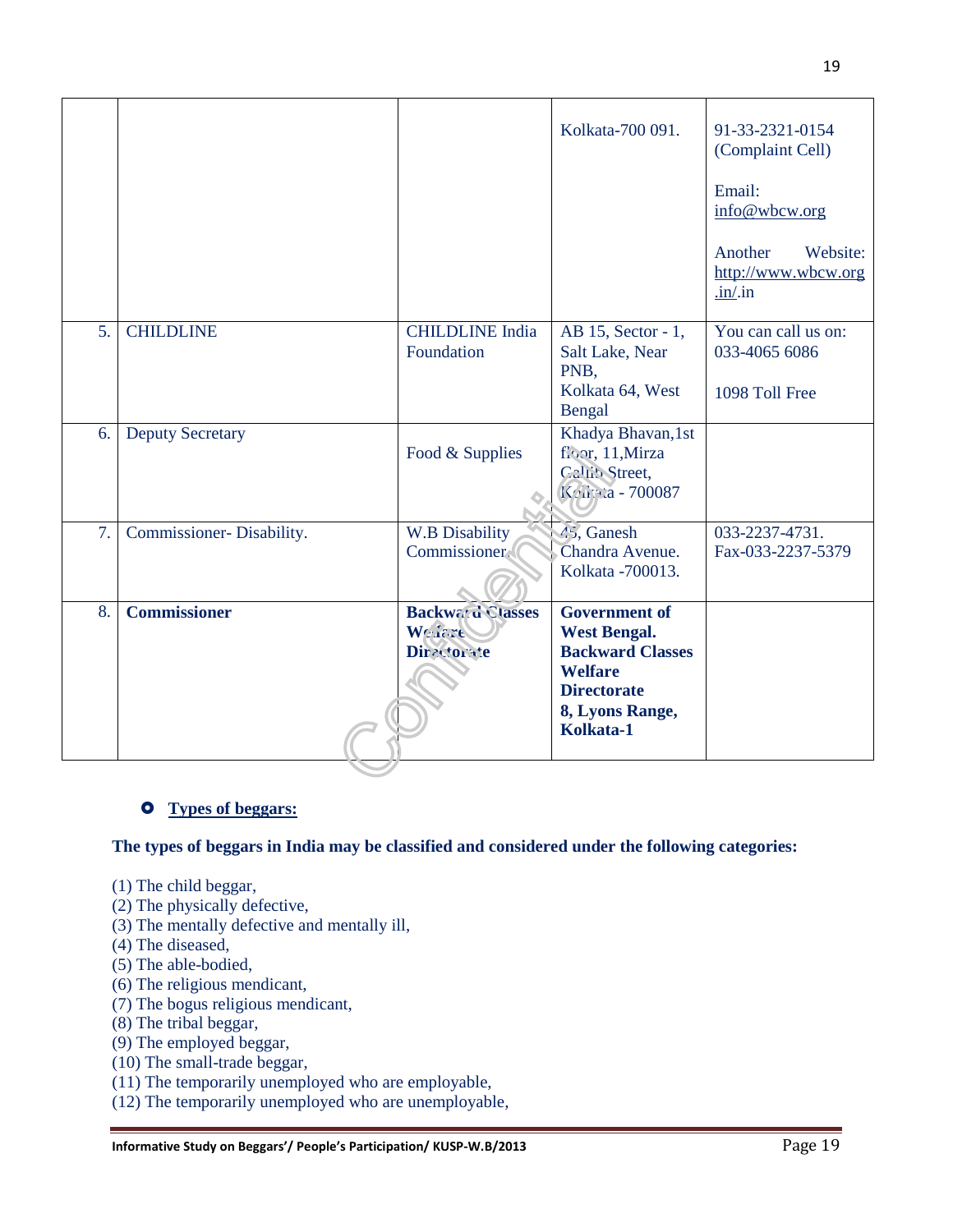| | | | | |
|---|---|---|---|---|
| | | | Kolkata-700 091. | 91-33-2321-0154 (Complaint Cell)<br><br>Email: info@wbcw.org<br><br>Another Website: http://www.wbcw.org.in/.in |
| 5. | CHILDLINE | CHILDLINE India Foundation | AB 15, Sector - 1, Salt Lake, Near PNB, Kolkata 64, West Bengal | You can call us on: 033-4065 6086<br><br>1098 Toll Free |
| 6. | Deputy Secretary | Food & Supplies | Khadya Bhavan,1st floor, 11,Mirza Galib Street, Kolkata - 700087 | |
| 7. | Commissioner- Disability. | W.B Disability Commissioner. | 45, Ganesh Chandra Avenue. Kolkata -700013. | 033-2237-4731. Fax-033-2237-5379 |
| 8. | **Commissioner** | **Backward Classes Welfare Directorate** | **Government of West Bengal. Backward Classes Welfare Directorate 8, Lyons Range, Kolkata-1** | |

- **Types of beggars:**

**The types of beggars in India may be classified and considered under the following categories:**

(1) The child beggar,
(2) The physically defective,
(3) The mentally defective and mentally ill,
(4) The diseased,
(5) The able-bodied,
(6) The religious mendicant,
(7) The bogus religious mendicant,
(8) The tribal beggar,
(9) The employed beggar,
(10) The small-trade beggar,
(11) The temporarily unemployed who are employable,
(12) The temporarily unemployed who are unemployable,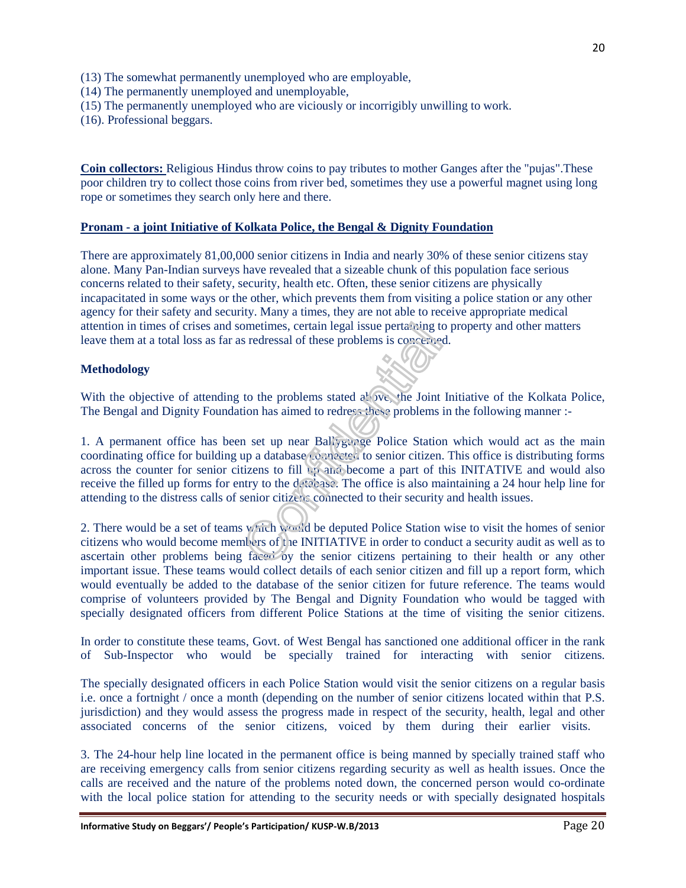(13) The somewhat permanently unemployed who are employable,
(14) The permanently unemployed and unemployable,
(15) The permanently unemployed who are viciously or incorrigibly unwilling to work.
(16). Professional beggars.

**Coin collectors:** Religious Hindus throw coins to pay tributes to mother Ganges after the "pujas".These poor children try to collect those coins from river bed, sometimes they use a powerful magnet using long rope or sometimes they search only here and there.

**Pronam - a joint Initiative of Kolkata Police, the Bengal & Dignity Foundation**

There are approximately 81,00,000 senior citizens in India and nearly 30% of these senior citizens stay alone. Many Pan-Indian surveys have revealed that a sizeable chunk of this population face serious concerns related to their safety, security, health etc. Often, these senior citizens are physically incapacitated in some ways or the other, which prevents them from visiting a police station or any other agency for their safety and security. Many a times, they are not able to receive appropriate medical attention in times of crises and sometimes, certain legal issue pertaining to property and other matters leave them at a total loss as far as redressal of these problems is concerned.

**Methodology**

With the objective of attending to the problems stated above, the Joint Initiative of the Kolkata Police, The Bengal and Dignity Foundation has aimed to redress these problems in the following manner :-

1. A permanent office has been set up near Ballygunge Police Station which would act as the main coordinating office for building up a database connected to senior citizen. This office is distributing forms across the counter for senior citizens to fill up and become a part of this INITATIVE and would also receive the filled up forms for entry to the database. The office is also maintaining a 24 hour help line for attending to the distress calls of senior citizens connected to their security and health issues.

2. There would be a set of teams which would be deputed Police Station wise to visit the homes of senior citizens who would become members of the INITIATIVE in order to conduct a security audit as well as to ascertain other problems being faced by the senior citizens pertaining to their health or any other important issue. These teams would collect details of each senior citizen and fill up a report form, which would eventually be added to the database of the senior citizen for future reference. The teams would comprise of volunteers provided by The Bengal and Dignity Foundation who would be tagged with specially designated officers from different Police Stations at the time of visiting the senior citizens.

In order to constitute these teams, Govt. of West Bengal has sanctioned one additional officer in the rank of Sub-Inspector who would be specially trained for interacting with senior citizens.

The specially designated officers in each Police Station would visit the senior citizens on a regular basis i.e. once a fortnight / once a month (depending on the number of senior citizens located within that P.S. jurisdiction) and they would assess the progress made in respect of the security, health, legal and other associated concerns of the senior citizens, voiced by them during their earlier visits.

3. The 24-hour help line located in the permanent office is being manned by specially trained staff who are receiving emergency calls from senior citizens regarding security as well as health issues. Once the calls are received and the nature of the problems noted down, the concerned person would co-ordinate with the local police station for attending to the security needs or with specially designated hospitals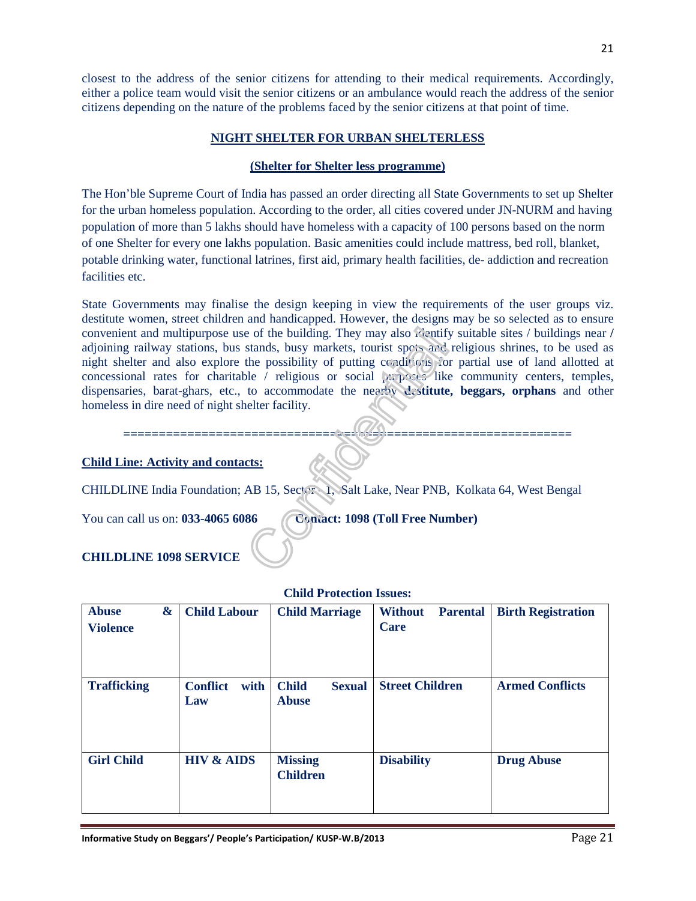closest to the address of the senior citizens for attending to their medical requirements. Accordingly, either a police team would visit the senior citizens or an ambulance would reach the address of the senior citizens depending on the nature of the problems faced by the senior citizens at that point of time.

## NIGHT SHELTER FOR URBAN SHELTERLESS

### (Shelter for Shelter less programme)

The Hon'ble Supreme Court of India has passed an order directing all State Governments to set up Shelter for the urban homeless population. According to the order, all cities covered under JN-NURM and having population of more than 5 lakhs should have homeless with a capacity of 100 persons based on the norm of one Shelter for every one lakhs population. Basic amenities could include mattress, bed roll, blanket, potable drinking water, functional latrines, first aid, primary health facilities, de- addiction and recreation facilities etc.

State Governments may finalise the design keeping in view the requirements of the user groups viz. destitute women, street children and handicapped. However, the designs may be so selected as to ensure convenient and multipurpose use of the building. They may also identify suitable sites / buildings near / adjoining railway stations, bus stands, busy markets, tourist spots and religious shrines, to be used as night shelter and also explore the possibility of putting conditions for partial use of land allotted at concessional rates for charitable / religious or social purposes like community centers, temples, dispensaries, barat-ghars, etc., to accommodate the nearby **destitute, beggars, orphans** and other homeless in dire need of night shelter facility.

================================================================

**Child Line: Activity and contacts:**

CHILDLINE India Foundation; AB 15, Sector - 1, Salt Lake, Near PNB, Kolkata 64, West Bengal

You can call us on: **033-4065 6086** **Contact: 1098 (Toll Free Number)**

**CHILDLINE 1098 SERVICE**

**Child Protection Issues:**

| Abuse & Violence | Child Labour | Child Marriage | Without Parental Care | Birth Registration |
|---|---|---|---|---|
| **Trafficking** | **Conflict with Law** | **Child Sexual Abuse** | **Street Children** | **Armed Conflicts** |
| **Girl Child** | **HIV & AIDS** | **Missing Children** | **Disability** | **Drug Abuse** |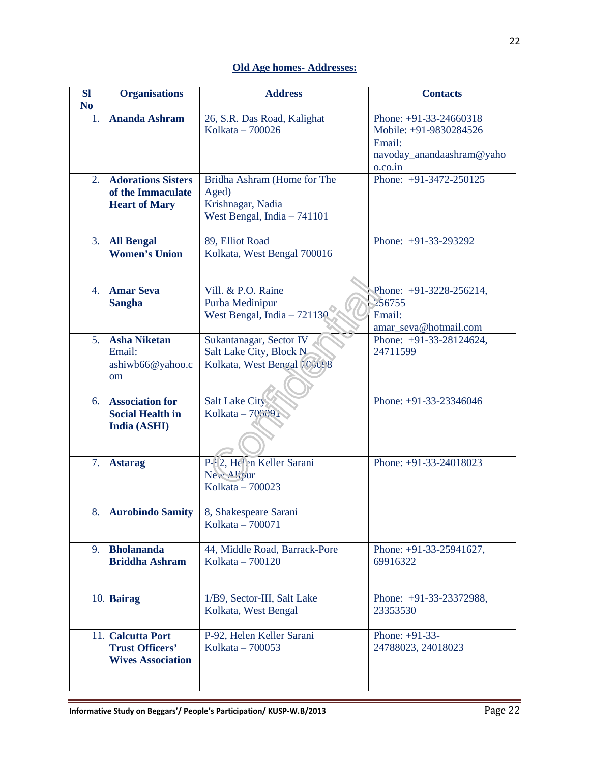## Old Age homes- Addresses:

| Sl No | Organisations | Address | Contacts |
|---|---|---|---|
| 1. | **Ananda Ashram** | 26, S.R. Das Road, Kalighat Kolkata – 700026 | Phone: +91-33-24660318 Mobile: +91-9830284526 Email: navoday_anandaashram@yahoo.co.in |
| 2. | **Adorations Sisters of the Immaculate Heart of Mary** | Bridha Ashram (Home for The Aged) Krishnagar, Nadia West Bengal, India – 741101 | Phone: +91-3472-250125 |
| 3. | **All Bengal Women's Union** | 89, Elliot Road Kolkata, West Bengal 700016 | Phone: +91-33-293292 |
| 4. | **Amar Seva Sangha** | Vill. & P.O. Raine Purba Medinipur West Bengal, India – 721130 | Phone: +91-3228-256214, 256755 Email: amar_seva@hotmail.com |
| 5. | **Asha Niketan** Email: ashiwb66@yahoo.com | Sukantanagar, Sector IV Salt Lake City, Block N Kolkata, West Bengal 700098 | Phone: +91-33-28124624, 24711599 |
| 6. | **Association for Social Health in India (ASHI)** | Salt Lake City Kolkata – 700091 | Phone: +91-33-23346046 |
| 7. | **Astarag** | P-92, Helen Keller Sarani New Alipur Kolkata – 700023 | Phone: +91-33-24018023 |
| 8. | **Aurobindo Samity** | 8, Shakespeare Sarani Kolkata – 700071 | |
| 9. | **Bholananda Briddha Ashram** | 44, Middle Road, Barrack-Pore Kolkata – 700120 | Phone: +91-33-25941627, 69916322 |
| 10. | **Bairag** | 1/B9, Sector-III, Salt Lake Kolkata, West Bengal | Phone: +91-33-23372988, 23353530 |
| 11. | **Calcutta Port Trust Officers' Wives Association** | P-92, Helen Keller Sarani Kolkata – 700053 | Phone: +91-33-24788023, 24018023 |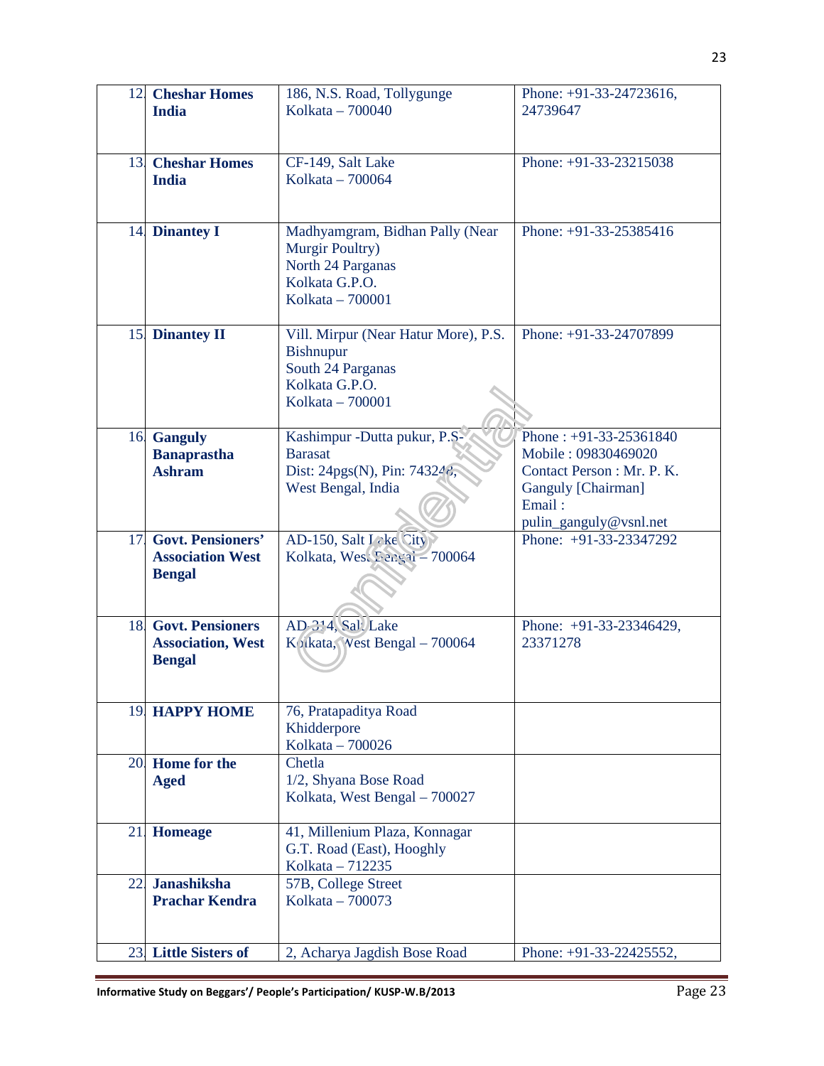| 12. | **Cheshar Homes India** | 186, N.S. Road, Tollygunge<br>Kolkata – 700040 | Phone: +91-33-24723616, 24739647 |
|---|---|---|---|
| 13. | **Cheshar Homes India** | CF-149, Salt Lake<br>Kolkata – 700064 | Phone: +91-33-23215038 |
| 14. | **Dinantey I** | Madhyamgram, Bidhan Pally (Near Murgir Poultry)<br>North 24 Parganas<br>Kolkata G.P.O.<br>Kolkata – 700001 | Phone: +91-33-25385416 |
| 15. | **Dinantey II** | Vill. Mirpur (Near Hatur More), P.S. Bishnupur<br>South 24 Parganas<br>Kolkata G.P.O.<br>Kolkata – 700001 | Phone: +91-33-24707899 |
| 16. | **Ganguly Banaprastha Ashram** | Kashimpur -Dutta pukur, P.S- Barasat<br>Dist: 24pgs(N), Pin: 743248,<br>West Bengal, India | Phone : +91-33-25361840<br>Mobile : 09830469020<br>Contact Person : Mr. P. K. Ganguly [Chairman]<br>Email : pulin_ganguly@vsnl.net |
| 17. | **Govt. Pensioners' Association West Bengal** | AD-150, Salt Lake City<br>Kolkata, West Bengal – 700064 | Phone: +91-33-23347292 |
| 18. | **Govt. Pensioners Association, West Bengal** | AD-314, Salt Lake<br>Kolkata, West Bengal – 700064 | Phone: +91-33-23346429, 23371278 |
| 19. | **HAPPY HOME** | 76, Pratapaditya Road<br>Khidderpore<br>Kolkata – 700026 | |
| 20. | **Home for the Aged** | Chetla<br>1/2, Shyana Bose Road<br>Kolkata, West Bengal – 700027 | |
| 21. | **Homeage** | 41, Millenium Plaza, Konnagar<br>G.T. Road (East), Hooghly<br>Kolkata – 712235 | |
| 22. | **Janashiksha Prachar Kendra** | 57B, College Street<br>Kolkata – 700073 | |
| 23. | **Little Sisters of** | 2, Acharya Jagdish Bose Road | Phone: +91-33-22425552, |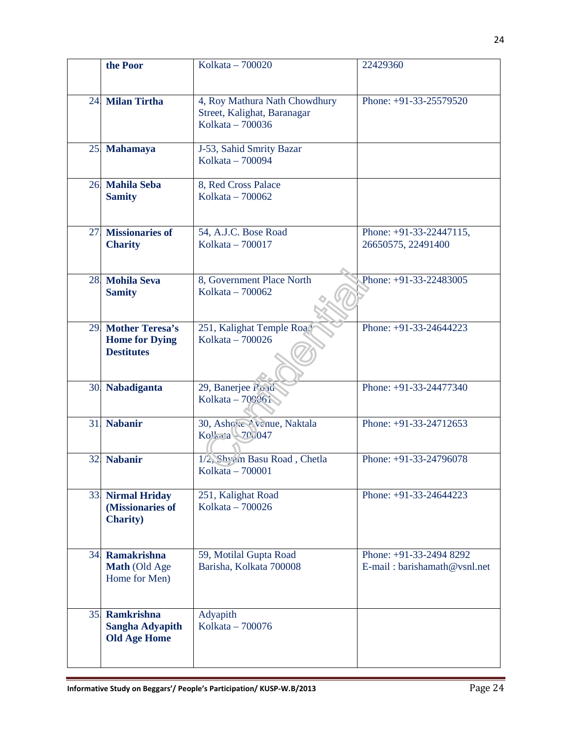|  | the Poor | Kolkata – 700020 | 22429360 |
|---|---|---|---|
| 24. | **Milan Tirtha** | 4, Roy Mathura Nath Chowdhury Street, Kalighat, Baranagar Kolkata – 700036 | Phone: +91-33-25579520 |
| 25. | **Mahamaya** | J-53, Sahid Smrity Bazar Kolkata – 700094 |  |
| 26. | **Mahila Seba Samity** | 8, Red Cross Palace Kolkata – 700062 |  |
| 27. | **Missionaries of Charity** | 54, A.J.C. Bose Road Kolkata – 700017 | Phone: +91-33-22447115, 26650575, 22491400 |
| 28. | **Mohila Seva Samity** | 8, Government Place North Kolkata – 700062 | Phone: +91-33-22483005 |
| 29. | **Mother Teresa's Home for Dying Destitutes** | 251, Kalighat Temple Road Kolkata – 700026 | Phone: +91-33-24644223 |
| 30. | **Nabadiganta** | 29, Banerjee Road Kolkata – 700061 | Phone: +91-33-24477340 |
| 31. | **Nabanir** | 30, Ashoke Avenue, Naktala Kolkata – 700047 | Phone: +91-33-24712653 |
| 32. | **Nabanir** | 1/2, Shyam Basu Road , Chetla Kolkata – 700001 | Phone: +91-33-24796078 |
| 33. | **Nirmal Hriday (Missionaries of Charity)** | 251, Kalighat Road Kolkata – 700026 | Phone: +91-33-24644223 |
| 34. | **Ramakrishna Math** (Old Age Home for Men) | 59, Motilal Gupta Road Barisha, Kolkata 700008 | Phone: +91-33-2494 8292 E-mail : barishamath@vsnl.net |
| 35. | **Ramkrishna Sangha Adyapith Old Age Home** | Adyapith Kolkata – 700076 |  |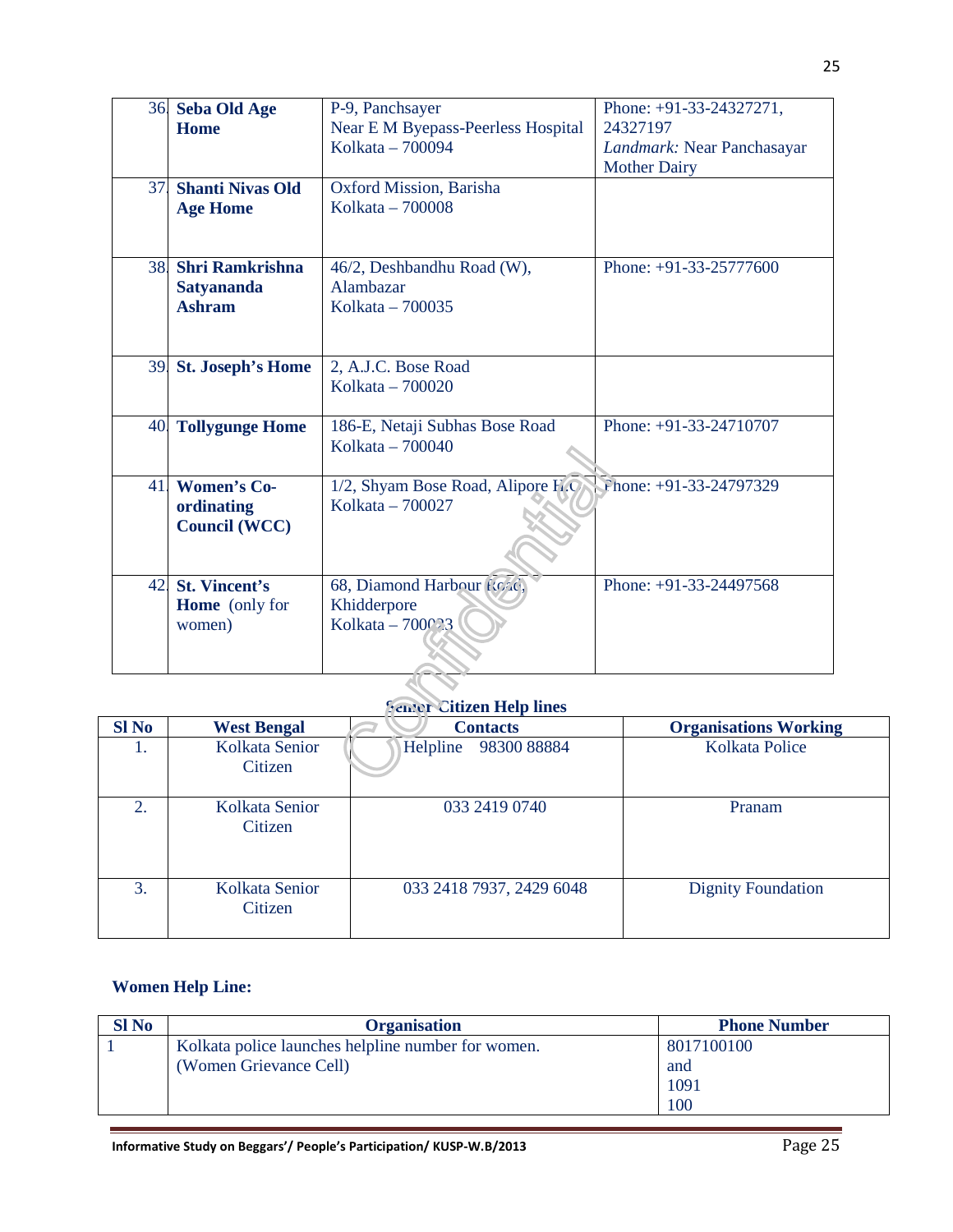| | | | |
|---|---|---|---|
| 36. | **Seba Old Age Home** | P-9, Panchsayer<br>Near E M Byepass-Peerless Hospital<br>Kolkata – 700094 | Phone: +91-33-24327271, 24327197<br>*Landmark:* Near Panchasayar Mother Dairy |
| 37. | **Shanti Nivas Old Age Home** | Oxford Mission, Barisha<br>Kolkata – 700008 | |
| 38. | **Shri Ramkrishna Satyananda Ashram** | 46/2, Deshbandhu Road (W),<br>Alambazar<br>Kolkata – 700035 | Phone: +91-33-25777600 |
| 39. | **St. Joseph's Home** | 2, A.J.C. Bose Road<br>Kolkata – 700020 | |
| 40. | **Tollygunge Home** | 186-E, Netaji Subhas Bose Road<br>Kolkata – 700040 | Phone: +91-33-24710707 |
| 41. | **Women's Co-ordinating Council (WCC)** | 1/2, Shyam Bose Road, Alipore H.O<br>Kolkata – 700027 | Phone: +91-33-24797329 |
| 42. | **St. Vincent's Home** (only for women) | 68, Diamond Harbour Road,<br>Khidderpore<br>Kolkata – 700023 | Phone: +91-33-24497568 |

**Senior Citizen Help lines**

| Sl No | West Bengal | Contacts | Organisations Working |
|---|---|---|---|
| 1. | Kolkata Senior Citizen | Helpline 98300 88884 | Kolkata Police |
| 2. | Kolkata Senior Citizen | 033 2419 0740 | Pranam |
| 3. | Kolkata Senior Citizen | 033 2418 7937, 2429 6048 | Dignity Foundation |

**Women Help Line:**

| Sl No | Organisation | Phone Number |
|---|---|---|
| 1 | Kolkata police launches helpline number for women.<br>(Women Grievance Cell) | 8017100100<br>and<br>1091<br>100 |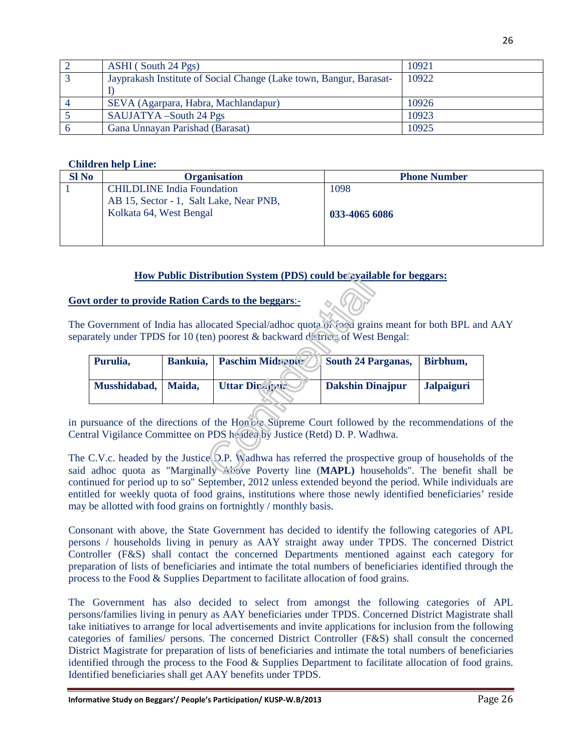| 2 | ASHI ( South 24 Pgs) | 10921 |
|---|---|---|
| 3 | Jayprakash Institute of Social Change (Lake town, Bangur, Barasat-I) | 10922 |
| 4 | SEVA (Agarpara, Habra, Machlandapur) | 10926 |
| 5 | SAUJATYA –South 24 Pgs | 10923 |
| 6 | Gana Unnayan Parishad (Barasat) | 10925 |

**Children help Line:**

| Sl No | Organisation | Phone Number |
|---|---|---|
| 1 | CHILDLINE India Foundation AB 15, Sector - 1, Salt Lake, Near PNB, Kolkata 64, West Bengal | 1098 **033-4065 6086** |

**How Public Distribution System (PDS) could be available for beggars:**

**Govt order to provide Ration Cards to the beggars**:-

The Government of India has allocated Special/adhoc quota of food grains meant for both BPL and AAY separately under TPDS for 10 (ten) poorest & backward districts of West Bengal:

| **Purulia,** | **Bankuia,** | **Paschim Midnapur** | **South 24 Parganas,** | **Birbhum,** |
|---|---|---|---|---|
| **Musshidabad,** | **Maida,** | **Uttar Dinajpur** | **Dakshin Dinajpur** | **Jalpaiguri** |

in pursuance of the directions of the Hon'ble Supreme Court followed by the recommendations of the Central Vigilance Committee on PDS headed by Justice (Retd) D. P. Wadhwa.

The C.V.c. headed by the Justice D.P. Wadhwa has referred the prospective group of households of the said adhoc quota as "Marginally Above Poverty line (**MAPL)** households". The benefit shall be continued for period up to so" September, 2012 unless extended beyond the period. While individuals are entitled for weekly quota of food grains, institutions where those newly identified beneficiaries' reside may be allotted with food grains on fortnightly / monthly basis.

Consonant with above, the State Government has decided to identify the following categories of APL persons / households living in penury as AAY straight away under TPDS. The concerned District Controller (F&S) shall contact the concerned Departments mentioned against each category for preparation of lists of beneficiaries and intimate the total numbers of beneficiaries identified through the process to the Food & Supplies Department to facilitate allocation of food grains.

The Government has also decided to select from amongst the following categories of APL persons/families living in penury as AAY beneficiaries under TPDS. Concerned District Magistrate shall take initiatives to arrange for local advertisements and invite applications for inclusion from the following categories of families/ persons. The concerned District Controller (F&S) shall consult the concerned District Magistrate for preparation of lists of beneficiaries and intimate the total numbers of beneficiaries identified through the process to the Food & Supplies Department to facilitate allocation of food grains. Identified beneficiaries shall get AAY benefits under TPDS.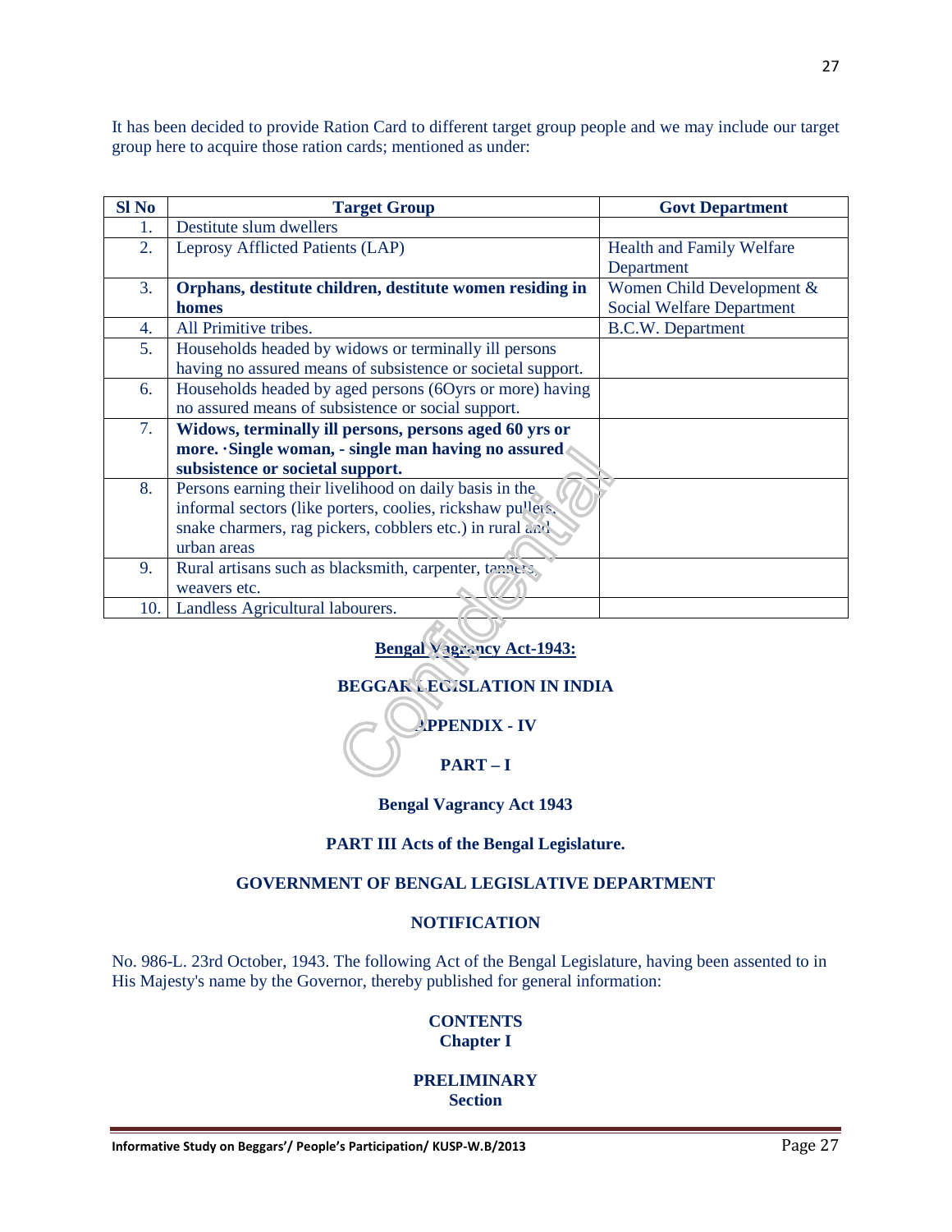It has been decided to provide Ration Card to different target group people and we may include our target group here to acquire those ration cards; mentioned as under:

| Sl No | Target Group | Govt Department |
|---|---|---|
| 1. | Destitute slum dwellers | |
| 2. | Leprosy Afflicted Patients (LAP) | Health and Family Welfare Department |
| 3. | **Orphans, destitute children, destitute women residing in homes** | Women Child Development & Social Welfare Department |
| 4. | All Primitive tribes. | B.C.W. Department |
| 5. | Households headed by widows or terminally ill persons having no assured means of subsistence or societal support. | |
| 6. | Households headed by aged persons (6Oyrs or more) having no assured means of subsistence or social support. | |
| 7. | **Widows, terminally ill persons, persons aged 60 yrs or more. ·Single woman, - single man having no assured subsistence or societal support.** | |
| 8. | Persons earning their livelihood on daily basis in the informal sectors (like porters, coolies, rickshaw pullers, snake charmers, rag pickers, cobblers etc.) in rural and urban areas | |
| 9. | Rural artisans such as blacksmith, carpenter, tanners, weavers etc. | |
| 10. | Landless Agricultural labourers. | |

**Bengal Vagrancy Act-1943:**

**BEGGAR LEGISLATION IN INDIA**

**APPENDIX - IV**

**PART – I**

**Bengal Vagrancy Act 1943**

**PART III Acts of the Bengal Legislature.**

**GOVERNMENT OF BENGAL LEGISLATIVE DEPARTMENT**

**NOTIFICATION**

No. 986-L. 23rd October, 1943. The following Act of the Bengal Legislature, having been assented to in His Majesty's name by the Governor, thereby published for general information:

**CONTENTS**
**Chapter I**

**PRELIMINARY**
**Section**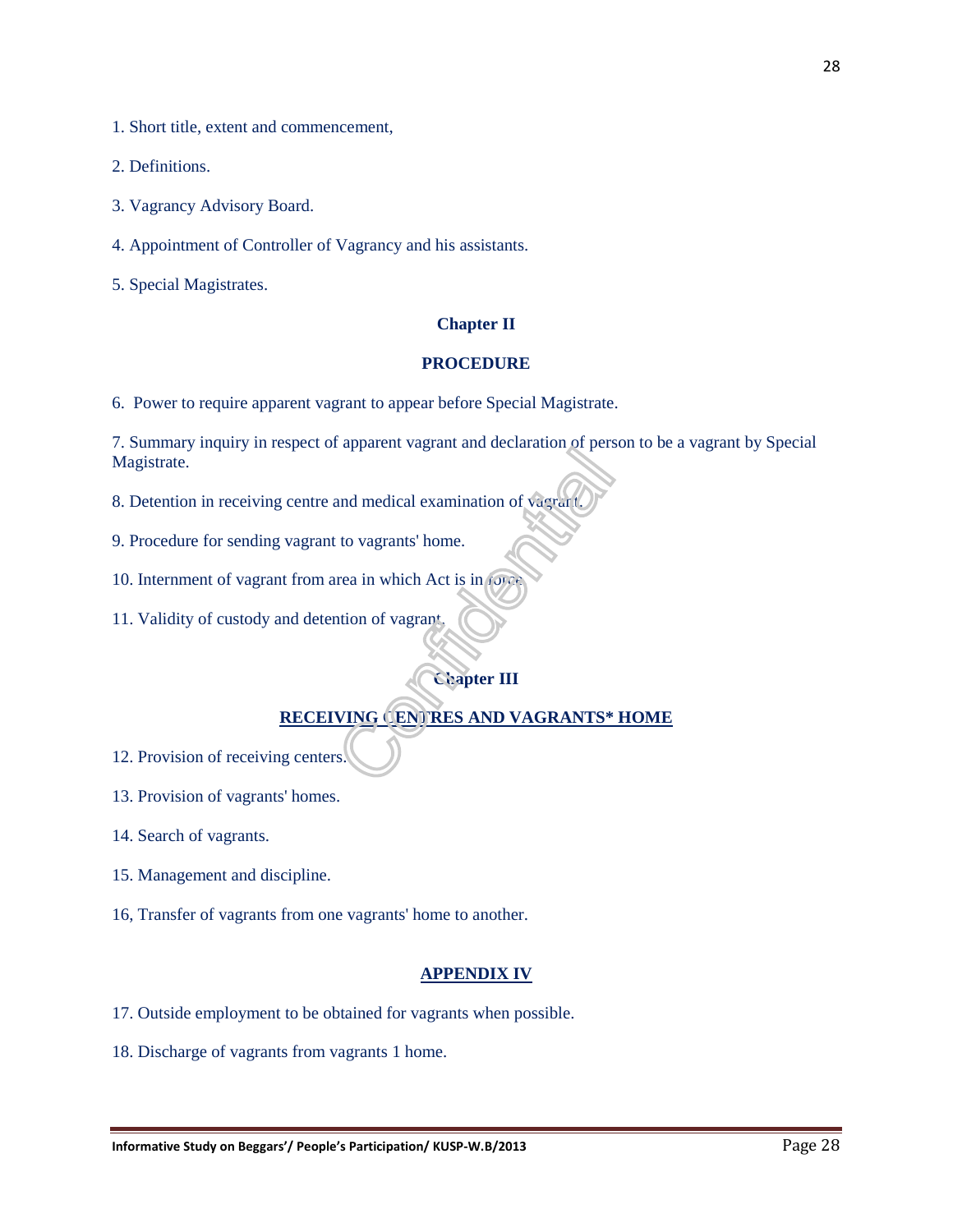1. Short title, extent and commencement,

2. Definitions.

3. Vagrancy Advisory Board.

4. Appointment of Controller of Vagrancy and his assistants.

5. Special Magistrates.

**Chapter II**

**PROCEDURE**

6. Power to require apparent vagrant to appear before Special Magistrate.

7. Summary inquiry in respect of apparent vagrant and declaration of person to be a vagrant by Special Magistrate.

8. Detention in receiving centre and medical examination of vagrant.

9. Procedure for sending vagrant to vagrants' home.

10. Internment of vagrant from area in which Act is in force.

11. Validity of custody and detention of vagrant.

**Chapter III**

**RECEIVING CENTRES AND VAGRANTS* HOME**

12. Provision of receiving centers.

13. Provision of vagrants' homes.

14. Search of vagrants.

15. Management and discipline.

16, Transfer of vagrants from one vagrants' home to another.

**APPENDIX IV**

17. Outside employment to be obtained for vagrants when possible.

18. Discharge of vagrants from vagrants 1 home.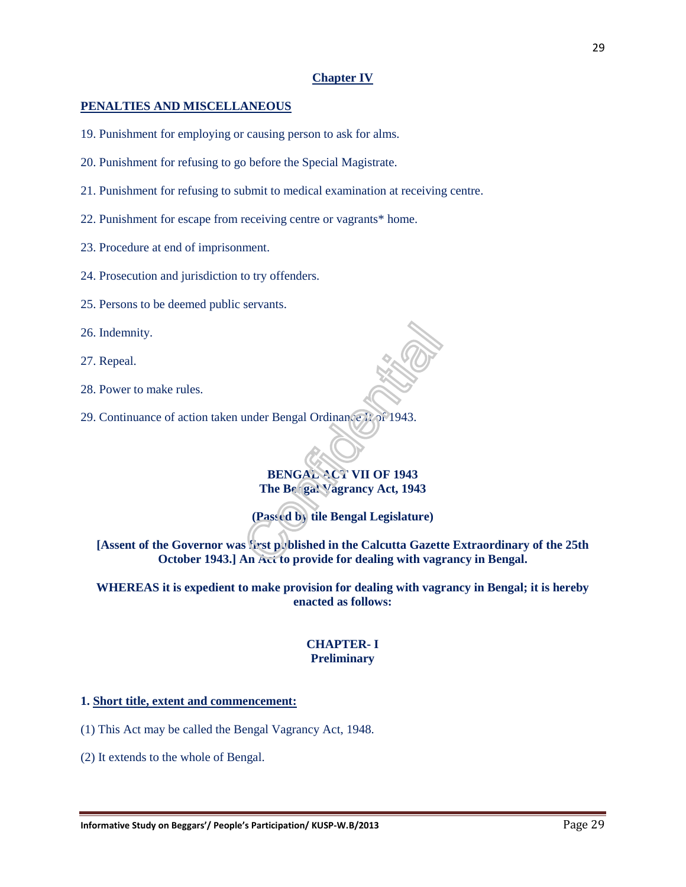## Chapter IV

**PENALTIES AND MISCELLANEOUS**

19. Punishment for employing or causing person to ask for alms.

20. Punishment for refusing to go before the Special Magistrate.

21. Punishment for refusing to submit to medical examination at receiving centre.

22. Punishment for escape from receiving centre or vagrants* home.

23. Procedure at end of imprisonment.

24. Prosecution and jurisdiction to try offenders.

25. Persons to be deemed public servants.

26. Indemnity.

27. Repeal.

28. Power to make rules.

29. Continuance of action taken under Bengal Ordinance II of 1943.

**BENGAL ACT VII OF 1943**
**The Bengal Vagrancy Act, 1943**

**(Passed by tile Bengal Legislature)**

**[Assent of the Governor was first published in the Calcutta Gazette Extraordinary of the 25th October 1943.] An Act to provide for dealing with vagrancy in Bengal.**

**WHEREAS it is expedient to make provision for dealing with vagrancy in Bengal; it is hereby enacted as follows:**

### CHAPTER- I
### Preliminary

**1. Short title, extent and commencement:**

(1) This Act may be called the Bengal Vagrancy Act, 1948.

(2) It extends to the whole of Bengal.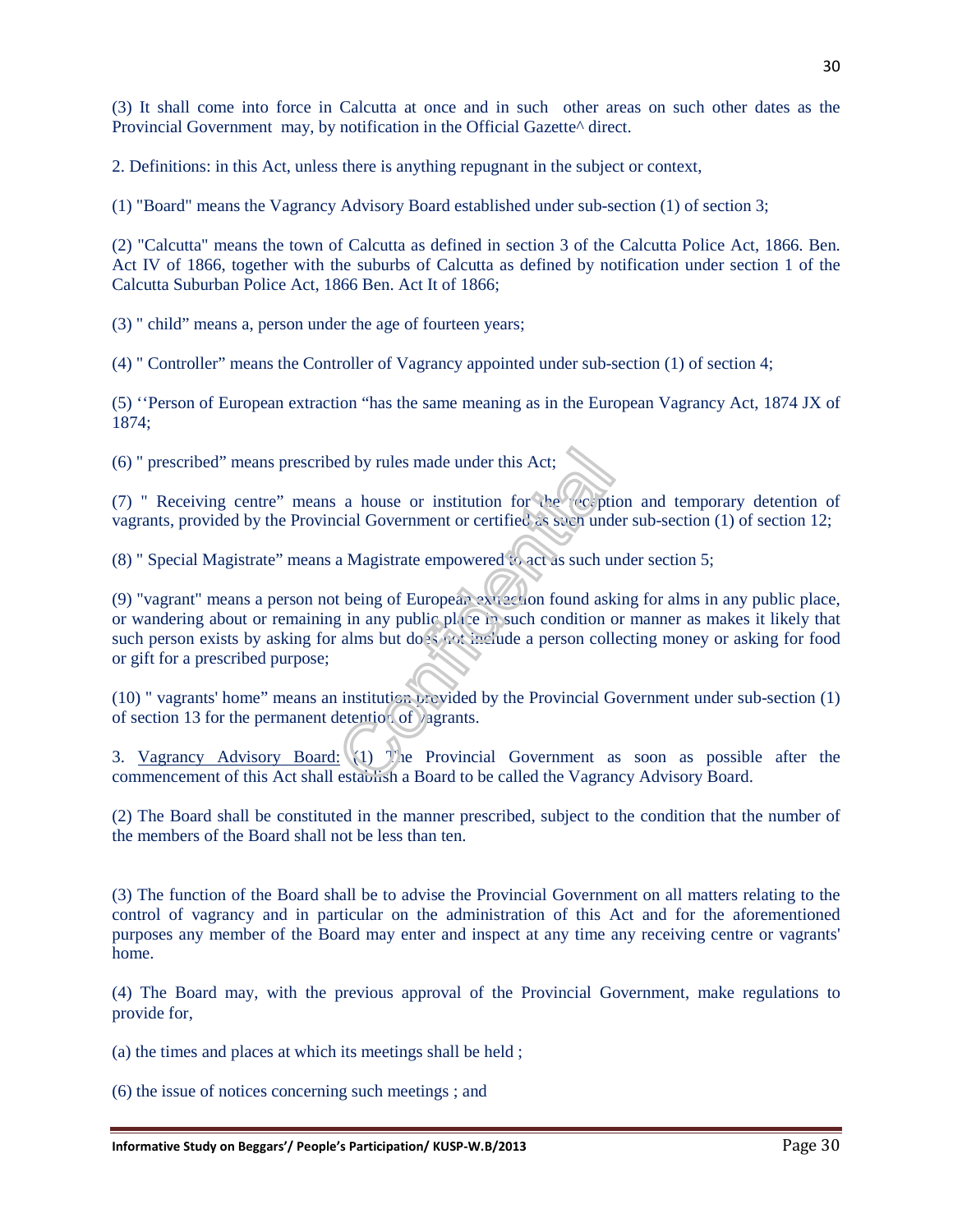(3) It shall come into force in Calcutta at once and in such other areas on such other dates as the Provincial Government may, by notification in the Official Gazette^ direct.

2. Definitions: in this Act, unless there is anything repugnant in the subject or context,

(1) "Board" means the Vagrancy Advisory Board established under sub-section (1) of section 3;

(2) "Calcutta" means the town of Calcutta as defined in section 3 of the Calcutta Police Act, 1866. Ben. Act IV of 1866, together with the suburbs of Calcutta as defined by notification under section 1 of the Calcutta Suburban Police Act, 1866 Ben. Act It of 1866;

(3) " child" means a, person under the age of fourteen years;

(4) " Controller" means the Controller of Vagrancy appointed under sub-section (1) of section 4;

(5) ''Person of European extraction "has the same meaning as in the European Vagrancy Act, 1874 JX of 1874;

(6) " prescribed" means prescribed by rules made under this Act;

(7) " Receiving centre" means a house or institution for the reception and temporary detention of vagrants, provided by the Provincial Government or certified as such under sub-section (1) of section 12;

(8) " Special Magistrate" means a Magistrate empowered to act as such under section 5;

(9) "vagrant" means a person not being of European extraction found asking for alms in any public place, or wandering about or remaining in any public place in such condition or manner as makes it likely that such person exists by asking for alms but does not include a person collecting money or asking for food or gift for a prescribed purpose;

(10) " vagrants' home" means an institution provided by the Provincial Government under sub-section (1) of section 13 for the permanent detention of vagrants.

3. Vagrancy Advisory Board: (1) The Provincial Government as soon as possible after the commencement of this Act shall establish a Board to be called the Vagrancy Advisory Board.

(2) The Board shall be constituted in the manner prescribed, subject to the condition that the number of the members of the Board shall not be less than ten.

(3) The function of the Board shall be to advise the Provincial Government on all matters relating to the control of vagrancy and in particular on the administration of this Act and for the aforementioned purposes any member of the Board may enter and inspect at any time any receiving centre or vagrants' home.

(4) The Board may, with the previous approval of the Provincial Government, make regulations to provide for,

(a) the times and places at which its meetings shall be held ;

(6) the issue of notices concerning such meetings ; and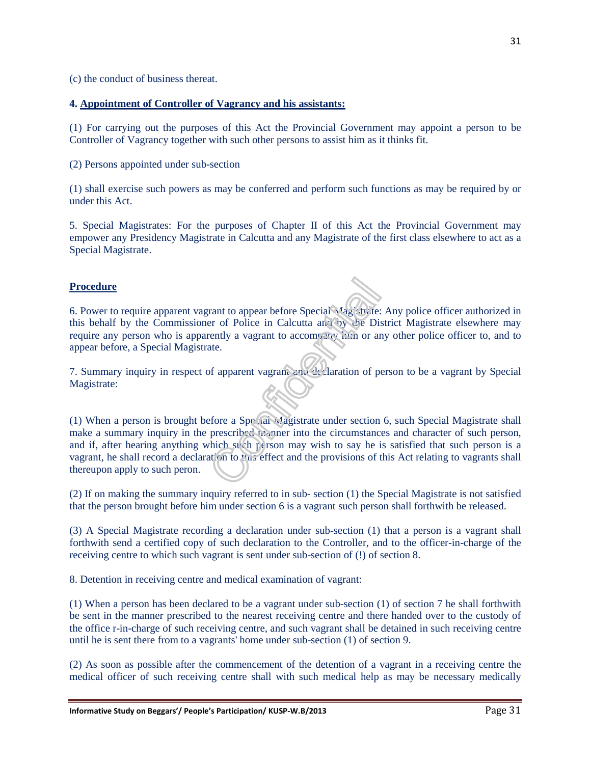(c) the conduct of business thereat.

**4. Appointment of Controller of Vagrancy and his assistants:**

(1) For carrying out the purposes of this Act the Provincial Government may appoint a person to be Controller of Vagrancy together with such other persons to assist him as it thinks fit.

(2) Persons appointed under sub-section

(1) shall exercise such powers as may be conferred and perform such functions as may be required by or under this Act.

5. Special Magistrates: For the purposes of Chapter II of this Act the Provincial Government may empower any Presidency Magistrate in Calcutta and any Magistrate of the first class elsewhere to act as a Special Magistrate.

**Procedure**

6. Power to require apparent vagrant to appear before Special Magistrate: Any police officer authorized in this behalf by the Commissioner of Police in Calcutta and by the District Magistrate elsewhere may require any person who is apparently a vagrant to accompany him or any other police officer to, and to appear before, a Special Magistrate.

7. Summary inquiry in respect of apparent vagrant and declaration of person to be a vagrant by Special Magistrate:

(1) When a person is brought before a Special Magistrate under section 6, such Special Magistrate shall make a summary inquiry in the prescribed manner into the circumstances and character of such person, and if, after hearing anything which such person may wish to say he is satisfied that such person is a vagrant, he shall record a declaration to this effect and the provisions of this Act relating to vagrants shall thereupon apply to such peron.

(2) If on making the summary inquiry referred to in sub- section (1) the Special Magistrate is not satisfied that the person brought before him under section 6 is a vagrant such person shall forthwith be released.

(3) A Special Magistrate recording a declaration under sub-section (1) that a person is a vagrant shall forthwith send a certified copy of such declaration to the Controller, and to the officer-in-charge of the receiving centre to which such vagrant is sent under sub-section of (!) of section 8.

8. Detention in receiving centre and medical examination of vagrant:

(1) When a person has been declared to be a vagrant under sub-section (1) of section 7 he shall forthwith be sent in the manner prescribed to the nearest receiving centre and there handed over to the custody of the office r-in-charge of such receiving centre, and such vagrant shall be detained in such receiving centre until he is sent there from to a vagrants' home under sub-section (1) of section 9.

(2) As soon as possible after the commencement of the detention of a vagrant in a receiving centre the medical officer of such receiving centre shall with such medical help as may be necessary medically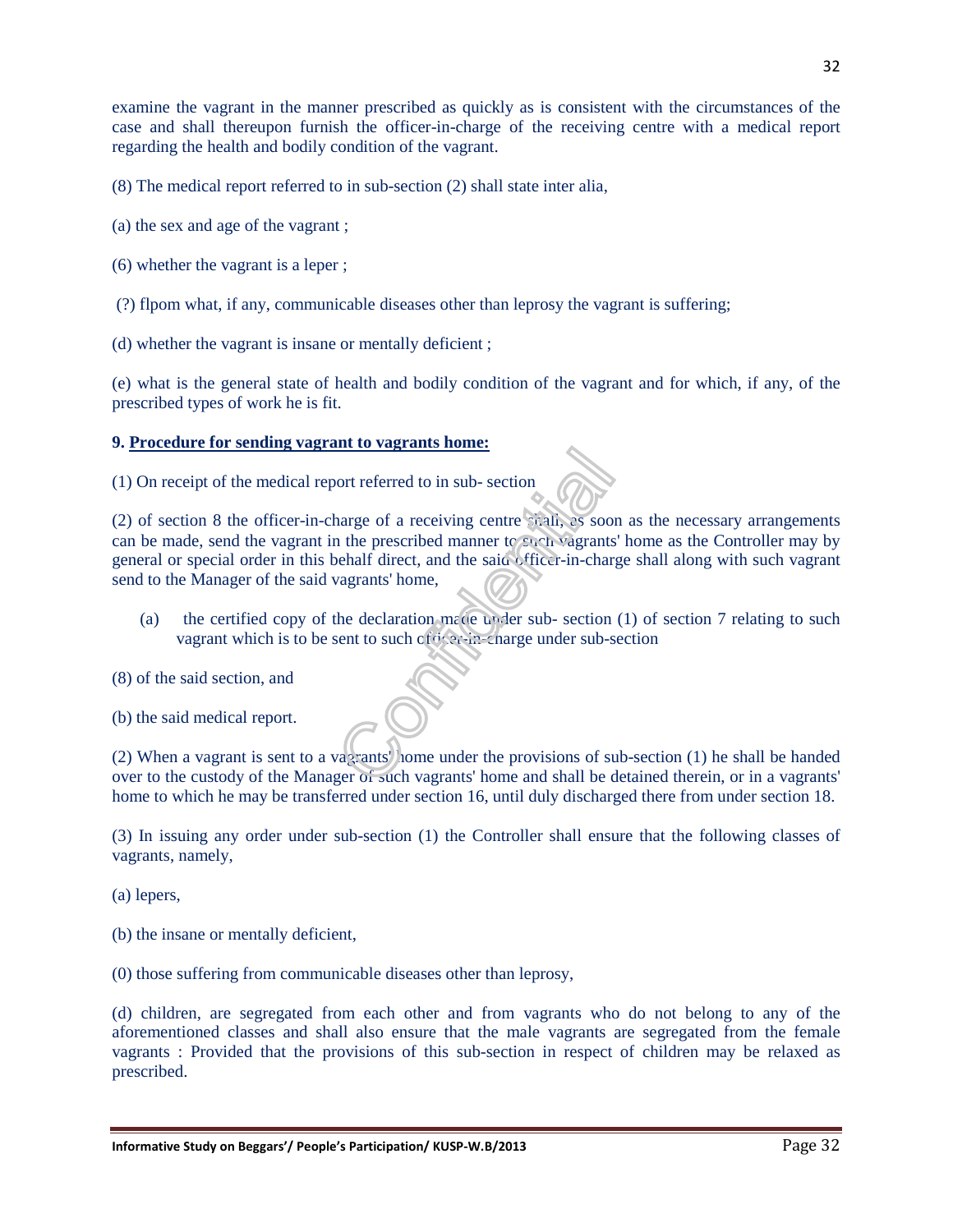examine the vagrant in the manner prescribed as quickly as is consistent with the circumstances of the case and shall thereupon furnish the officer-in-charge of the receiving centre with a medical report regarding the health and bodily condition of the vagrant.

(8) The medical report referred to in sub-section (2) shall state inter alia,

(a) the sex and age of the vagrant ;

(6) whether the vagrant is a leper ;

(?) flpom what, if any, communicable diseases other than leprosy the vagrant is suffering;

(d) whether the vagrant is insane or mentally deficient ;

(e) what is the general state of health and bodily condition of the vagrant and for which, if any, of the prescribed types of work he is fit.

**9. Procedure for sending vagrant to vagrants home:**

(1) On receipt of the medical report referred to in sub- section

(2) of section 8 the officer-in-charge of a receiving centre shall, as soon as the necessary arrangements can be made, send the vagrant in the prescribed manner to such vagrants' home as the Controller may by general or special order in this behalf direct, and the said officer-in-charge shall along with such vagrant send to the Manager of the said vagrants' home,

(a) the certified copy of the declaration made under sub- section (1) of section 7 relating to such vagrant which is to be sent to such officer-in-charge under sub-section

(8) of the said section, and

(b) the said medical report.

(2) When a vagrant is sent to a vagrants' home under the provisions of sub-section (1) he shall be handed over to the custody of the Manager of such vagrants' home and shall be detained therein, or in a vagrants' home to which he may be transferred under section 16, until duly discharged there from under section 18.

(3) In issuing any order under sub-section (1) the Controller shall ensure that the following classes of vagrants, namely,

(a) lepers,

(b) the insane or mentally deficient,

(0) those suffering from communicable diseases other than leprosy,

(d) children, are segregated from each other and from vagrants who do not belong to any of the aforementioned classes and shall also ensure that the male vagrants are segregated from the female vagrants : Provided that the provisions of this sub-section in respect of children may be relaxed as prescribed.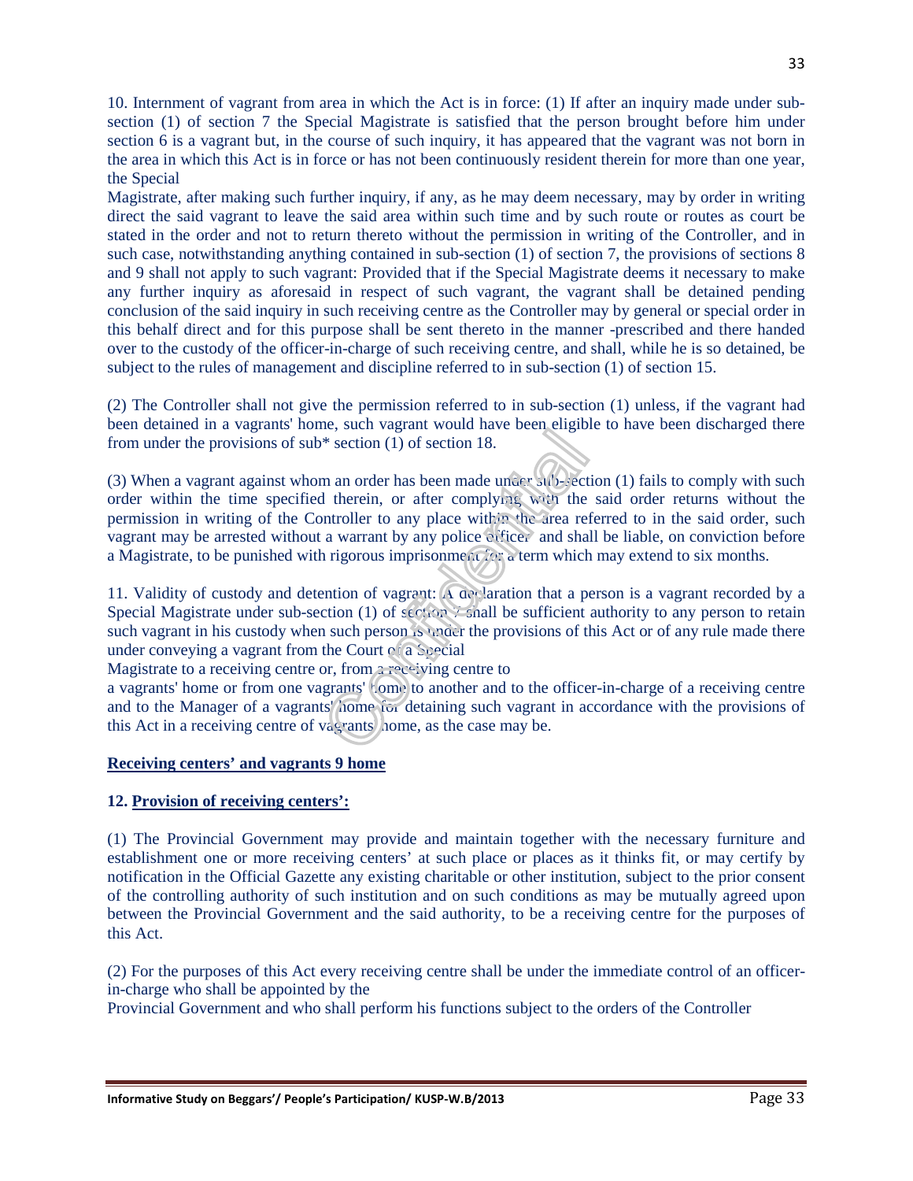10. Internment of vagrant from area in which the Act is in force: (1) If after an inquiry made under sub-section (1) of section 7 the Special Magistrate is satisfied that the person brought before him under section 6 is a vagrant but, in the course of such inquiry, it has appeared that the vagrant was not born in the area in which this Act is in force or has not been continuously resident therein for more than one year, the Special
Magistrate, after making such further inquiry, if any, as he may deem necessary, may by order in writing direct the said vagrant to leave the said area within such time and by such route or routes as court be stated in the order and not to return thereto without the permission in writing of the Controller, and in such case, notwithstanding anything contained in sub-section (1) of section 7, the provisions of sections 8 and 9 shall not apply to such vagrant: Provided that if the Special Magistrate deems it necessary to make any further inquiry as aforesaid in respect of such vagrant, the vagrant shall be detained pending conclusion of the said inquiry in such receiving centre as the Controller may by general or special order in this behalf direct and for this purpose shall be sent thereto in the manner -prescribed and there handed over to the custody of the officer-in-charge of such receiving centre, and shall, while he is so detained, be subject to the rules of management and discipline referred to in sub-section (1) of section 15.

(2) The Controller shall not give the permission referred to in sub-section (1) unless, if the vagrant had been detained in a vagrants' home, such vagrant would have been eligible to have been discharged there from under the provisions of sub* section (1) of section 18.

(3) When a vagrant against whom an order has been made under sub-section (1) fails to comply with such order within the time specified therein, or after complying with the said order returns without the permission in writing of the Controller to any place within the area referred to in the said order, such vagrant may be arrested without a warrant by any police officer and shall be liable, on conviction before a Magistrate, to be punished with rigorous imprisonment for a term which may extend to six months.

11. Validity of custody and detention of vagrant: A declaration that a person is a vagrant recorded by a Special Magistrate under sub-section (1) of section 7 shall be sufficient authority to any person to retain such vagrant in his custody when such person is under the provisions of this Act or of any rule made there under conveying a vagrant from the Court of a Special
Magistrate to a receiving centre or, from a receiving centre to
a vagrants' home or from one vagrants' home to another and to the officer-in-charge of a receiving centre and to the Manager of a vagrants' home for detaining such vagrant in accordance with the provisions of this Act in a receiving centre of vagrants' home, as the case may be.

**Receiving centers' and vagrants 9 home**

**12. Provision of receiving centers':**

(1) The Provincial Government may provide and maintain together with the necessary furniture and establishment one or more receiving centers' at such place or places as it thinks fit, or may certify by notification in the Official Gazette any existing charitable or other institution, subject to the prior consent of the controlling authority of such institution and on such conditions as may be mutually agreed upon between the Provincial Government and the said authority, to be a receiving centre for the purposes of this Act.

(2) For the purposes of this Act every receiving centre shall be under the immediate control of an officer-in-charge who shall be appointed by the
Provincial Government and who shall perform his functions subject to the orders of the Controller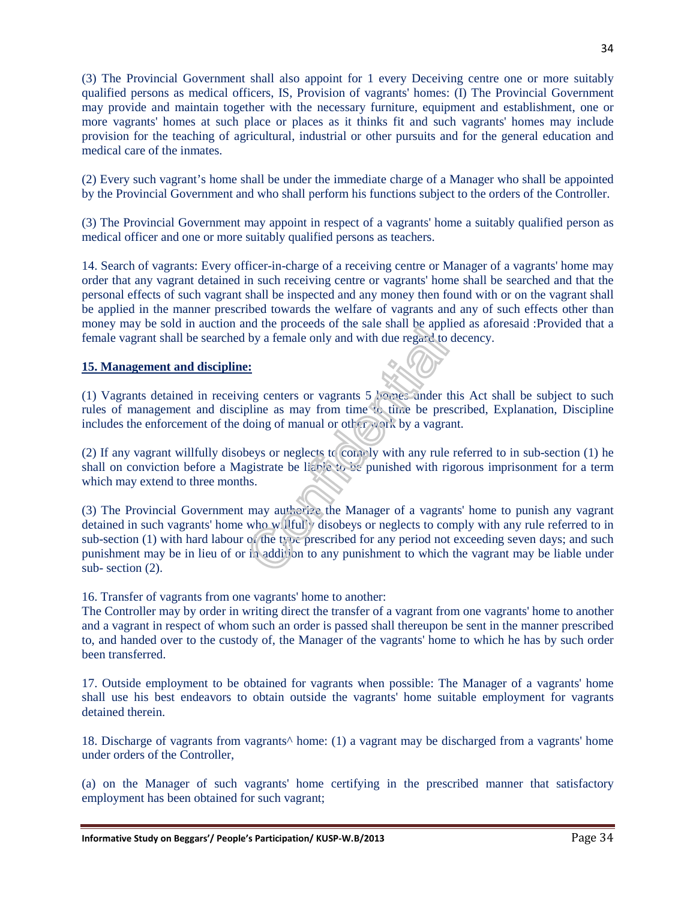(3) The Provincial Government shall also appoint for 1 every Deceiving centre one or more suitably qualified persons as medical officers, IS, Provision of vagrants' homes: (I) The Provincial Government may provide and maintain together with the necessary furniture, equipment and establishment, one or more vagrants' homes at such place or places as it thinks fit and such vagrants' homes may include provision for the teaching of agricultural, industrial or other pursuits and for the general education and medical care of the inmates.

(2) Every such vagrant's home shall be under the immediate charge of a Manager who shall be appointed by the Provincial Government and who shall perform his functions subject to the orders of the Controller.

(3) The Provincial Government may appoint in respect of a vagrants' home a suitably qualified person as medical officer and one or more suitably qualified persons as teachers.

14. Search of vagrants: Every officer-in-charge of a receiving centre or Manager of a vagrants' home may order that any vagrant detained in such receiving centre or vagrants' home shall be searched and that the personal effects of such vagrant shall be inspected and any money then found with or on the vagrant shall be applied in the manner prescribed towards the welfare of vagrants and any of such effects other than money may be sold in auction and the proceeds of the sale shall be applied as aforesaid :Provided that a female vagrant shall be searched by a female only and with due regard to decency.

**15. Management and discipline:**

(1) Vagrants detained in receiving centers or vagrants 5 homes under this Act shall be subject to such rules of management and discipline as may from time to time be prescribed, Explanation, Discipline includes the enforcement of the doing of manual or other work by a vagrant.

(2) If any vagrant willfully disobeys or neglects to comply with any rule referred to in sub-section (1) he shall on conviction before a Magistrate be liable to be punished with rigorous imprisonment for a term which may extend to three months.

(3) The Provincial Government may authorize the Manager of a vagrants' home to punish any vagrant detained in such vagrants' home who willfully disobeys or neglects to comply with any rule referred to in sub-section (1) with hard labour of the type prescribed for any period not exceeding seven days; and such punishment may be in lieu of or in addition to any punishment to which the vagrant may be liable under sub- section (2).

16. Transfer of vagrants from one vagrants' home to another:
The Controller may by order in writing direct the transfer of a vagrant from one vagrants' home to another and a vagrant in respect of whom such an order is passed shall thereupon be sent in the manner prescribed to, and handed over to the custody of, the Manager of the vagrants' home to which he has by such order been transferred.

17. Outside employment to be obtained for vagrants when possible: The Manager of a vagrants' home shall use his best endeavors to obtain outside the vagrants' home suitable employment for vagrants detained therein.

18. Discharge of vagrants from vagrants^ home: (1) a vagrant may be discharged from a vagrants' home under orders of the Controller,

(a) on the Manager of such vagrants' home certifying in the prescribed manner that satisfactory employment has been obtained for such vagrant;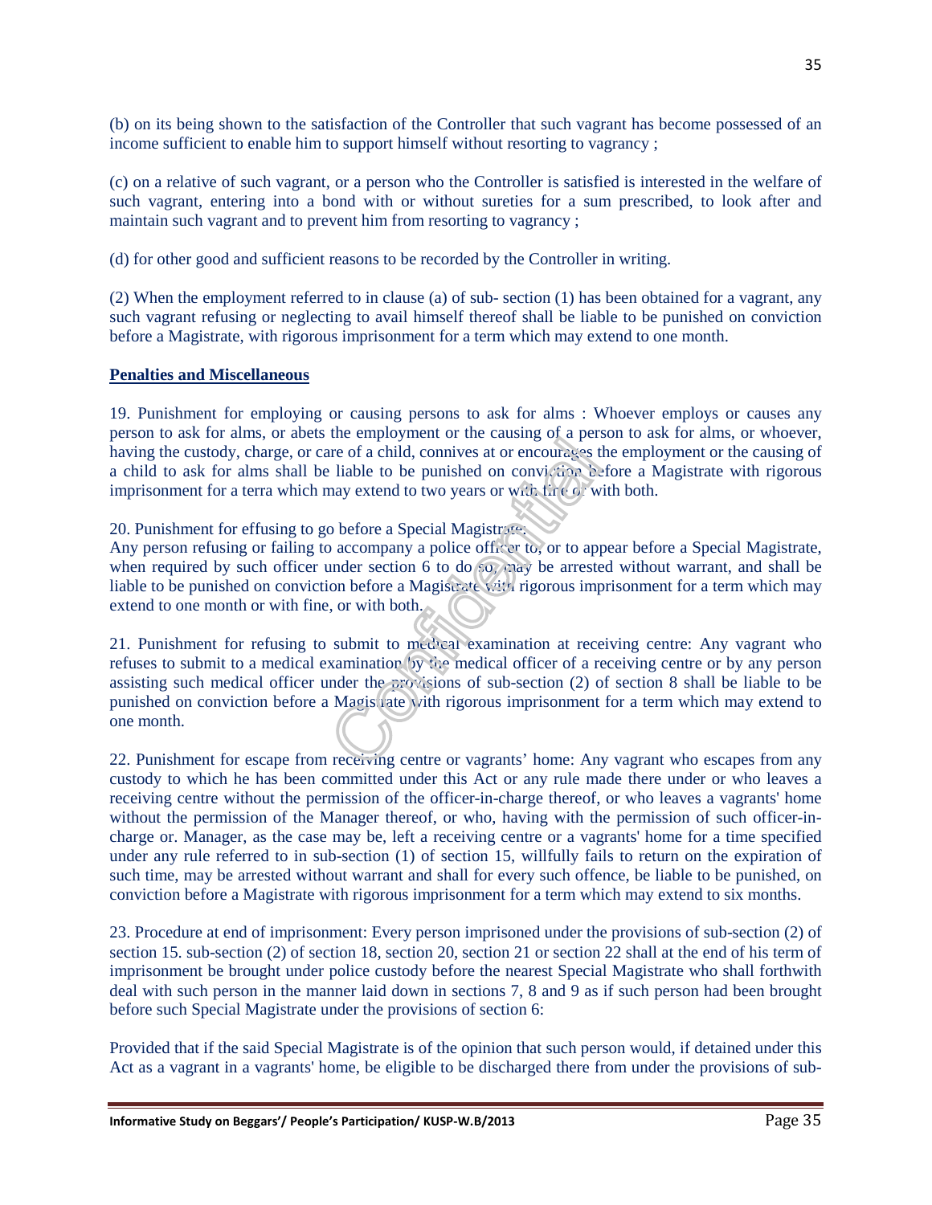(b) on its being shown to the satisfaction of the Controller that such vagrant has become possessed of an income sufficient to enable him to support himself without resorting to vagrancy ;

(c) on a relative of such vagrant, or a person who the Controller is satisfied is interested in the welfare of such vagrant, entering into a bond with or without sureties for a sum prescribed, to look after and maintain such vagrant and to prevent him from resorting to vagrancy ;

(d) for other good and sufficient reasons to be recorded by the Controller in writing.

(2) When the employment referred to in clause (a) of sub- section (1) has been obtained for a vagrant, any such vagrant refusing or neglecting to avail himself thereof shall be liable to be punished on conviction before a Magistrate, with rigorous imprisonment for a term which may extend to one month.

**Penalties and Miscellaneous**

19. Punishment for employing or causing persons to ask for alms : Whoever employs or causes any person to ask for alms, or abets the employment or the causing of a person to ask for alms, or whoever, having the custody, charge, or care of a child, connives at or encourages the employment or the causing of a child to ask for alms shall be liable to be punished on conviction before a Magistrate with rigorous imprisonment for a terra which may extend to two years or with fine or with both.

20. Punishment for effusing to go before a Special Magistrate:
Any person refusing or failing to accompany a police officer to, or to appear before a Special Magistrate, when required by such officer under section 6 to do so, may be arrested without warrant, and shall be liable to be punished on conviction before a Magistrate with rigorous imprisonment for a term which may extend to one month or with fine, or with both.

21. Punishment for refusing to submit to medical examination at receiving centre: Any vagrant who refuses to submit to a medical examination by the medical officer of a receiving centre or by any person assisting such medical officer under the provisions of sub-section (2) of section 8 shall be liable to be punished on conviction before a Magistrate with rigorous imprisonment for a term which may extend to one month.

22. Punishment for escape from receiving centre or vagrants' home: Any vagrant who escapes from any custody to which he has been committed under this Act or any rule made there under or who leaves a receiving centre without the permission of the officer-in-charge thereof, or who leaves a vagrants' home without the permission of the Manager thereof, or who, having with the permission of such officer-in-charge or. Manager, as the case may be, left a receiving centre or a vagrants' home for a time specified under any rule referred to in sub-section (1) of section 15, willfully fails to return on the expiration of such time, may be arrested without warrant and shall for every such offence, be liable to be punished, on conviction before a Magistrate with rigorous imprisonment for a term which may extend to six months.

23. Procedure at end of imprisonment: Every person imprisoned under the provisions of sub-section (2) of section 15. sub-section (2) of section 18, section 20, section 21 or section 22 shall at the end of his term of imprisonment be brought under police custody before the nearest Special Magistrate who shall forthwith deal with such person in the manner laid down in sections 7, 8 and 9 as if such person had been brought before such Special Magistrate under the provisions of section 6:

Provided that if the said Special Magistrate is of the opinion that such person would, if detained under this Act as a vagrant in a vagrants' home, be eligible to be discharged there from under the provisions of sub-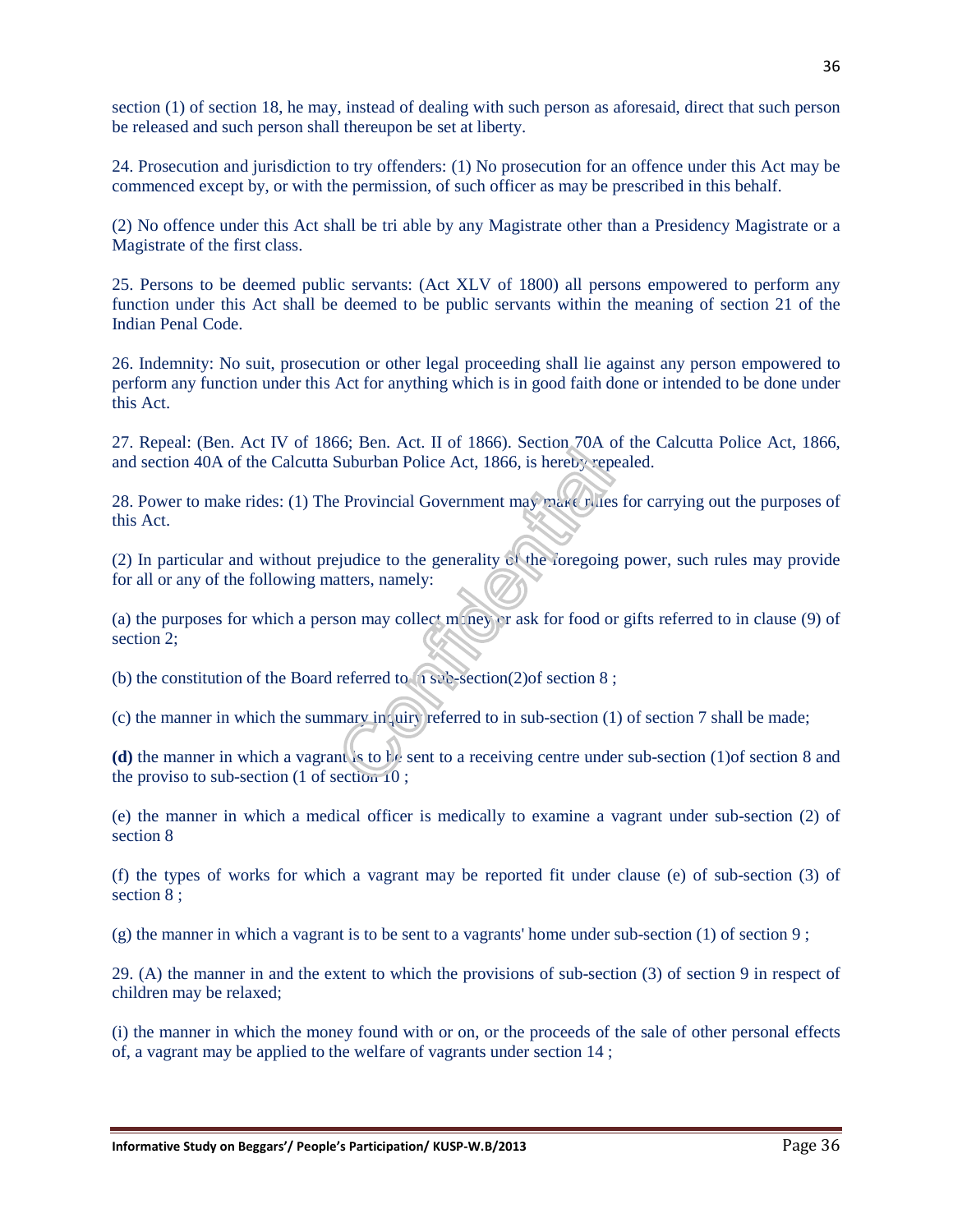section (1) of section 18, he may, instead of dealing with such person as aforesaid, direct that such person be released and such person shall thereupon be set at liberty.

24. Prosecution and jurisdiction to try offenders: (1) No prosecution for an offence under this Act may be commenced except by, or with the permission, of such officer as may be prescribed in this behalf.

(2) No offence under this Act shall be tri able by any Magistrate other than a Presidency Magistrate or a Magistrate of the first class.

25. Persons to be deemed public servants: (Act XLV of 1800) all persons empowered to perform any function under this Act shall be deemed to be public servants within the meaning of section 21 of the Indian Penal Code.

26. Indemnity: No suit, prosecution or other legal proceeding shall lie against any person empowered to perform any function under this Act for anything which is in good faith done or intended to be done under this Act.

27. Repeal: (Ben. Act IV of 1866; Ben. Act. II of 1866). Section 70A of the Calcutta Police Act, 1866, and section 40A of the Calcutta Suburban Police Act, 1866, is hereby repealed.

28. Power to make rides: (1) The Provincial Government may make rules for carrying out the purposes of this Act.

(2) In particular and without prejudice to the generality of the foregoing power, such rules may provide for all or any of the following matters, namely:

(a) the purposes for which a person may collect money or ask for food or gifts referred to in clause (9) of section 2;

(b) the constitution of the Board referred to in sub-section(2)of section 8 ;

(c) the manner in which the summary inquiry referred to in sub-section (1) of section 7 shall be made;

**(d)** the manner in which a vagrant is to be sent to a receiving centre under sub-section (1)of section 8 and the proviso to sub-section (1 of section 10 ;

(e) the manner in which a medical officer is medically to examine a vagrant under sub-section (2) of section 8

(f) the types of works for which a vagrant may be reported fit under clause (e) of sub-section (3) of section 8 ;

(g) the manner in which a vagrant is to be sent to a vagrants' home under sub-section (1) of section 9 ;

29. (A) the manner in and the extent to which the provisions of sub-section (3) of section 9 in respect of children may be relaxed;

(i) the manner in which the money found with or on, or the proceeds of the sale of other personal effects of, a vagrant may be applied to the welfare of vagrants under section 14 ;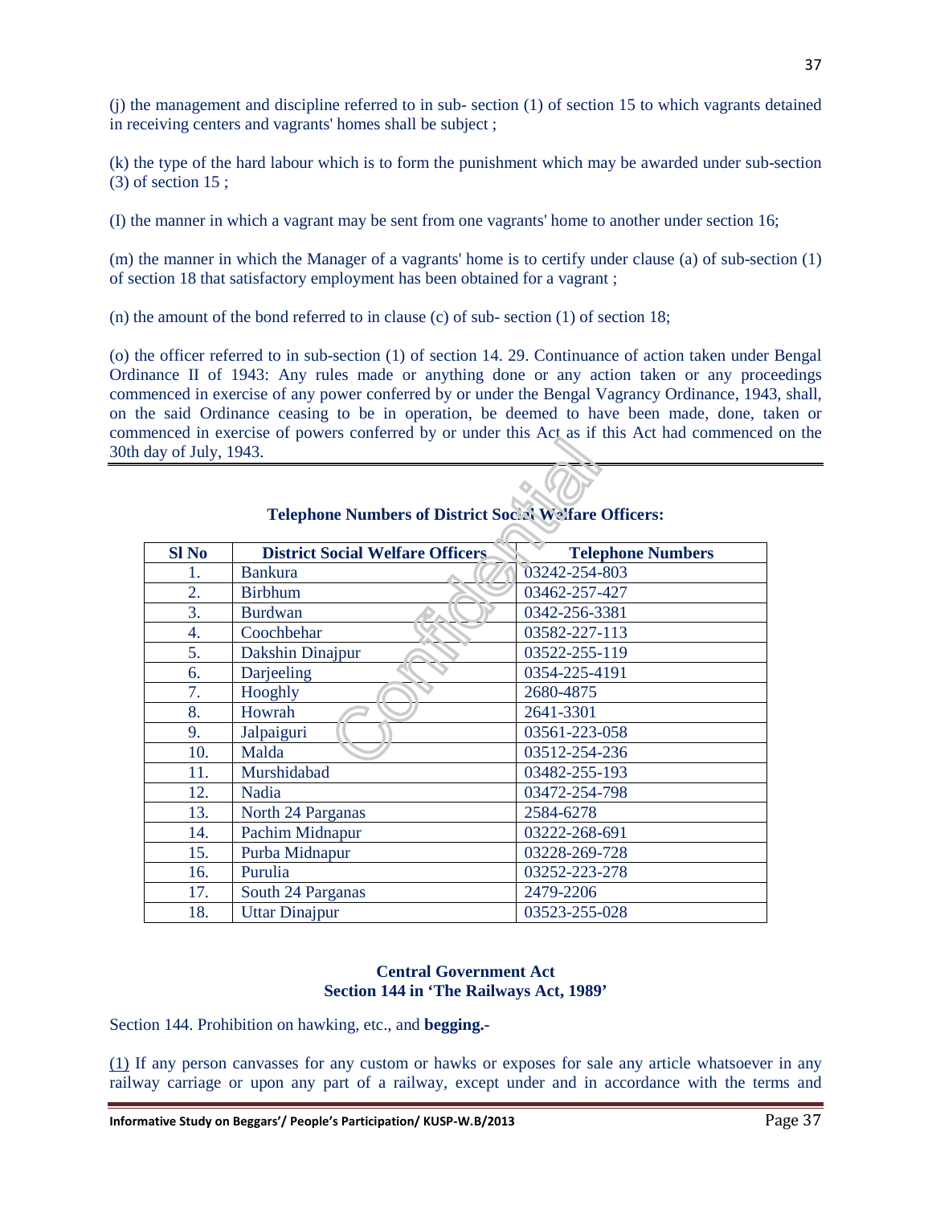(j) the management and discipline referred to in sub- section (1) of section 15 to which vagrants detained in receiving centers and vagrants' homes shall be subject ;

(k) the type of the hard labour which is to form the punishment which may be awarded under sub-section (3) of section 15 ;

(I) the manner in which a vagrant may be sent from one vagrants' home to another under section 16;

(m) the manner in which the Manager of a vagrants' home is to certify under clause (a) of sub-section (1) of section 18 that satisfactory employment has been obtained for a vagrant ;

(n) the amount of the bond referred to in clause (c) of sub- section (1) of section 18;

(o) the officer referred to in sub-section (1) of section 14. 29. Continuance of action taken under Bengal Ordinance II of 1943: Any rules made or anything done or any action taken or any proceedings commenced in exercise of any power conferred by or under the Bengal Vagrancy Ordinance, 1943, shall, on the said Ordinance ceasing to be in operation, be deemed to have been made, done, taken or commenced in exercise of powers conferred by or under this Act as if this Act had commenced on the 30th day of July, 1943.

**Telephone Numbers of District Social Welfare Officers:**

| Sl No | District Social Welfare Officers | Telephone Numbers |
|---|---|---|
| 1. | Bankura | 03242-254-803 |
| 2. | Birbhum | 03462-257-427 |
| 3. | Burdwan | 0342-256-3381 |
| 4. | Coochbehar | 03582-227-113 |
| 5. | Dakshin Dinajpur | 03522-255-119 |
| 6. | Darjeeling | 0354-225-4191 |
| 7. | Hooghly | 2680-4875 |
| 8. | Howrah | 2641-3301 |
| 9. | Jalpaiguri | 03561-223-058 |
| 10. | Malda | 03512-254-236 |
| 11. | Murshidabad | 03482-255-193 |
| 12. | Nadia | 03472-254-798 |
| 13. | North 24 Parganas | 2584-6278 |
| 14. | Pachim Midnapur | 03222-268-691 |
| 15. | Purba Midnapur | 03228-269-728 |
| 16. | Purulia | 03252-223-278 |
| 17. | South 24 Parganas | 2479-2206 |
| 18. | Uttar Dinajpur | 03523-255-028 |

**Central Government Act**
**Section 144 in 'The Railways Act, 1989'**

Section 144. Prohibition on hawking, etc., and **begging.-**

(1) If any person canvasses for any custom or hawks or exposes for sale any article whatsoever in any railway carriage or upon any part of a railway, except under and in accordance with the terms and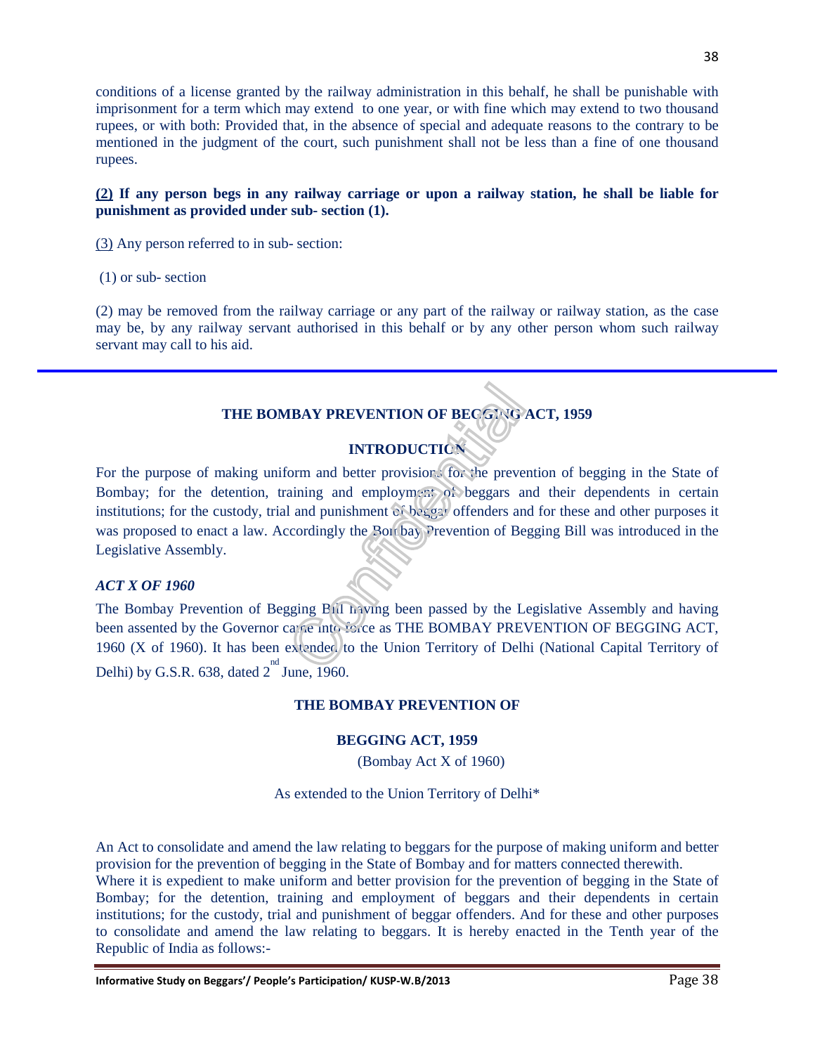conditions of a license granted by the railway administration in this behalf, he shall be punishable with imprisonment for a term which may extend to one year, or with fine which may extend to two thousand rupees, or with both: Provided that, in the absence of special and adequate reasons to the contrary to be mentioned in the judgment of the court, such punishment shall not be less than a fine of one thousand rupees.

**(2) If any person begs in any railway carriage or upon a railway station, he shall be liable for punishment as provided under sub- section (1).**

(3) Any person referred to in sub- section:

(1) or sub- section

(2) may be removed from the railway carriage or any part of the railway or railway station, as the case may be, by any railway servant authorised in this behalf or by any other person whom such railway servant may call to his aid.

---

## THE BOMBAY PREVENTION OF BEGGING ACT, 1959

### INTRODUCTION

For the purpose of making uniform and better provisions for the prevention of begging in the State of Bombay; for the detention, training and employment of beggars and their dependents in certain institutions; for the custody, trial and punishment of beggar offenders and for these and other purposes it was proposed to enact a law. Accordingly the Bombay Prevention of Begging Bill was introduced in the Legislative Assembly.

***ACT X OF 1960***

The Bombay Prevention of Begging Bill having been passed by the Legislative Assembly and having been assented by the Governor came into force as THE BOMBAY PREVENTION OF BEGGING ACT, 1960 (X of 1960). It has been extended to the Union Territory of Delhi (National Capital Territory of Delhi) by G.S.R. 638, dated 2nd June, 1960.

### THE BOMBAY PREVENTION OF BEGGING ACT, 1959

(Bombay Act X of 1960)

As extended to the Union Territory of Delhi*

An Act to consolidate and amend the law relating to beggars for the purpose of making uniform and better provision for the prevention of begging in the State of Bombay and for matters connected therewith.

Where it is expedient to make uniform and better provision for the prevention of begging in the State of Bombay; for the detention, training and employment of beggars and their dependents in certain institutions; for the custody, trial and punishment of beggar offenders. And for these and other purposes to consolidate and amend the law relating to beggars. It is hereby enacted in the Tenth year of the Republic of India as follows:-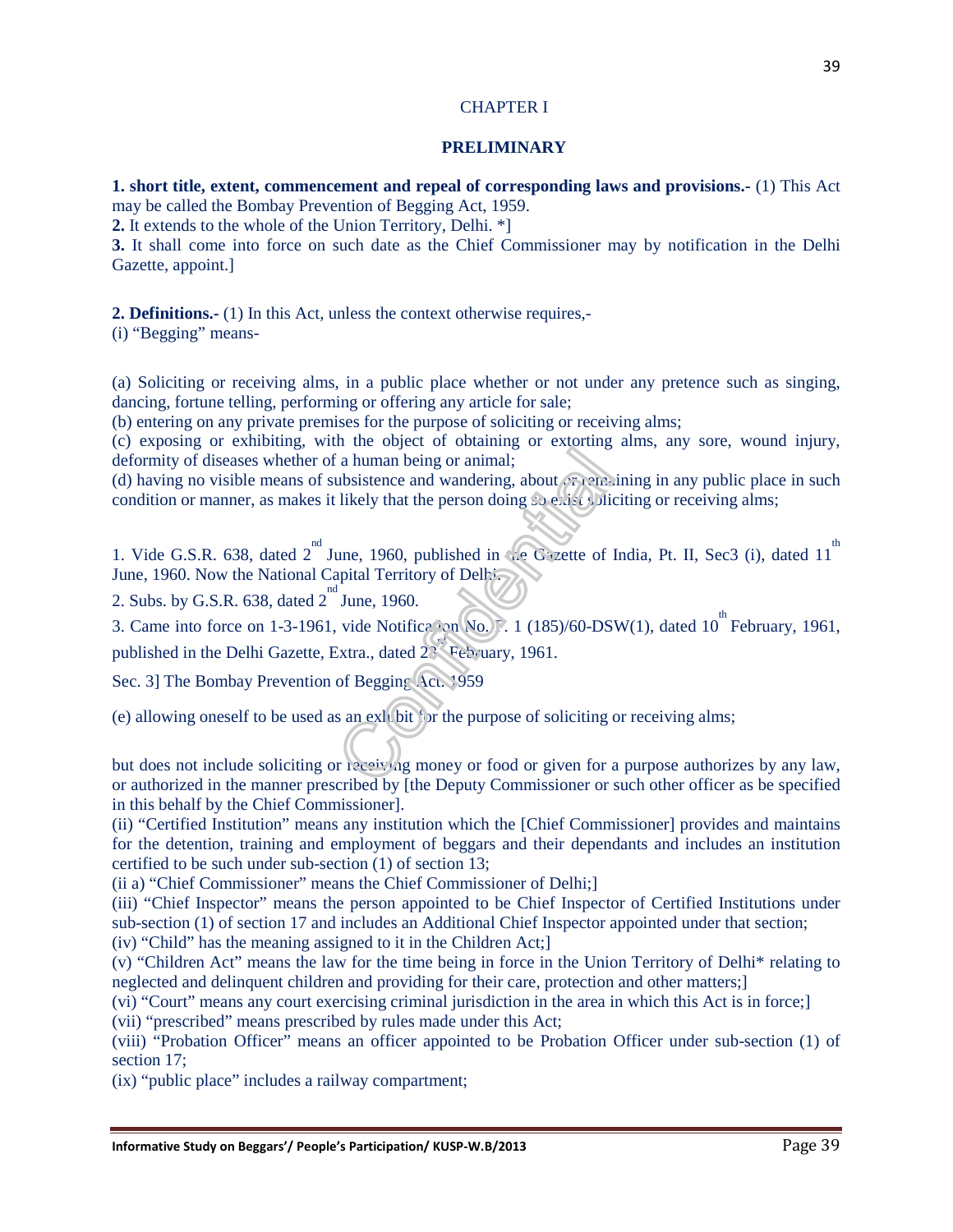## CHAPTER I

## PRELIMINARY

**1. short title, extent, commencement and repeal of corresponding laws and provisions.-** (1) This Act may be called the Bombay Prevention of Begging Act, 1959.
**2.** It extends to the whole of the Union Territory, Delhi. *]
**3.** It shall come into force on such date as the Chief Commissioner may by notification in the Delhi Gazette, appoint.]

**2. Definitions.-** (1) In this Act, unless the context otherwise requires,-
(i) "Begging" means-

(a) Soliciting or receiving alms, in a public place whether or not under any pretence such as singing, dancing, fortune telling, performing or offering any article for sale;
(b) entering on any private premises for the purpose of soliciting or receiving alms;
(c) exposing or exhibiting, with the object of obtaining or extorting alms, any sore, wound injury, deformity of diseases whether of a human being or animal;
(d) having no visible means of subsistence and wandering, about or remaining in any public place in such condition or manner, as makes it likely that the person doing so exist soliciting or receiving alms;

1. Vide G.S.R. 638, dated 2nd June, 1960, published in the Gazette of India, Pt. II, Sec3 (i), dated 11th June, 1960. Now the National Capital Territory of Delhi.
2. Subs. by G.S.R. 638, dated 2nd June, 1960.
3. Came into force on 1-3-1961, vide Notification No. F. 1 (185)/60-DSW(1), dated 10th February, 1961, published in the Delhi Gazette, Extra., dated 23 February, 1961.

Sec. 3] The Bombay Prevention of Begging Act. 1959

(e) allowing oneself to be used as an exhibit for the purpose of soliciting or receiving alms;

but does not include soliciting or receiving money or food or given for a purpose authorizes by any law, or authorized in the manner prescribed by [the Deputy Commissioner or such other officer as be specified in this behalf by the Chief Commissioner].
(ii) "Certified Institution" means any institution which the [Chief Commissioner] provides and maintains for the detention, training and employment of beggars and their dependants and includes an institution certified to be such under sub-section (1) of section 13;
(ii a) "Chief Commissioner" means the Chief Commissioner of Delhi;]
(iii) "Chief Inspector" means the person appointed to be Chief Inspector of Certified Institutions under sub-section (1) of section 17 and includes an Additional Chief Inspector appointed under that section;
(iv) "Child" has the meaning assigned to it in the Children Act;]
(v) "Children Act" means the law for the time being in force in the Union Territory of Delhi* relating to neglected and delinquent children and providing for their care, protection and other matters;]
(vi) "Court" means any court exercising criminal jurisdiction in the area in which this Act is in force;]
(vii) "prescribed" means prescribed by rules made under this Act;
(viii) "Probation Officer" means an officer appointed to be Probation Officer under sub-section (1) of section 17;
(ix) "public place" includes a railway compartment;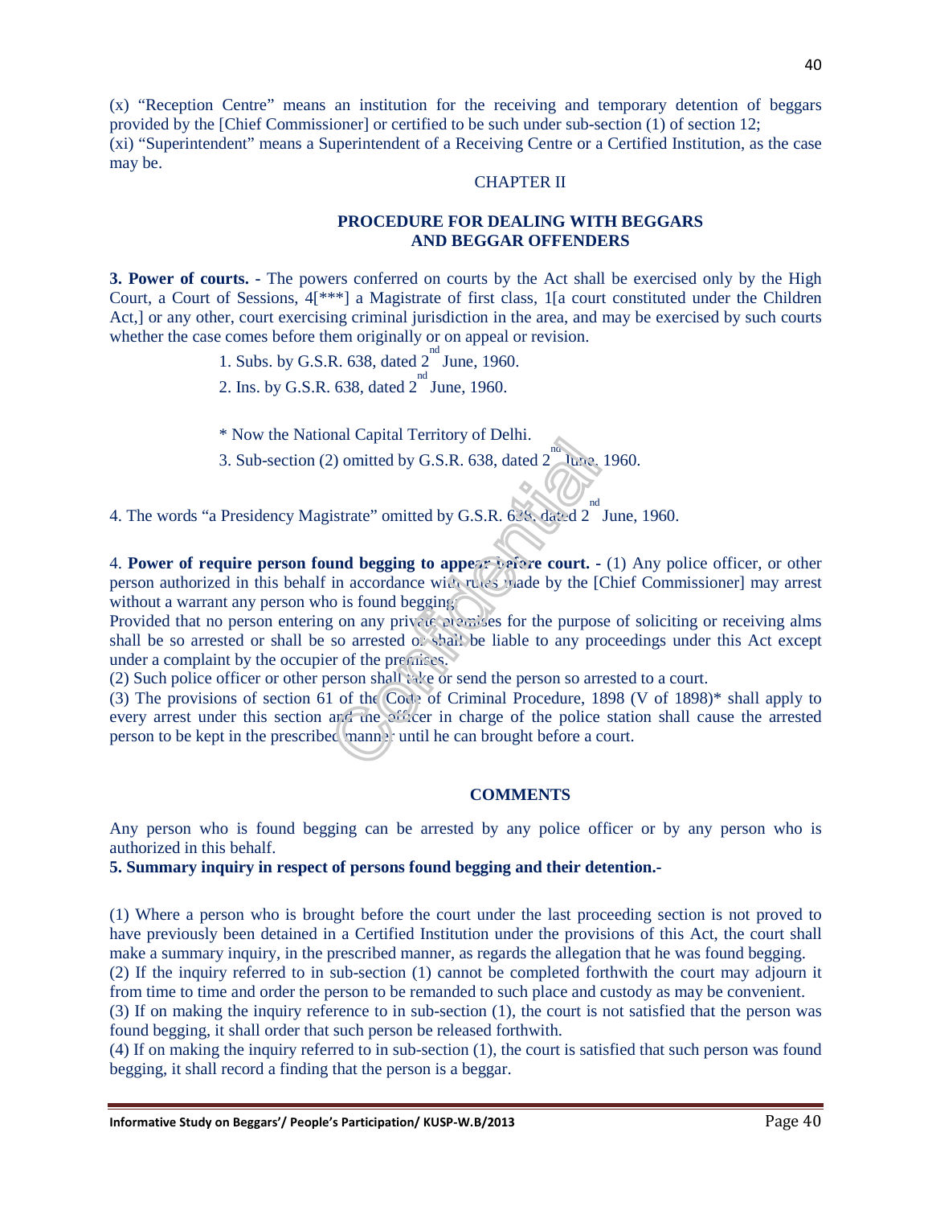(x) "Reception Centre" means an institution for the receiving and temporary detention of beggars provided by the [Chief Commissioner] or certified to be such under sub-section (1) of section 12;

(xi) "Superintendent" means a Superintendent of a Receiving Centre or a Certified Institution, as the case may be.

## CHAPTER II

### PROCEDURE FOR DEALING WITH BEGGARS AND BEGGAR OFFENDERS

**3. Power of courts. -** The powers conferred on courts by the Act shall be exercised only by the High Court, a Court of Sessions, 4[***] a Magistrate of first class, 1[a court constituted under the Children Act,] or any other, court exercising criminal jurisdiction in the area, and may be exercised by such courts whether the case comes before them originally or on appeal or revision.

1. Subs. by G.S.R. 638, dated 2nd June, 1960.
2. Ins. by G.S.R. 638, dated 2nd June, 1960.

\* Now the National Capital Territory of Delhi.

3. Sub-section (2) omitted by G.S.R. 638, dated 2nd June, 1960.

4. The words "a Presidency Magistrate" omitted by G.S.R. 638, dated 2nd June, 1960.

4. **Power of require person found begging to appear before court. -** (1) Any police officer, or other person authorized in this behalf in accordance with rules made by the [Chief Commissioner] may arrest without a warrant any person who is found begging:

Provided that no person entering on any private premises for the purpose of soliciting or receiving alms shall be so arrested or shall be so arrested or shall be liable to any proceedings under this Act except under a complaint by the occupier of the premises.

(2) Such police officer or other person shall take or send the person so arrested to a court.

(3) The provisions of section 61 of the Code of Criminal Procedure, 1898 (V of 1898)\* shall apply to every arrest under this section and the officer in charge of the police station shall cause the arrested person to be kept in the prescribed manner until he can brought before a court.

**COMMENTS**

Any person who is found begging can be arrested by any police officer or by any person who is authorized in this behalf.

**5. Summary inquiry in respect of persons found begging and their detention.-**

(1) Where a person who is brought before the court under the last proceeding section is not proved to have previously been detained in a Certified Institution under the provisions of this Act, the court shall make a summary inquiry, in the prescribed manner, as regards the allegation that he was found begging.

(2) If the inquiry referred to in sub-section (1) cannot be completed forthwith the court may adjourn it from time to time and order the person to be remanded to such place and custody as may be convenient.

(3) If on making the inquiry reference to in sub-section (1), the court is not satisfied that the person was found begging, it shall order that such person be released forthwith.

(4) If on making the inquiry referred to in sub-section (1), the court is satisfied that such person was found begging, it shall record a finding that the person is a beggar.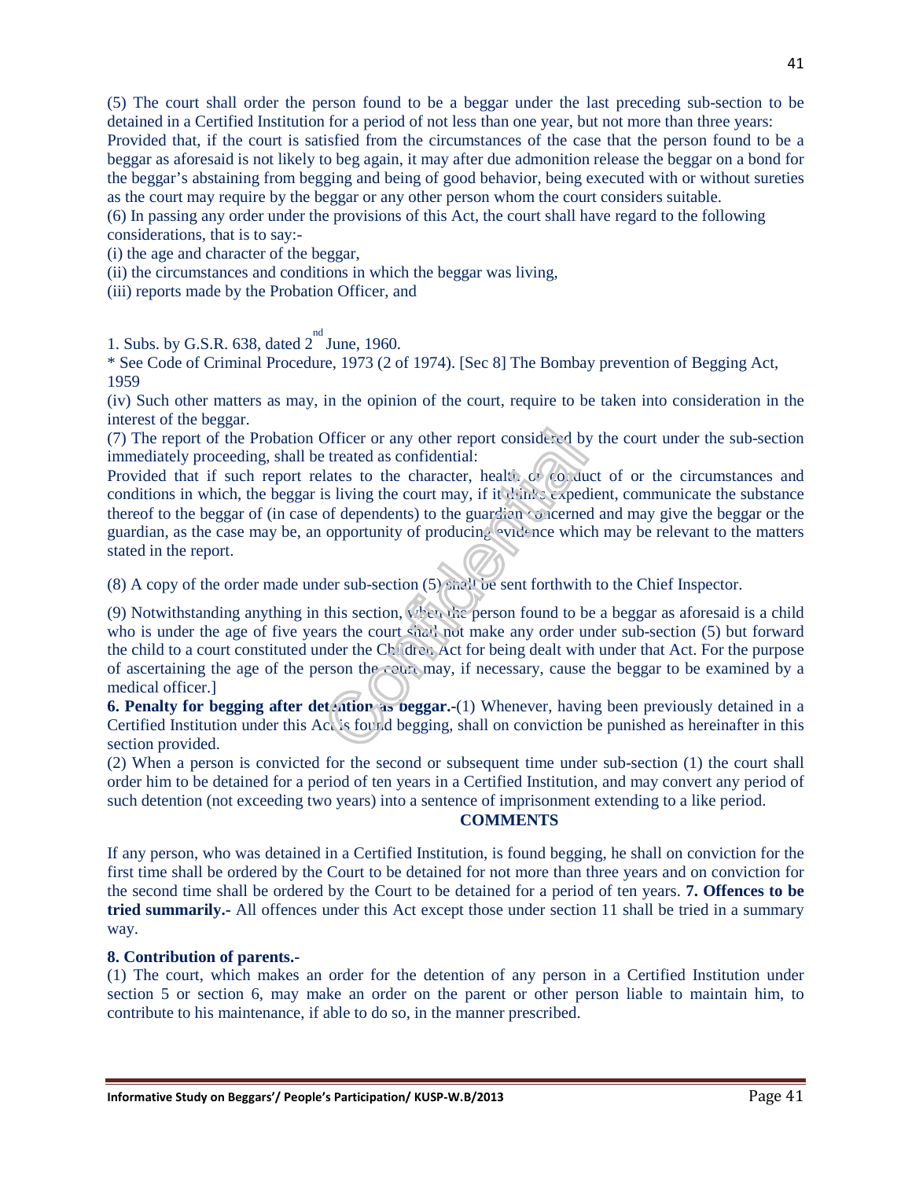(5) The court shall order the person found to be a beggar under the last preceding sub-section to be detained in a Certified Institution for a period of not less than one year, but not more than three years:
Provided that, if the court is satisfied from the circumstances of the case that the person found to be a beggar as aforesaid is not likely to beg again, it may after due admonition release the beggar on a bond for the beggar's abstaining from begging and being of good behavior, being executed with or without sureties as the court may require by the beggar or any other person whom the court considers suitable.
(6) In passing any order under the provisions of this Act, the court shall have regard to the following considerations, that is to say:-
(i) the age and character of the beggar,
(ii) the circumstances and conditions in which the beggar was living,
(iii) reports made by the Probation Officer, and

1. Subs. by G.S.R. 638, dated 2nd June, 1960.
* See Code of Criminal Procedure, 1973 (2 of 1974). [Sec 8] The Bombay prevention of Begging Act, 1959

(iv) Such other matters as may, in the opinion of the court, require to be taken into consideration in the interest of the beggar.
(7) The report of the Probation Officer or any other report considered by the court under the sub-section immediately proceeding, shall be treated as confidential:
Provided that if such report relates to the character, health or conduct of or the circumstances and conditions in which, the beggar is living the court may, if it thinks expedient, communicate the substance thereof to the beggar of (in case of dependents) to the guardian concerned and may give the beggar or the guardian, as the case may be, an opportunity of producing evidence which may be relevant to the matters stated in the report.

(8) A copy of the order made under sub-section (5) shall be sent forthwith to the Chief Inspector.

(9) Notwithstanding anything in this section, when the person found to be a beggar as aforesaid is a child who is under the age of five years the court shall not make any order under sub-section (5) but forward the child to a court constituted under the Children Act for being dealt with under that Act. For the purpose of ascertaining the age of the person the court may, if necessary, cause the beggar to be examined by a medical officer.]

**6. Penalty for begging after detention as beggar.**-(1) Whenever, having been previously detained in a Certified Institution under this Act is found begging, shall on conviction be punished as hereinafter in this section provided.
(2) When a person is convicted for the second or subsequent time under sub-section (1) the court shall order him to be detained for a period of ten years in a Certified Institution, and may convert any period of such detention (not exceeding two years) into a sentence of imprisonment extending to a like period.

**COMMENTS**

If any person, who was detained in a Certified Institution, is found begging, he shall on conviction for the first time shall be ordered by the Court to be detained for not more than three years and on conviction for the second time shall be ordered by the Court to be detained for a period of ten years. **7. Offences to be tried summarily.**- All offences under this Act except those under section 11 shall be tried in a summary way.

**8. Contribution of parents.**-
(1) The court, which makes an order for the detention of any person in a Certified Institution under section 5 or section 6, may make an order on the parent or other person liable to maintain him, to contribute to his maintenance, if able to do so, in the manner prescribed.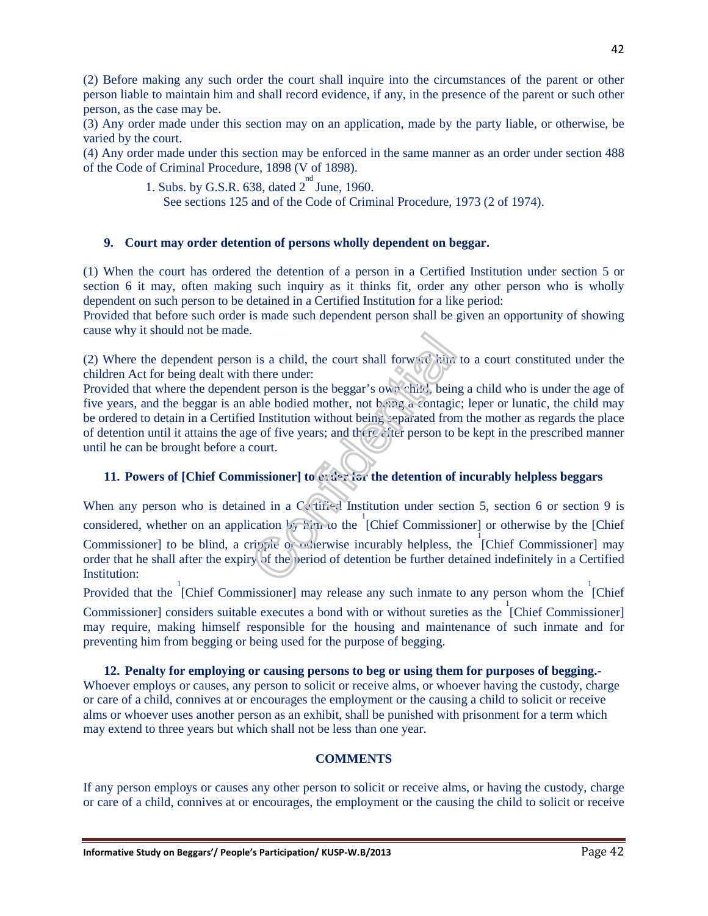(2) Before making any such order the court shall inquire into the circumstances of the parent or other person liable to maintain him and shall record evidence, if any, in the presence of the parent or such other person, as the case may be.
(3) Any order made under this section may on an application, made by the party liable, or otherwise, be varied by the court.
(4) Any order made under this section may be enforced in the same manner as an order under section 488 of the Code of Criminal Procedure, 1898 (V of 1898).

1. Subs. by G.S.R. 638, dated 2nd June, 1960.
   See sections 125 and of the Code of Criminal Procedure, 1973 (2 of 1974).

### 9. Court may order detention of persons wholly dependent on beggar.

(1) When the court has ordered the detention of a person in a Certified Institution under section 5 or section 6 it may, often making such inquiry as it thinks fit, order any other person who is wholly dependent on such person to be detained in a Certified Institution for a like period:
Provided that before such order is made such dependent person shall be given an opportunity of showing cause why it should not be made.

(2) Where the dependent person is a child, the court shall forward him to a court constituted under the children Act for being dealt with there under:
Provided that where the dependent person is the beggar's own child, being a child who is under the age of five years, and the beggar is an able bodied mother, not being a contagic; leper or lunatic, the child may be ordered to detain in a Certified Institution without being separated from the mother as regards the place of detention until it attains the age of five years; and there after person to be kept in the prescribed manner until he can be brought before a court.

### 11. Powers of [Chief Commissioner] to order for the detention of incurably helpless beggars

When any person who is detained in a Certified Institution under section 5, section 6 or section 9 is considered, whether on an application by him to the [1][Chief Commissioner] or otherwise by the [Chief Commissioner] to be blind, a cripple or otherwise incurably helpless, the [1][Chief Commissioner] may order that he shall after the expiry of the period of detention be further detained indefinitely in a Certified Institution:

Provided that the [1][Chief Commissioner] may release any such inmate to any person whom the [1][Chief Commissioner] considers suitable executes a bond with or without sureties as the [1][Chief Commissioner] may require, making himself responsible for the housing and maintenance of such inmate and for preventing him from begging or being used for the purpose of begging.

**12. Penalty for employing or causing persons to beg or using them for purposes of begging.-** Whoever employs or causes, any person to solicit or receive alms, or whoever having the custody, charge or care of a child, connives at or encourages the employment or the causing a child to solicit or receive alms or whoever uses another person as an exhibit, shall be punished with prisonment for a term which may extend to three years but which shall not be less than one year.

**COMMENTS**

If any person employs or causes any other person to solicit or receive alms, or having the custody, charge or care of a child, connives at or encourages, the employment or the causing the child to solicit or receive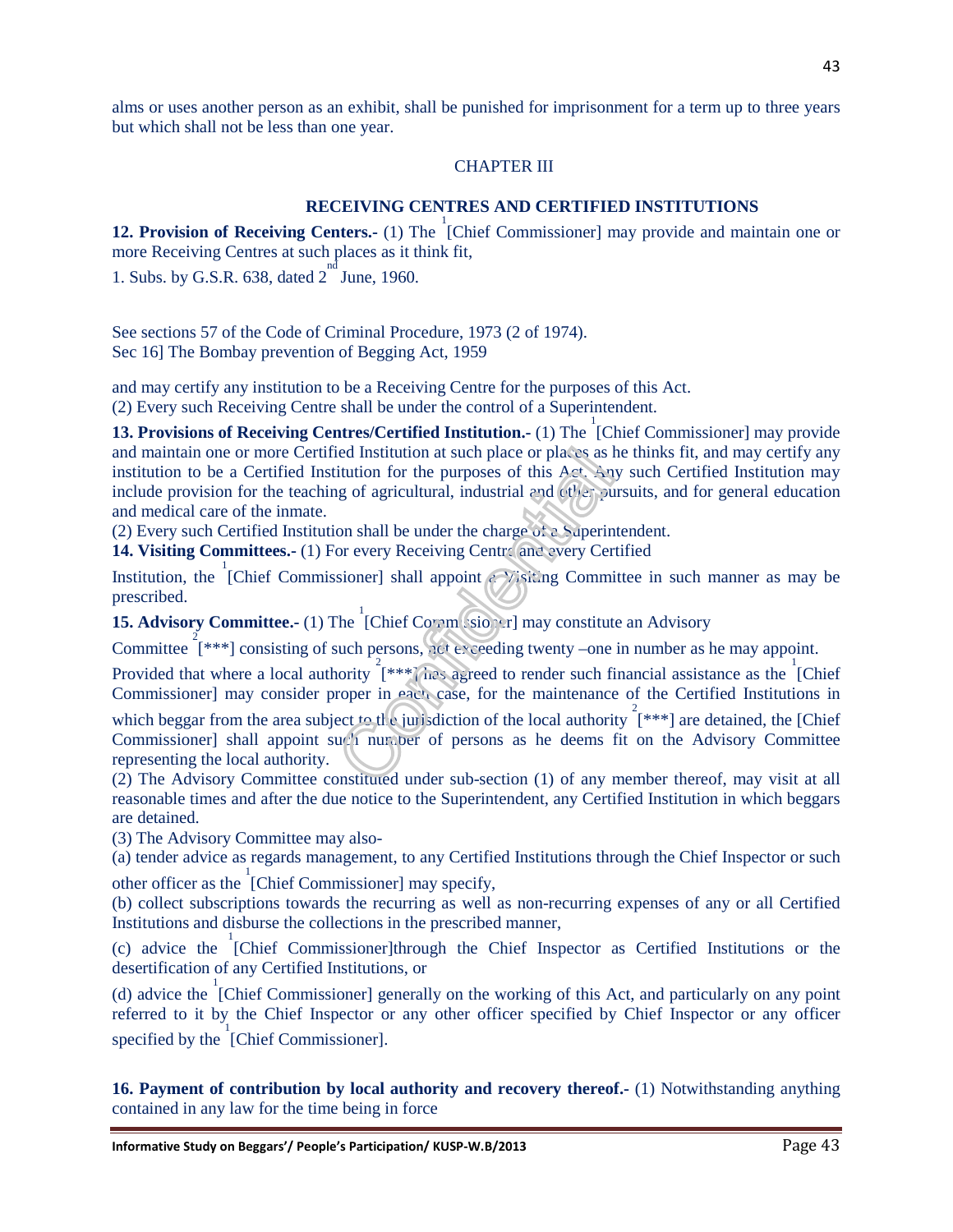alms or uses another person as an exhibit, shall be punished for imprisonment for a term up to three years but which shall not be less than one year.

## CHAPTER III

### RECEIVING CENTRES AND CERTIFIED INSTITUTIONS

**12. Provision of Receiving Centers.-** (1) The [1][Chief Commissioner] may provide and maintain one or more Receiving Centres at such places as it think fit,

1. Subs. by G.S.R. 638, dated 2nd June, 1960.

See sections 57 of the Code of Criminal Procedure, 1973 (2 of 1974).
Sec 16] The Bombay prevention of Begging Act, 1959

and may certify any institution to be a Receiving Centre for the purposes of this Act.

(2) Every such Receiving Centre shall be under the control of a Superintendent.

**13. Provisions of Receiving Centres/Certified Institution.-** (1) The [1][Chief Commissioner] may provide and maintain one or more Certified Institution at such place or places as he thinks fit, and may certify any institution to be a Certified Institution for the purposes of this Act. Any such Certified Institution may include provision for the teaching of agricultural, industrial and other pursuits, and for general education and medical care of the inmate.

(2) Every such Certified Institution shall be under the charge of a Superintendent.

**14. Visiting Committees.-** (1) For every Receiving Centre and every Certified Institution, the [1][Chief Commissioner] shall appoint a Visiting Committee in such manner as may be prescribed.

**15. Advisory Committee.-** (1) The [1][Chief Commissioner] may constitute an Advisory Committee [2][***] consisting of such persons, not exceeding twenty –one in number as he may appoint.

Provided that where a local authority [2][***] has agreed to render such financial assistance as the [1][Chief Commissioner] may consider proper in each case, for the maintenance of the Certified Institutions in which beggar from the area subject to the jurisdiction of the local authority [2][***] are detained, the [Chief Commissioner] shall appoint such number of persons as he deems fit on the Advisory Committee representing the local authority.

(2) The Advisory Committee constituted under sub-section (1) of any member thereof, may visit at all reasonable times and after the due notice to the Superintendent, any Certified Institution in which beggars are detained.

(3) The Advisory Committee may also-

(a) tender advice as regards management, to any Certified Institutions through the Chief Inspector or such other officer as the [1][Chief Commissioner] may specify,

(b) collect subscriptions towards the recurring as well as non-recurring expenses of any or all Certified Institutions and disburse the collections in the prescribed manner,

(c) advice the [1][Chief Commissioner]through the Chief Inspector as Certified Institutions or the desertification of any Certified Institutions, or

(d) advice the [1][Chief Commissioner] generally on the working of this Act, and particularly on any point referred to it by the Chief Inspector or any other officer specified by Chief Inspector or any officer specified by the [1][Chief Commissioner].

**16. Payment of contribution by local authority and recovery thereof.-** (1) Notwithstanding anything contained in any law for the time being in force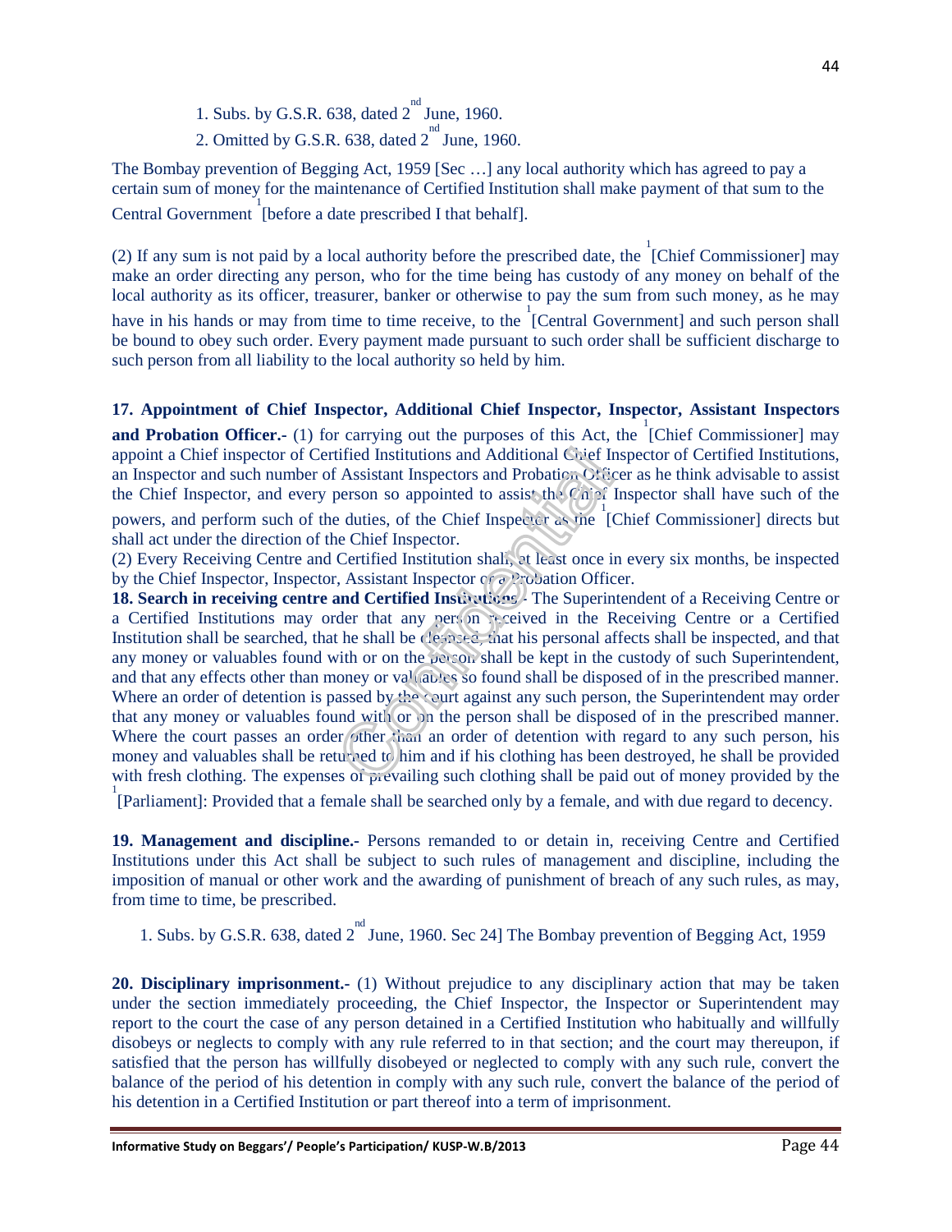1. Subs. by G.S.R. 638, dated 2nd June, 1960.

2. Omitted by G.S.R. 638, dated 2nd June, 1960.

The Bombay prevention of Begging Act, 1959 [Sec …] any local authority which has agreed to pay a certain sum of money for the maintenance of Certified Institution shall make payment of that sum to the Central Government [1] [before a date prescribed I that behalf].

(2) If any sum is not paid by a local authority before the prescribed date, the [1] [Chief Commissioner] may make an order directing any person, who for the time being has custody of any money on behalf of the local authority as its officer, treasurer, banker or otherwise to pay the sum from such money, as he may have in his hands or may from time to time receive, to the [1] [Central Government] and such person shall be bound to obey such order. Every payment made pursuant to such order shall be sufficient discharge to such person from all liability to the local authority so held by him.

**17. Appointment of Chief Inspector, Additional Chief Inspector, Inspector, Assistant Inspectors and Probation Officer.-** (1) for carrying out the purposes of this Act, the [1] [Chief Commissioner] may appoint a Chief inspector of Certified Institutions and Additional Chief Inspector of Certified Institutions, an Inspector and such number of Assistant Inspectors and Probation Officer as he think advisable to assist the Chief Inspector, and every person so appointed to assist the Chief Inspector shall have such of the powers, and perform such of the duties, of the Chief Inspector as the [1] [Chief Commissioner] directs but shall act under the direction of the Chief Inspector.

(2) Every Receiving Centre and Certified Institution shall, at least once in every six months, be inspected by the Chief Inspector, Inspector, Assistant Inspector or a Probation Officer.

**18. Search in receiving centre and Certified Institutions.-** The Superintendent of a Receiving Centre or a Certified Institutions may order that any person received in the Receiving Centre or a Certified Institution shall be searched, that he shall be cleansed, that his personal affects shall be inspected, and that any money or valuables found with or on the person shall be kept in the custody of such Superintendent, and that any effects other than money or valuables so found shall be disposed of in the prescribed manner. Where an order of detention is passed by the court against any such person, the Superintendent may order that any money or valuables found with or on the person shall be disposed of in the prescribed manner. Where the court passes an order other than an order of detention with regard to any such person, his money and valuables shall be returned to him and if his clothing has been destroyed, he shall be provided with fresh clothing. The expenses of prevailing such clothing shall be paid out of money provided by the [1] [Parliament]: Provided that a female shall be searched only by a female, and with due regard to decency.

**19. Management and discipline.-** Persons remanded to or detain in, receiving Centre and Certified Institutions under this Act shall be subject to such rules of management and discipline, including the imposition of manual or other work and the awarding of punishment of breach of any such rules, as may, from time to time, be prescribed.

1. Subs. by G.S.R. 638, dated 2nd June, 1960. Sec 24] The Bombay prevention of Begging Act, 1959

**20. Disciplinary imprisonment.-** (1) Without prejudice to any disciplinary action that may be taken under the section immediately proceeding, the Chief Inspector, the Inspector or Superintendent may report to the court the case of any person detained in a Certified Institution who habitually and willfully disobeys or neglects to comply with any rule referred to in that section; and the court may thereupon, if satisfied that the person has willfully disobeyed or neglected to comply with any such rule, convert the balance of the period of his detention in comply with any such rule, convert the balance of the period of his detention in a Certified Institution or part thereof into a term of imprisonment.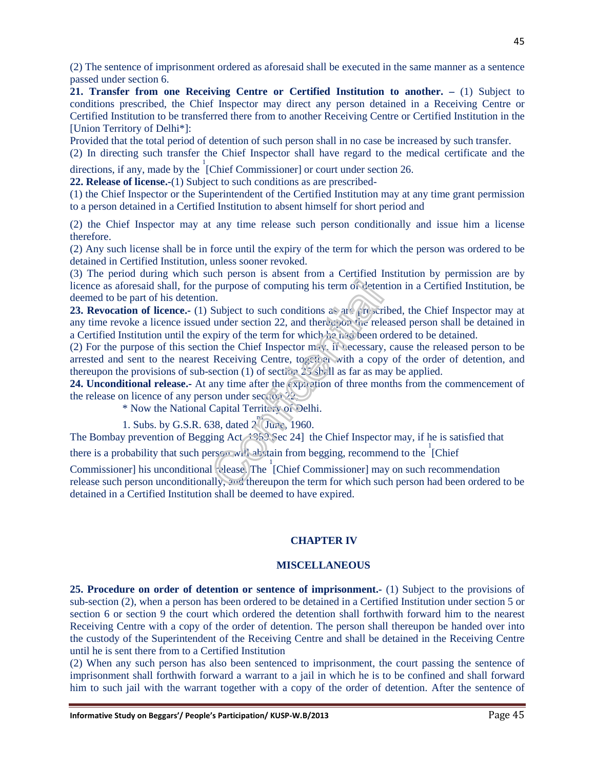(2) The sentence of imprisonment ordered as aforesaid shall be executed in the same manner as a sentence passed under section 6.

**21. Transfer from one Receiving Centre or Certified Institution to another. –** (1) Subject to conditions prescribed, the Chief Inspector may direct any person detained in a Receiving Centre or Certified Institution to be transferred there from to another Receiving Centre or Certified Institution in the [Union Territory of Delhi*]:

Provided that the total period of detention of such person shall in no case be increased by such transfer.

(2) In directing such transfer the Chief Inspector shall have regard to the medical certificate and the directions, if any, made by the [1][Chief Commissioner] or court under section 26.

**22. Release of license.-**(1) Subject to such conditions as are prescribed-

(1) the Chief Inspector or the Superintendent of the Certified Institution may at any time grant permission to a person detained in a Certified Institution to absent himself for short period and

(2) the Chief Inspector may at any time release such person conditionally and issue him a license therefore.

(2) Any such license shall be in force until the expiry of the term for which the person was ordered to be detained in Certified Institution, unless sooner revoked.

(3) The period during which such person is absent from a Certified Institution by permission are by licence as aforesaid shall, for the purpose of computing his term of detention in a Certified Institution, be deemed to be part of his detention.

**23. Revocation of licence.-** (1) Subject to such conditions as are prescribed, the Chief Inspector may at any time revoke a licence issued under section 22, and thereupon the released person shall be detained in a Certified Institution until the expiry of the term for which he had been ordered to be detained.

(2) For the purpose of this section the Chief Inspector may, if necessary, cause the released person to be arrested and sent to the nearest Receiving Centre, together with a copy of the order of detention, and thereupon the provisions of sub-section (1) of section 25 shall as far as may be applied.

**24. Unconditional release.-** At any time after the expiration of three months from the commencement of the release on licence of any person under section 22

\* Now the National Capital Territory of Delhi.

1. Subs. by G.S.R. 638, dated 2nd June, 1960.

The Bombay prevention of Begging Act, 1959 Sec 24] the Chief Inspector may, if he is satisfied that there is a probability that such person will abstain from begging, recommend to the [1][Chief Commissioner] his unconditional release. The [1][Chief Commissioner] may on such recommendation release such person unconditionally, and thereupon the term for which such person had been ordered to be detained in a Certified Institution shall be deemed to have expired.

## CHAPTER IV

## MISCELLANEOUS

**25. Procedure on order of detention or sentence of imprisonment.-** (1) Subject to the provisions of sub-section (2), when a person has been ordered to be detained in a Certified Institution under section 5 or section 6 or section 9 the court which ordered the detention shall forthwith forward him to the nearest Receiving Centre with a copy of the order of detention. The person shall thereupon be handed over into the custody of the Superintendent of the Receiving Centre and shall be detained in the Receiving Centre until he is sent there from to a Certified Institution

(2) When any such person has also been sentenced to imprisonment, the court passing the sentence of imprisonment shall forthwith forward a warrant to a jail in which he is to be confined and shall forward him to such jail with the warrant together with a copy of the order of detention. After the sentence of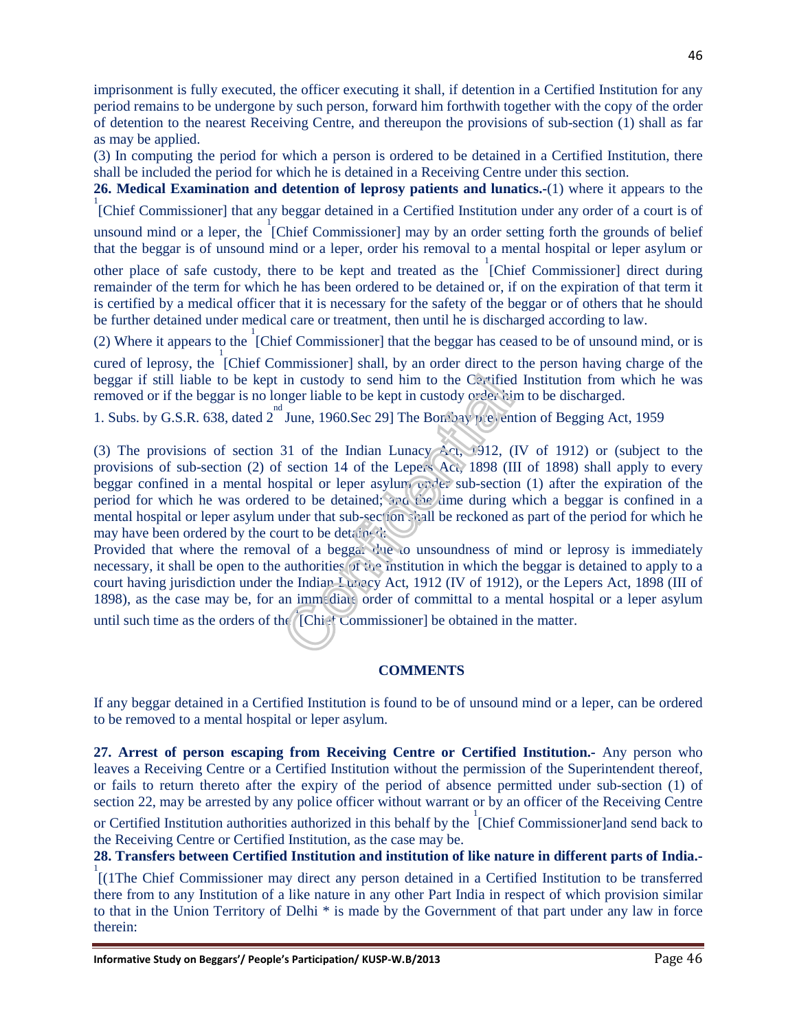imprisonment is fully executed, the officer executing it shall, if detention in a Certified Institution for any period remains to be undergone by such person, forward him forthwith together with the copy of the order of detention to the nearest Receiving Centre, and thereupon the provisions of sub-section (1) shall as far as may be applied.

(3) In computing the period for which a person is ordered to be detained in a Certified Institution, there shall be included the period for which he is detained in a Receiving Centre under this section.

**26. Medical Examination and detention of leprosy patients and lunatics.-**(1) where it appears to the [1][Chief Commissioner] that any beggar detained in a Certified Institution under any order of a court is of unsound mind or a leper, the [1][Chief Commissioner] may by an order setting forth the grounds of belief that the beggar is of unsound mind or a leper, order his removal to a mental hospital or leper asylum or other place of safe custody, there to be kept and treated as the [1][Chief Commissioner] direct during remainder of the term for which he has been ordered to be detained or, if on the expiration of that term it is certified by a medical officer that it is necessary for the safety of the beggar or of others that he should be further detained under medical care or treatment, then until he is discharged according to law.

(2) Where it appears to the [1][Chief Commissioner] that the beggar has ceased to be of unsound mind, or is cured of leprosy, the [1][Chief Commissioner] shall, by an order direct to the person having charge of the beggar if still liable to be kept in custody to send him to the Certified Institution from which he was removed or if the beggar is no longer liable to be kept in custody order him to be discharged.

1. Subs. by G.S.R. 638, dated 2[nd] June, 1960.Sec 29] The Bombay prevention of Begging Act, 1959

(3) The provisions of section 31 of the Indian Lunacy Act, 1912, (IV of 1912) or (subject to the provisions of sub-section (2) of section 14 of the Lepers Act, 1898 (III of 1898) shall apply to every beggar confined in a mental hospital or leper asylum under sub-section (1) after the expiration of the period for which he was ordered to be detained; and the time during which a beggar is confined in a mental hospital or leper asylum under that sub-section shall be reckoned as part of the period for which he may have been ordered by the court to be detained:

Provided that where the removal of a beggar due to unsoundness of mind or leprosy is immediately necessary, it shall be open to the authorities of the institution in which the beggar is detained to apply to a court having jurisdiction under the Indian Lunacy Act, 1912 (IV of 1912), or the Lepers Act, 1898 (III of 1898), as the case may be, for an immediate order of committal to a mental hospital or a leper asylum until such time as the orders of the [1][Chief Commissioner] be obtained in the matter.

**COMMENTS**

If any beggar detained in a Certified Institution is found to be of unsound mind or a leper, can be ordered to be removed to a mental hospital or leper asylum.

**27. Arrest of person escaping from Receiving Centre or Certified Institution.-** Any person who leaves a Receiving Centre or a Certified Institution without the permission of the Superintendent thereof, or fails to return thereto after the expiry of the period of absence permitted under sub-section (1) of section 22, may be arrested by any police officer without warrant or by an officer of the Receiving Centre or Certified Institution authorities authorized in this behalf by the [1][Chief Commissioner]and send back to the Receiving Centre or Certified Institution, as the case may be.

**28. Transfers between Certified Institution and institution of like nature in different parts of India.-** [1][(1The Chief Commissioner may direct any person detained in a Certified Institution to be transferred there from to any Institution of a like nature in any other Part India in respect of which provision similar to that in the Union Territory of Delhi * is made by the Government of that part under any law in force therein: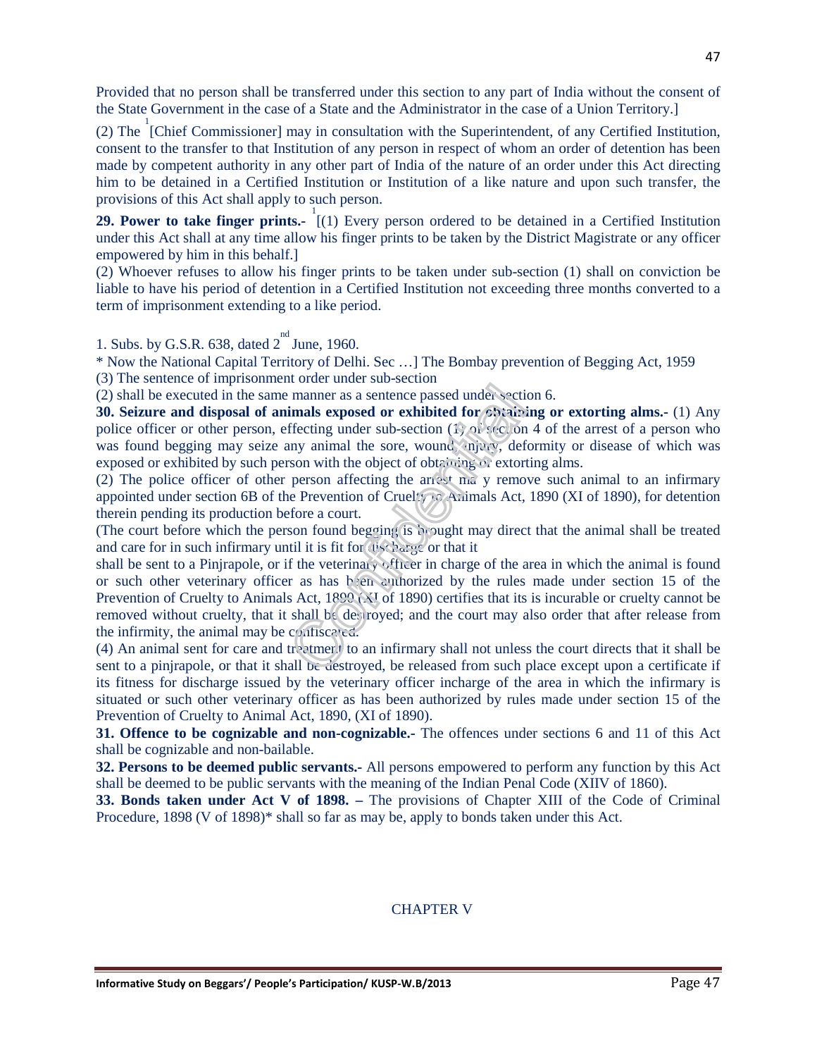Provided that no person shall be transferred under this section to any part of India without the consent of the State Government in the case of a State and the Administrator in the case of a Union Territory.]

(2) The [1][Chief Commissioner] may in consultation with the Superintendent, of any Certified Institution, consent to the transfer to that Institution of any person in respect of whom an order of detention has been made by competent authority in any other part of India of the nature of an order under this Act directing him to be detained in a Certified Institution or Institution of a like nature and upon such transfer, the provisions of this Act shall apply to such person.

**29. Power to take finger prints.-** [1][(1) Every person ordered to be detained in a Certified Institution under this Act shall at any time allow his finger prints to be taken by the District Magistrate or any officer empowered by him in this behalf.]

(2) Whoever refuses to allow his finger prints to be taken under sub-section (1) shall on conviction be liable to have his period of detention in a Certified Institution not exceeding three months converted to a term of imprisonment extending to a like period.

1. Subs. by G.S.R. 638, dated 2nd June, 1960.

\* Now the National Capital Territory of Delhi. Sec …] The Bombay prevention of Begging Act, 1959

(3) The sentence of imprisonment order under sub-section

(2) shall be executed in the same manner as a sentence passed under section 6.

**30. Seizure and disposal of animals exposed or exhibited for obtaining or extorting alms.-** (1) Any police officer or other person, effecting under sub-section (1) of section 4 of the arrest of a person who was found begging may seize any animal the sore, wound, injury, deformity or disease of which was exposed or exhibited by such person with the object of obtaining or extorting alms.

(2) The police officer of other person affecting the arrest may remove such animal to an infirmary appointed under section 6B of the Prevention of Cruelty to Animals Act, 1890 (XI of 1890), for detention therein pending its production before a court.

(The court before which the person found begging is brought may direct that the animal shall be treated and care for in such infirmary until it is fit for discharge or that it shall be sent to a Pinjrapole, or if the veterinary officer in charge of the area in which the animal is found or such other veterinary officer as has been authorized by the rules made under section 15 of the Prevention of Cruelty to Animals Act, 1890 (XI of 1890) certifies that its is incurable or cruelty cannot be removed without cruelty, that it shall be destroyed; and the court may also order that after release from the infirmity, the animal may be confiscated.

(4) An animal sent for care and treatment to an infirmary shall not unless the court directs that it shall be sent to a pinjrapole, or that it shall be destroyed, be released from such place except upon a certificate if its fitness for discharge issued by the veterinary officer incharge of the area in which the infirmary is situated or such other veterinary officer as has been authorized by rules made under section 15 of the Prevention of Cruelty to Animal Act, 1890, (XI of 1890).

**31. Offence to be cognizable and non-cognizable.-** The offences under sections 6 and 11 of this Act shall be cognizable and non-bailable.

**32. Persons to be deemed public servants.-** All persons empowered to perform any function by this Act shall be deemed to be public servants with the meaning of the Indian Penal Code (XIIV of 1860).

**33. Bonds taken under Act V of 1898. –** The provisions of Chapter XIII of the Code of Criminal Procedure, 1898 (V of 1898)\* shall so far as may be, apply to bonds taken under this Act.

## CHAPTER V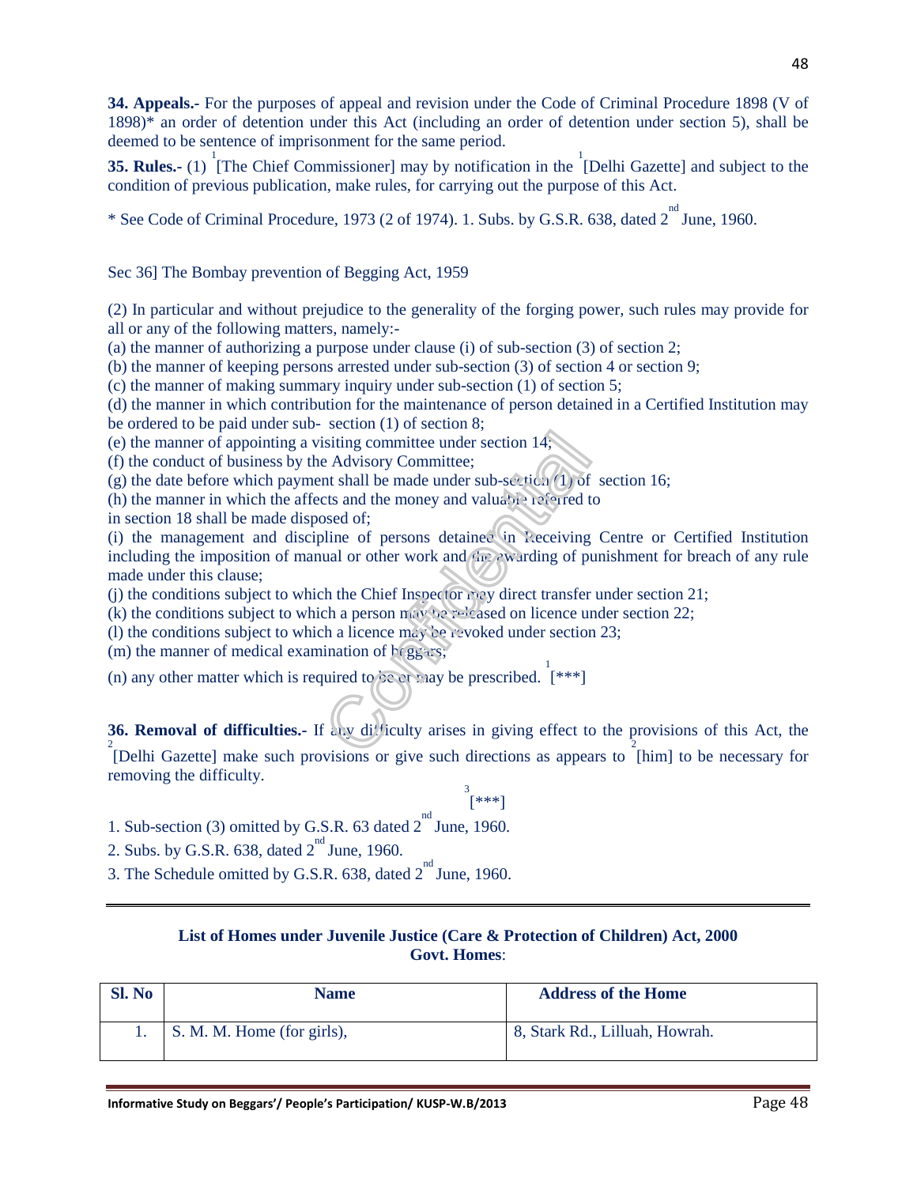**34. Appeals.-** For the purposes of appeal and revision under the Code of Criminal Procedure 1898 (V of 1898)* an order of detention under this Act (including an order of detention under section 5), shall be deemed to be sentence of imprisonment for the same period.

**35. Rules.-** (1) [1][The Chief Commissioner] may by notification in the [1][Delhi Gazette] and subject to the condition of previous publication, make rules, for carrying out the purpose of this Act.

* See Code of Criminal Procedure, 1973 (2 of 1974). 1. Subs. by G.S.R. 638, dated 2nd June, 1960.

Sec 36] The Bombay prevention of Begging Act, 1959

(2) In particular and without prejudice to the generality of the forging power, such rules may provide for all or any of the following matters, namely:-

(a) the manner of authorizing a purpose under clause (i) of sub-section (3) of section 2;

(b) the manner of keeping persons arrested under sub-section (3) of section 4 or section 9;

(c) the manner of making summary inquiry under sub-section (1) of section 5;

(d) the manner in which contribution for the maintenance of person detained in a Certified Institution may be ordered to be paid under sub- section (1) of section 8;

(e) the manner of appointing a visiting committee under section 14;

(f) the conduct of business by the Advisory Committee;

(g) the date before which payment shall be made under sub-section (1) of section 16;

(h) the manner in which the affects and the money and valuable referred to in section 18 shall be made disposed of;

(i) the management and discipline of persons detained in Receiving Centre or Certified Institution including the imposition of manual or other work and the awarding of punishment for breach of any rule made under this clause;

(j) the conditions subject to which the Chief Inspector may direct transfer under section 21;

(k) the conditions subject to which a person may be released on licence under section 22;

(l) the conditions subject to which a licence may be revoked under section 23;

(m) the manner of medical examination of beggars;

(n) any other matter which is required to be or may be prescribed. [1][***]

**36. Removal of difficulties.-** If any difficulty arises in giving effect to the provisions of this Act, the [2][Delhi Gazette] make such provisions or give such directions as appears to [2][him] to be necessary for removing the difficulty.

[3][***]

1. Sub-section (3) omitted by G.S.R. 63 dated 2nd June, 1960.
2. Subs. by G.S.R. 638, dated 2nd June, 1960.
3. The Schedule omitted by G.S.R. 638, dated 2nd June, 1960.

---

**List of Homes under Juvenile Justice (Care & Protection of Children) Act, 2000**
**Govt. Homes**:

| Sl. No | Name | Address of the Home |
|---|---|---|
| 1. | S. M. M. Home (for girls), | 8, Stark Rd., Lilluah, Howrah. |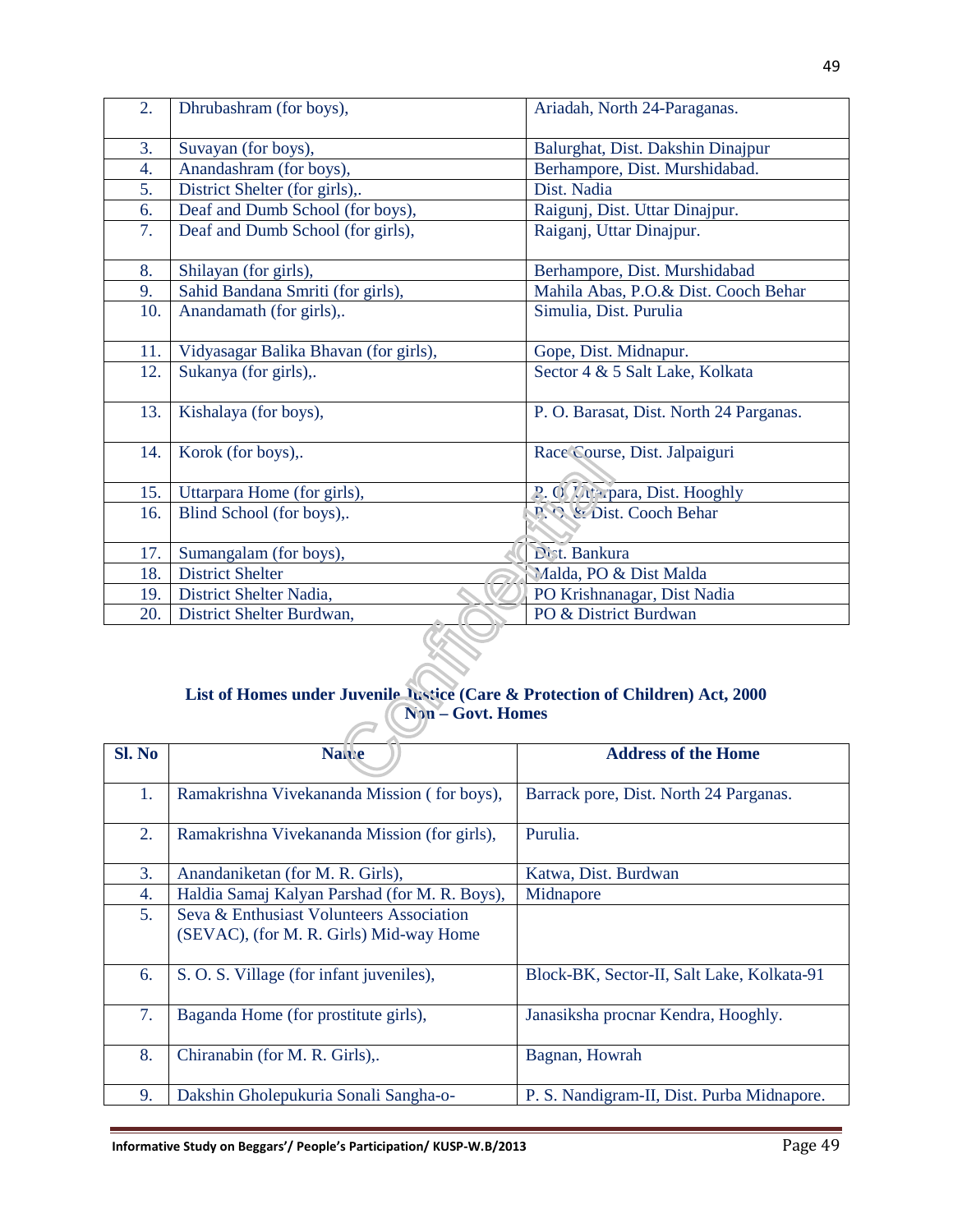| | | |
|---|---|---|
| 2. | Dhrubashram (for boys), | Ariadah, North 24-Paraganas. |
| 3. | Suvayan (for boys), | Balurghat, Dist. Dakshin Dinajpur |
| 4. | Anandashram (for boys), | Berhampore, Dist. Murshidabad. |
| 5. | District Shelter (for girls),. | Dist. Nadia |
| 6. | Deaf and Dumb School (for boys), | Raigunj, Dist. Uttar Dinajpur. |
| 7. | Deaf and Dumb School (for girls), | Raiganj, Uttar Dinajpur. |
| 8. | Shilayan (for girls), | Berhampore, Dist. Murshidabad |
| 9. | Sahid Bandana Smriti (for girls), | Mahila Abas, P.O.& Dist. Cooch Behar |
| 10. | Anandamath (for girls),. | Simulia, Dist. Purulia |
| 11. | Vidyasagar Balika Bhavan (for girls), | Gope, Dist. Midnapur. |
| 12. | Sukanya (for girls),. | Sector 4 & 5 Salt Lake, Kolkata |
| 13. | Kishalaya (for boys), | P. O. Barasat, Dist. North 24 Parganas. |
| 14. | Korok (for boys),. | Race Course, Dist. Jalpaiguri |
| 15. | Uttarpara Home (for girls), | P. O. Uttarpara, Dist. Hooghly |
| 16. | Blind School (for boys),. | P. O. & Dist. Cooch Behar |
| 17. | Sumangalam (for boys), | Dist. Bankura |
| 18. | District Shelter | Malda, PO & Dist Malda |
| 19. | District Shelter Nadia, | PO Krishnanagar, Dist Nadia |
| 20. | District Shelter Burdwan, | PO & District Burdwan |

**List of Homes under Juvenile Justice (Care & Protection of Children) Act, 2000**
**Non – Govt. Homes**

| Sl. No | Name | Address of the Home |
|---|---|---|
| 1. | Ramakrishna Vivekananda Mission ( for boys), | Barrack pore, Dist. North 24 Parganas. |
| 2. | Ramakrishna Vivekananda Mission (for girls), | Purulia. |
| 3. | Anandaniketan (for M. R. Girls), | Katwa, Dist. Burdwan |
| 4. | Haldia Samaj Kalyan Parshad (for M. R. Boys), | Midnapore |
| 5. | Seva & Enthusiast Volunteers Association (SEVAC), (for M. R. Girls) Mid-way Home | |
| 6. | S. O. S. Village (for infant juveniles), | Block-BK, Sector-II, Salt Lake, Kolkata-91 |
| 7. | Baganda Home (for prostitute girls), | Janasiksha procnar Kendra, Hooghly. |
| 8. | Chiranabin (for M. R. Girls),. | Bagnan, Howrah |
| 9. | Dakshin Gholepukuria Sonali Sangha-o- | P. S. Nandigram-II, Dist. Purba Midnapore. |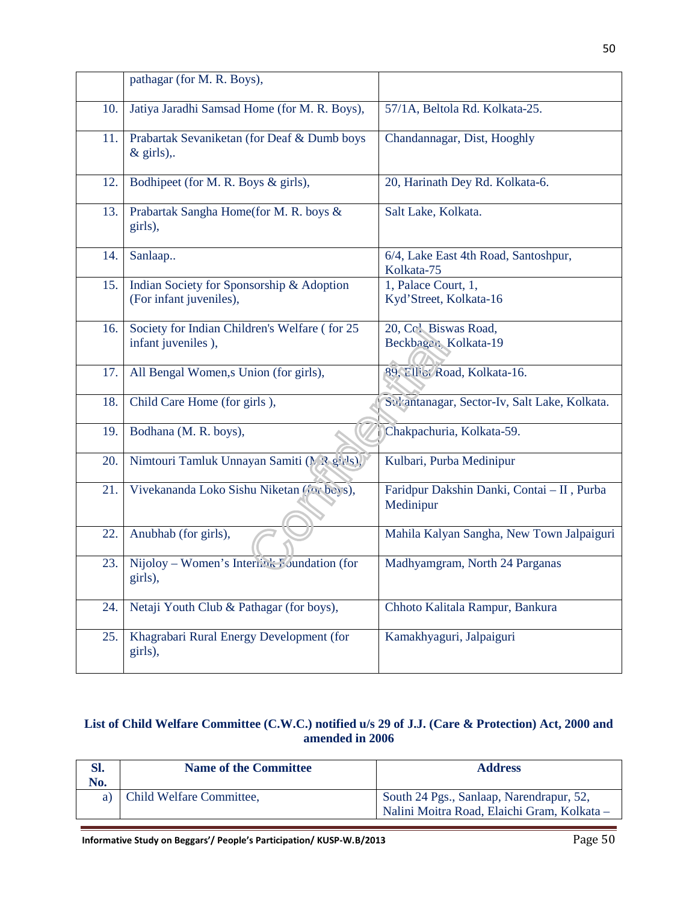|  |  |  |
|---|---|---|
|  | pathagar (for M. R. Boys), |  |
| 10. | Jatiya Jaradhi Samsad Home (for M. R. Boys), | 57/1A, Beltola Rd. Kolkata-25. |
| 11. | Prabartak Sevaniketan (for Deaf & Dumb boys & girls),. | Chandannagar, Dist, Hooghly |
| 12. | Bodhipeet (for M. R. Boys & girls), | 20, Harinath Dey Rd. Kolkata-6. |
| 13. | Prabartak Sangha Home(for M. R. boys & girls), | Salt Lake, Kolkata. |
| 14. | Sanlaap.. | 6/4, Lake East 4th Road, Santoshpur, Kolkata-75 |
| 15. | Indian Society for Sponsorship & Adoption (For infant juveniles), | 1, Palace Court, 1, Kyd'Street, Kolkata-16 |
| 16. | Society for Indian Children's Welfare ( for 25 infant juveniles ), | 20, Col. Biswas Road, Beckbagan, Kolkata-19 |
| 17. | All Bengal Women,s Union (for girls), | 89, Elliot Road, Kolkata-16. |
| 18. | Child Care Home (for girls ), | Sukantanagar, Sector-Iv, Salt Lake, Kolkata. |
| 19. | Bodhana (M. R. boys), | Chakpachuria, Kolkata-59. |
| 20. | Nimtouri Tamluk Unnayan Samiti (M.R.girls), | Kulbari, Purba Medinipur |
| 21. | Vivekananda Loko Sishu Niketan (for boys), | Faridpur Dakshin Danki, Contai – II , Purba Medinipur |
| 22. | Anubhab (for girls), | Mahila Kalyan Sangha, New Town Jalpaiguri |
| 23. | Nijoloy – Women's Interlink Foundation (for girls), | Madhyamgram, North 24 Parganas |
| 24. | Netaji Youth Club & Pathagar (for boys), | Chhoto Kalitala Rampur, Bankura |
| 25. | Khagrabari Rural Energy Development (for girls), | Kamakhyaguri, Jalpaiguri |

**List of Child Welfare Committee (C.W.C.) notified u/s 29 of J.J. (Care & Protection) Act, 2000 and amended in 2006**

| Sl. No. | Name of the Committee | Address |
|---|---|---|
| a) | Child Welfare Committee, | South 24 Pgs., Sanlaap, Narendrapur, 52, Nalini Moitra Road, Elaichi Gram, Kolkata – |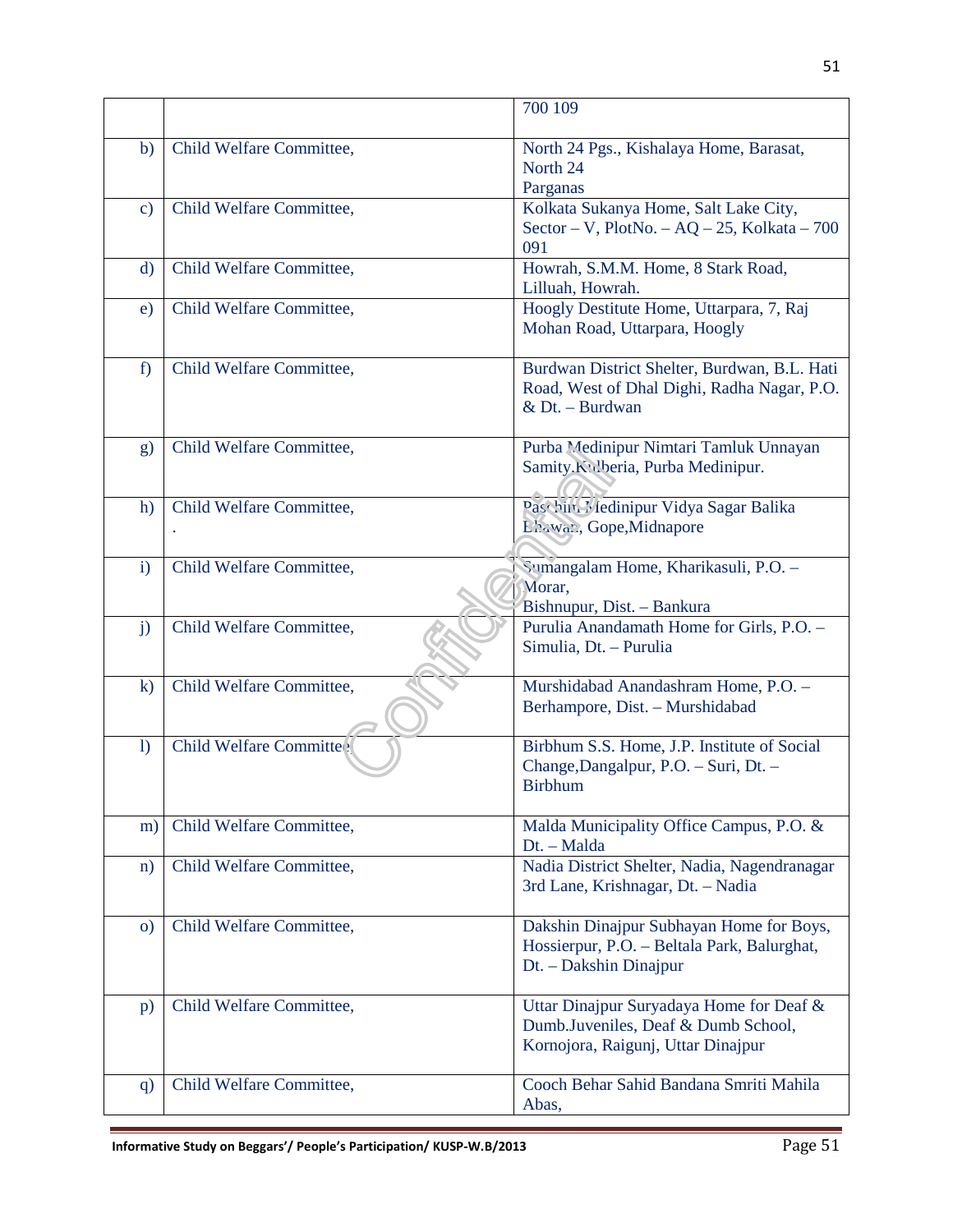| | | |
|---|---|---|
| | | 700 109 |
| b) | Child Welfare Committee, | North 24 Pgs., Kishalaya Home, Barasat, North 24 Parganas |
| c) | Child Welfare Committee, | Kolkata Sukanya Home, Salt Lake City, Sector – V, PlotNo. – AQ – 25, Kolkata – 700 091 |
| d) | Child Welfare Committee, | Howrah, S.M.M. Home, 8 Stark Road, Lilluah, Howrah. |
| e) | Child Welfare Committee, | Hoogly Destitute Home, Uttarpara, 7, Raj Mohan Road, Uttarpara, Hoogly |
| f) | Child Welfare Committee, | Burdwan District Shelter, Burdwan, B.L. Hati Road, West of Dhal Dighi, Radha Nagar, P.O. & Dt. – Burdwan |
| g) | Child Welfare Committee, | Purba Medinipur Nimtari Tamluk Unnayan Samity,Kalberia, Purba Medinipur. |
| h) | Child Welfare Committee, . | Paschim Medinipur Vidya Sagar Balika Bhawan, Gope,Midnapore |
| i) | Child Welfare Committee, | Sumangalam Home, Kharikasuli, P.O. – Morar, Bishnupur, Dist. – Bankura |
| j) | Child Welfare Committee, | Purulia Anandamath Home for Girls, P.O. – Simulia, Dt. – Purulia |
| k) | Child Welfare Committee, | Murshidabad Anandashram Home, P.O. – Berhampore, Dist. – Murshidabad |
| l) | Child Welfare Committee, | Birbhum S.S. Home, J.P. Institute of Social Change,Dangalpur, P.O. – Suri, Dt. – Birbhum |
| m) | Child Welfare Committee, | Malda Municipality Office Campus, P.O. & Dt. – Malda |
| n) | Child Welfare Committee, | Nadia District Shelter, Nadia, Nagendranagar 3rd Lane, Krishnagar, Dt. – Nadia |
| o) | Child Welfare Committee, | Dakshin Dinajpur Subhayan Home for Boys, Hossierpur, P.O. – Beltala Park, Balurghat, Dt. – Dakshin Dinajpur |
| p) | Child Welfare Committee, | Uttar Dinajpur Suryadaya Home for Deaf & Dumb.Juveniles, Deaf & Dumb School, Kornojora, Raigunj, Uttar Dinajpur |
| q) | Child Welfare Committee, | Cooch Behar Sahid Bandana Smriti Mahila Abas, |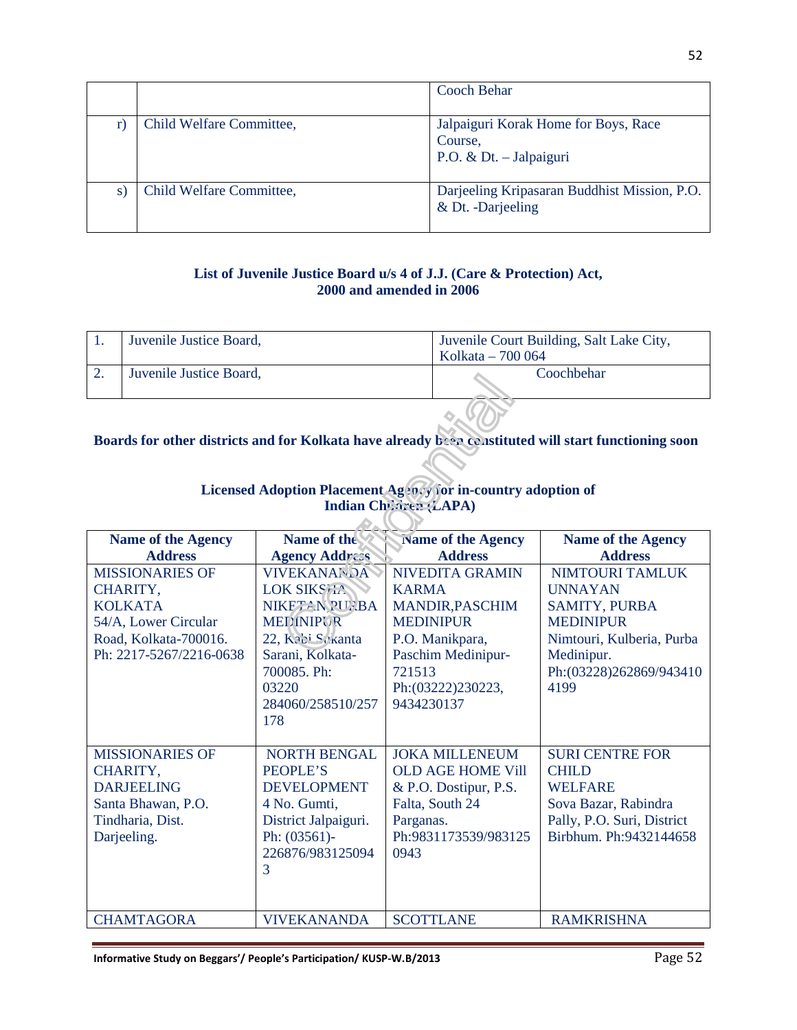| | | Cooch Behar |
|---|---|---|
| r) | Child Welfare Committee, | Jalpaiguri Korak Home for Boys, Race Course, P.O. & Dt. – Jalpaiguri |
| s) | Child Welfare Committee, | Darjeeling Kripasaran Buddhist Mission, P.O. & Dt. -Darjeeling |

**List of Juvenile Justice Board u/s 4 of J.J. (Care & Protection) Act, 2000 and amended in 2006**

| 1. | Juvenile Justice Board, | Juvenile Court Building, Salt Lake City, Kolkata – 700 064 |
|---|---|---|
| 2. | Juvenile Justice Board, | Coochbehar |

**Boards for other districts and for Kolkata have already been constituted will start functioning soon**

**Licensed Adoption Placement Agency for in-country adoption of Indian Children (LAPA)**

| Name of the Agency Address | Name of the Agency Address | Name of the Agency Address | Name of the Agency Address |
|---|---|---|---|
| MISSIONARIES OF CHARITY, KOLKATA 54/A, Lower Circular Road, Kolkata-700016. Ph: 2217-5267/2216-0638 | VIVEKANANDA LOK SIKSHA NIKETAN,PURBA MEDINIPUR 22, Kabi Sukanta Sarani, Kolkata-700085. Ph: 03220 284060/258510/257178 | NIVEDITA GRAMIN KARMA MANDIR,PASCHIM MEDINIPUR P.O. Manikpara, Paschim Medinipur-721513 Ph:(03222)230223, 9434230137 | NIMTOURI TAMLUK UNNAYAN SAMITY, PURBA MEDINIPUR Nimtouri, Kulberia, Purba Medinipur. Ph:(03228)262869/9434104199 |
| MISSIONARIES OF CHARITY, DARJEELING Santa Bhawan, P.O. Tindharia, Dist. Darjeeling. | NORTH BENGAL PEOPLE'S DEVELOPMENT 4 No. Gumti, District Jalpaiguri. Ph: (03561)-226876/9831250943 | JOKA MILLENEUM OLD AGE HOME Vill & P.O. Dostipur, P.S. Falta, South 24 Parganas. Ph:9831173539/9831250943 | SURI CENTRE FOR CHILD WELFARE Sova Bazar, Rabindra Pally, P.O. Suri, District Birbhum. Ph:9432144658 |
| CHAMTAGORA | VIVEKANANDA | SCOTTLANE | RAMKRISHNA |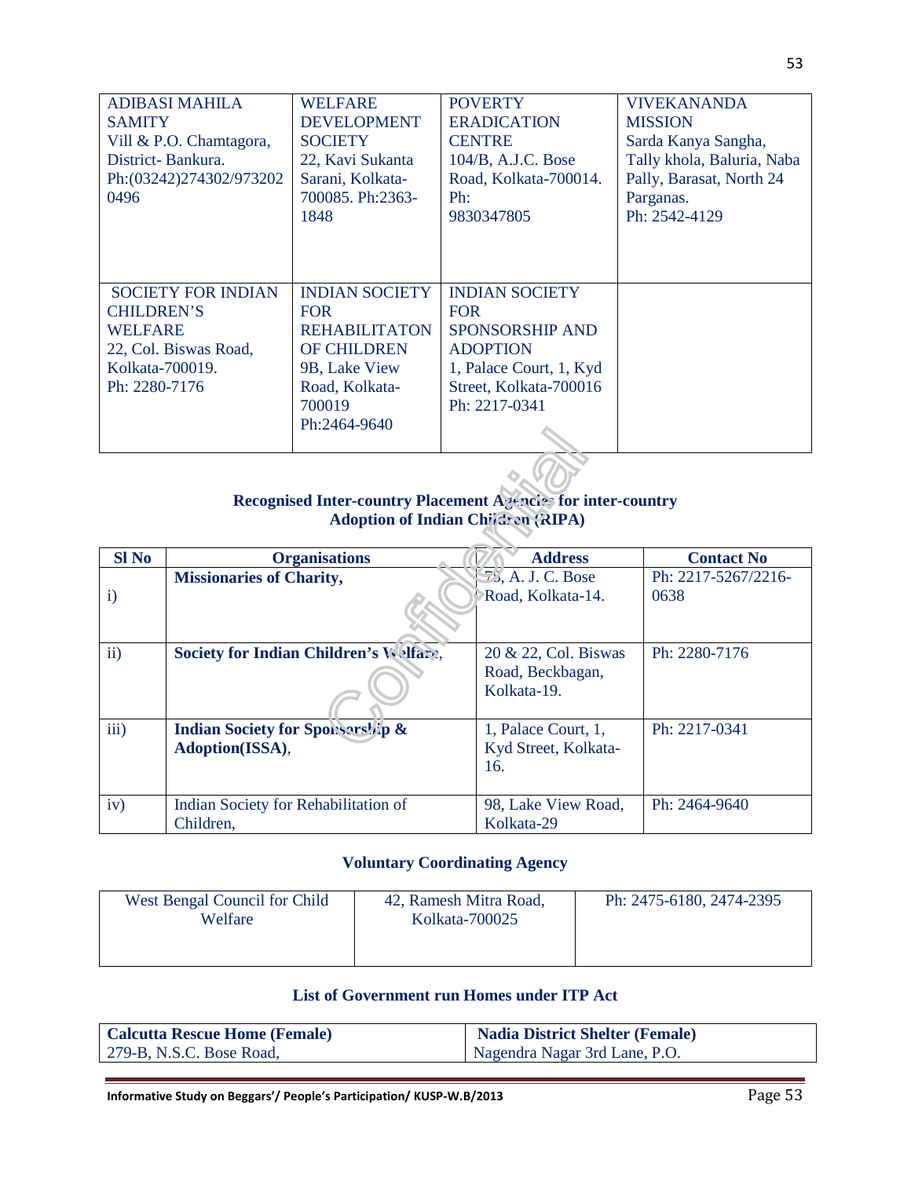| ADIBASI MAHILA SAMITY<br>Vill & P.O. Chamtagora, District- Bankura.<br>Ph:(03242)274302/9732020496 | WELFARE DEVELOPMENT SOCIETY<br>22, Kavi Sukanta Sarani, Kolkata-700085. Ph:2363-1848 | POVERTY ERADICATION CENTRE<br>104/B, A.J.C. Bose Road, Kolkata-700014.<br>Ph: 9830347805 | VIVEKANANDA MISSION<br>Sarda Kanya Sangha, Tally khola, Baluria, Naba Pally, Barasat, North 24 Parganas.<br>Ph: 2542-4129 |
|---|---|---|---|
| SOCIETY FOR INDIAN CHILDREN'S WELFARE<br>22, Col. Biswas Road, Kolkata-700019.<br>Ph: 2280-7176 | INDIAN SOCIETY FOR REHABILITATON OF CHILDREN<br>9B, Lake View Road, Kolkata-700019<br>Ph:2464-9640 | INDIAN SOCIETY FOR SPONSORSHIP AND ADOPTION<br>1, Palace Court, 1, Kyd Street, Kolkata-700016<br>Ph: 2217-0341 | |

**Recognised Inter-country Placement Agencies for inter-country Adoption of Indian Children (RIPA)**

| Sl No | Organisations | Address | Contact No |
|---|---|---|---|
| i) | **Missionaries of Charity,** | 78, A. J. C. Bose Road, Kolkata-14. | Ph: 2217-5267/2216-0638 |
| ii) | **Society for Indian Children's Welfare,** | 20 & 22, Col. Biswas Road, Beckbagan, Kolkata-19. | Ph: 2280-7176 |
| iii) | **Indian Society for Sponsorship & Adoption(ISSA),** | 1, Palace Court, 1, Kyd Street, Kolkata-16. | Ph: 2217-0341 |
| iv) | Indian Society for Rehabilitation of Children, | 98, Lake View Road, Kolkata-29 | Ph: 2464-9640 |

**Voluntary Coordinating Agency**

| West Bengal Council for Child Welfare | 42, Ramesh Mitra Road, Kolkata-700025 | Ph: 2475-6180, 2474-2395 |
|---|---|---|

**List of Government run Homes under ITP Act**

| **Calcutta Rescue Home (Female)** | **Nadia District Shelter (Female)** |
|---|---|
| 279-B, N.S.C. Bose Road, | Nagendra Nagar 3rd Lane, P.O. |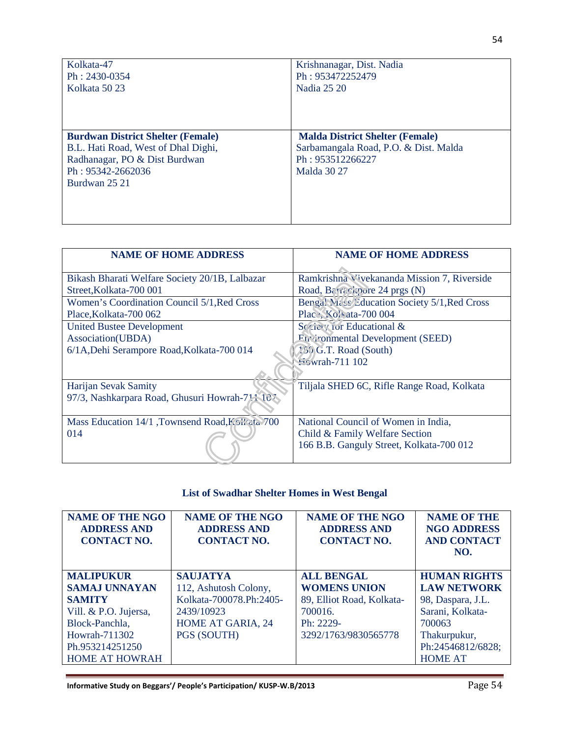| | |
|---|---|
| Kolkata-47<br>Ph : 2430-0354<br>Kolkata 50 23 | Krishnanagar, Dist. Nadia<br>Ph : 953472252479<br>Nadia 25 20 |
| **Burdwan District Shelter (Female)**<br>B.L. Hati Road, West of Dhal Dighi,<br>Radhanagar, PO & Dist Burdwan<br>Ph : 95342-2662036<br>Burdwan 25 21 | **Malda District Shelter (Female)**<br>Sarbamangala Road, P.O. & Dist. Malda<br>Ph : 953512266227<br>Malda 30 27 |

| NAME OF HOME ADDRESS | NAME OF HOME ADDRESS |
|---|---|
| Bikash Bharati Welfare Society 20/1B, Lalbazar Street,Kolkata-700 001 | Ramkrishna Vivekananda Mission 7, Riverside Road, Barrackpore 24 prgs (N) |
| Women's Coordination Council 5/1,Red Cross Place,Kolkata-700 062 | Bengal Mass Education Society 5/1,Red Cross Place, Kolkata-700 004 |
| United Bustee Development Association(UBDA)<br>6/1A,Dehi Serampore Road,Kolkata-700 014 | Society for Educational & Environmental Development (SEED)<br>259 G.T. Road (South)<br>Howrah-711 102 |
| Harijan Sevak Samity<br>97/3, Nashkarpara Road, Ghusuri Howrah-711 107 | Tiljala SHED 6C, Rifle Range Road, Kolkata |
| Mass Education 14/1 ,Townsend Road,Kolkata-700 014 | National Council of Women in India,<br>Child & Family Welfare Section<br>166 B.B. Ganguly Street, Kolkata-700 012 |

### List of Swadhar Shelter Homes in West Bengal

| NAME OF THE NGO ADDRESS AND CONTACT NO. | NAME OF THE NGO ADDRESS AND CONTACT NO. | NAME OF THE NGO ADDRESS AND CONTACT NO. | NAME OF THE NGO ADDRESS AND CONTACT NO. |
|---|---|---|---|
| **MALIPUKUR SAMAJ UNNAYAN SAMITY**<br>Vill. & P.O. Jujersa, Block-Panchla, Howrah-711302<br>Ph.953214251250<br>HOME AT HOWRAH | **SAUJATYA**<br>112, Ashutosh Colony, Kolkata-700078.Ph:2405-2439/10923<br>HOME AT GARIA, 24 PGS (SOUTH) | **ALL BENGAL WOMENS UNION**<br>89, Elliot Road, Kolkata-700016.<br>Ph: 2229-3292/1763/9830565778 | **HUMAN RIGHTS LAW NETWORK**<br>98, Daspara, J.L. Sarani, Kolkata-700063<br>Thakurpukur, Ph:24546812/6828;<br>HOME AT |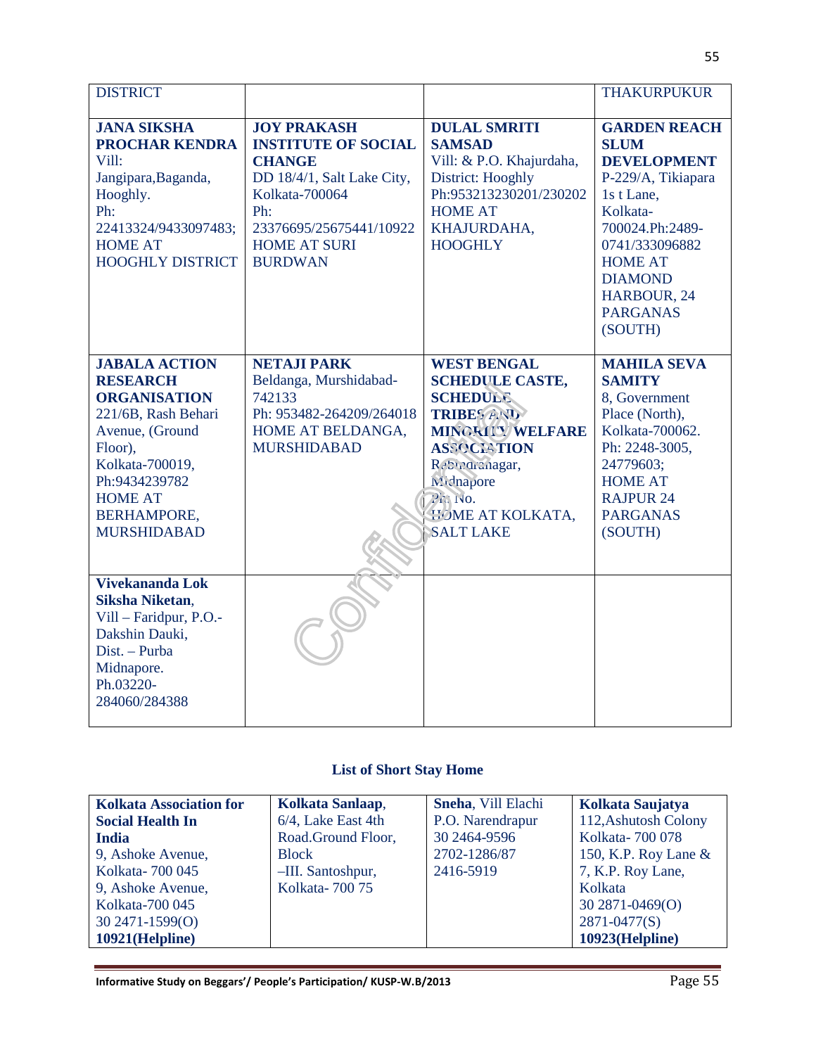| DISTRICT | | | THAKURPUKUR |
|---|---|---|---|
| **JANA SIKSHA PROCHAR KENDRA** Vill: Jangipara,Baganda, Hooghly. Ph: 22413324/9433097483; HOME AT HOOGHLY DISTRICT | **JOY PRAKASH INSTITUTE OF SOCIAL CHANGE** DD 18/4/1, Salt Lake City, Kolkata-700064 Ph: 23376695/25675441/10922 HOME AT SURI BURDWAN | **DULAL SMRITI SAMSAD** Vill: & P.O. Khajurdaha, District: Hooghly Ph:953213230201/230202 HOME AT KHAJURDAHA, HOOGHLY | **GARDEN REACH SLUM DEVELOPMENT** P-229/A, Tikiapara 1s t Lane, Kolkata-700024.Ph:2489-0741/333096882 HOME AT DIAMOND HARBOUR, 24 PARGANAS (SOUTH) |
| **JABALA ACTION RESEARCH ORGANISATION** 221/6B, Rash Behari Avenue, (Ground Floor), Kolkata-700019, Ph:9434239782 HOME AT BERHAMPORE, MURSHIDABAD | **NETAJI PARK** Beldanga, Murshidabad-742133 Ph: 953482-264209/264018 HOME AT BELDANGA, MURSHIDABAD | **WEST BENGAL SCHEDULE CASTE, SCHEDULE TRIBES AND MINORITY WELFARE ASSOCIATION** Rabindranagar, Midnapore Ph. No. HOME AT KOLKATA, SALT LAKE | **MAHILA SEVA SAMITY** 8, Government Place (North), Kolkata-700062. Ph: 2248-3005, 24779603; HOME AT RAJPUR 24 PARGANAS (SOUTH) |
| **Vivekananda Lok Siksha Niketan**, Vill – Faridpur, P.O.-Dakshin Dauki, Dist. – Purba Midnapore. Ph.03220-284060/284388 | | | |

**List of Short Stay Home**

| **Kolkata Association for Social Health In India** 9, Ashoke Avenue, Kolkata- 700 045 9, Ashoke Avenue, Kolkata-700 045 30 2471-1599(O) **10921(Helpline)** | **Kolkata Sanlaap**, 6/4, Lake East 4th Road.Ground Floor, Block –III. Santoshpur, Kolkata- 700 75 | **Sneha**, Vill Elachi P.O. Narendrapur 30 2464-9596 2702-1286/87 2416-5919 | **Kolkata Saujatya** 112,Ashutosh Colony Kolkata- 700 078 150, K.P. Roy Lane & 7, K.P. Roy Lane, Kolkata 30 2871-0469(O) 2871-0477(S) **10923(Helpline)** |
|---|---|---|---|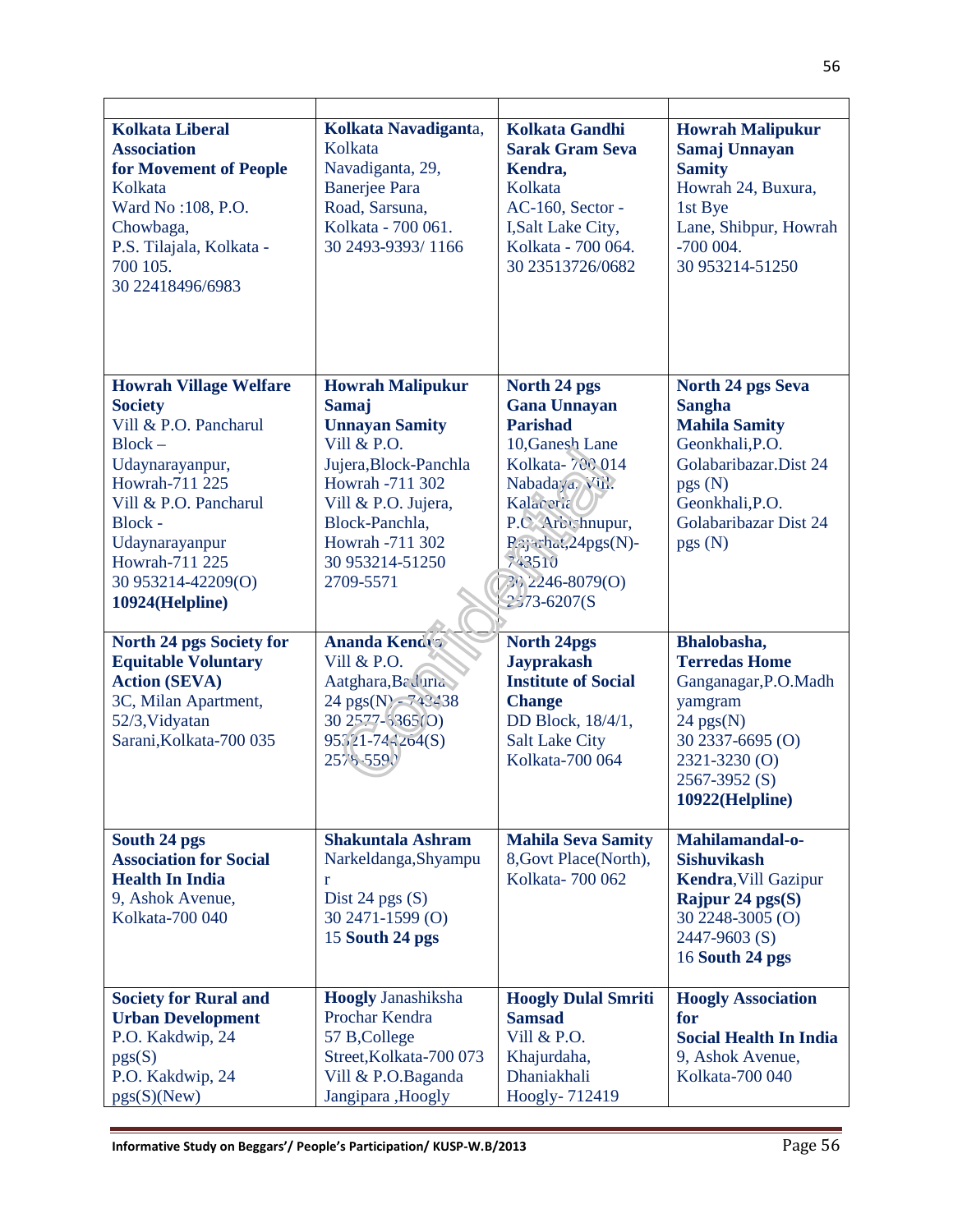| | | | |
|---|---|---|---|
| **Kolkata Liberal Association for Movement of People** Kolkata Ward No :108, P.O. Chowbaga, P.S. Tilajala, Kolkata - 700 105. 30 22418496/6983 | **Kolkata Navadiganta**, Kolkata Navadiganta, 29, Banerjee Para Road, Sarsuna, Kolkata - 700 061. 30 2493-9393/ 1166 | **Kolkata Gandhi Sarak Gram Seva Kendra,** Kolkata AC-160, Sector - I,Salt Lake City, Kolkata - 700 064. 30 23513726/0682 | **Howrah Malipukur Samaj Unnayan Samity** Howrah 24, Buxura, 1st Bye Lane, Shibpur, Howrah -700 004. 30 953214-51250 |
| **Howrah Village Welfare Society** Vill & P.O. Pancharul Block – Udaynarayanpur, Howrah-711 225 Vill & P.O. Pancharul Block - Udaynarayanpur Howrah-711 225 30 953214-42209(O) **10924(Helpline)** | **Howrah Malipukur Samaj Unnayan Samity** Vill & P.O. Jujera,Block-Panchla Howrah -711 302 Vill & P.O. Jujera, Block-Panchla, Howrah -711 302 30 953214-51250 2709-5571 | **North 24 pgs Gana Unnayan Parishad** 10,Ganesh Lane Kolkata- 700 014 Nabadaya, Vill. Kalaberia P.O. Arbeshnupur, Rajarhat,24pgs(N)-743510 30 2246-8079(O) 2573-6207(S | **North 24 pgs Seva Sangha Mahila Samity** Geonkhali,P.O. Golabaribazar.Dist 24 pgs (N) Geonkhali,P.O. Golabaribazar Dist 24 pgs (N) |
| **North 24 pgs Society for Equitable Voluntary Action (SEVA)** 3C, Milan Apartment, 52/3,Vidyatan Sarani,Kolkata-700 035 | **Ananda Kendra** Vill & P.O. Aatghara,Baduria 24 pgs(N) - 743438 30 2577-6365(O) 95321-744264(S) 2578-5590 | **North 24pgs Jayprakash Institute of Social Change** DD Block, 18/4/1, Salt Lake City Kolkata-700 064 | **Bhalobasha, Terredas Home** Ganganagar,P.O.Madhyamgram 24 pgs(N) 30 2337-6695 (O) 2321-3230 (O) 2567-3952 (S) **10922(Helpline)** |
| **South 24 pgs Association for Social Health In India** 9, Ashok Avenue, Kolkata-700 040 | **Shakuntala Ashram** Narkeldanga,Shyampur Dist 24 pgs (S) 30 2471-1599 (O) 15 **South 24 pgs** | **Mahila Seva Samity** 8,Govt Place(North), Kolkata- 700 062 | **Mahilamandal-o-Sishuvikash Kendra**,Vill Gazipur **Rajpur 24 pgs(S)** 30 2248-3005 (O) 2447-9603 (S) 16 **South 24 pgs** |
| **Society for Rural and Urban Development** P.O. Kakdwip, 24 pgs(S) P.O. Kakdwip, 24 pgs(S)(New) | **Hoogly** Janashiksha Prochar Kendra 57 B,College Street,Kolkata-700 073 Vill & P.O.Baganda Jangipara ,Hoogly | **Hoogly Dulal Smriti Samsad** Vill & P.O. Khajurdaha, Dhaniakhali Hoogly- 712419 | **Hoogly Association for Social Health In India** 9, Ashok Avenue, Kolkata-700 040 |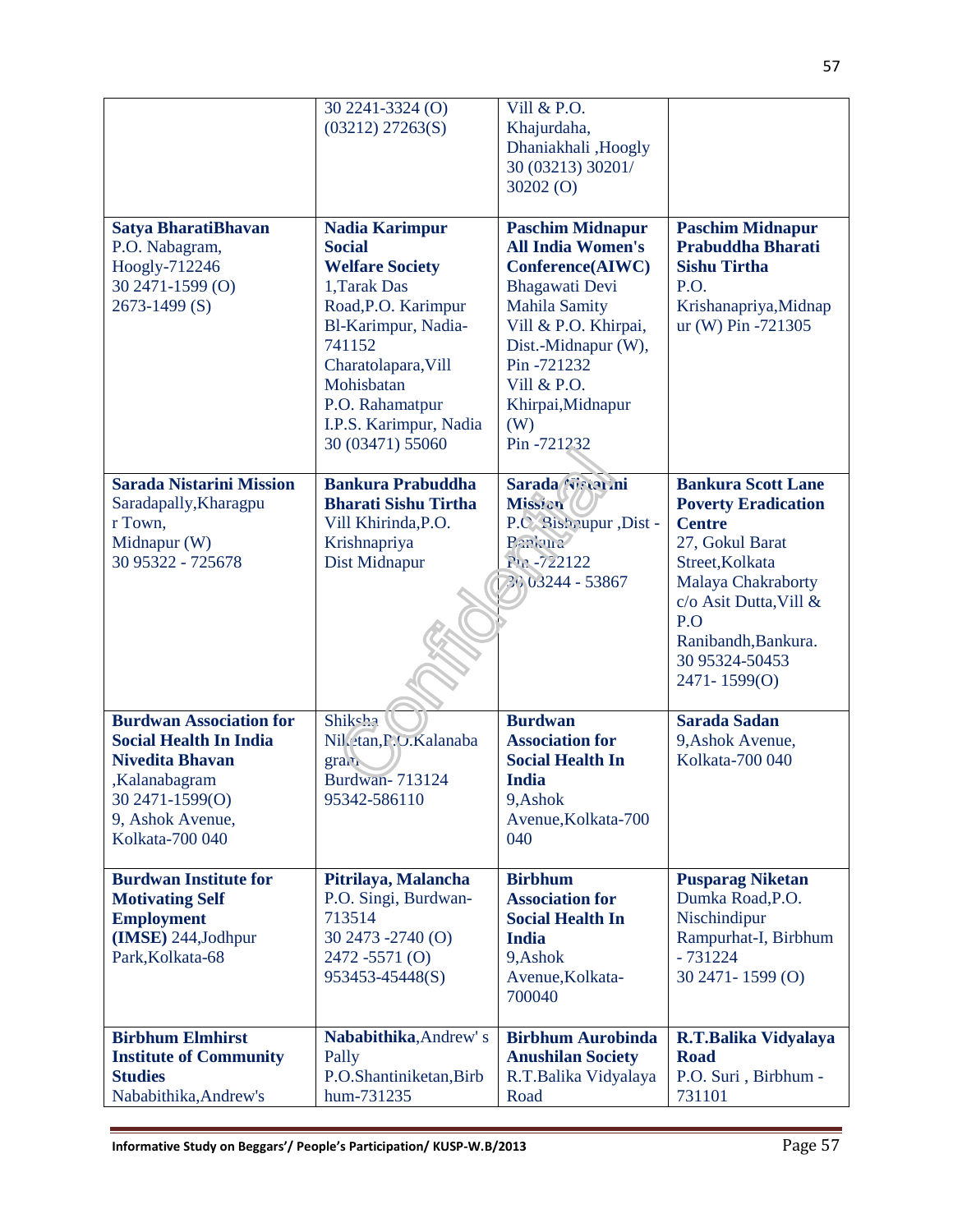|  |  |  |  |
|---|---|---|---|
|  | 30 2241-3324 (O)<br>(03212) 27263(S) | Vill & P.O.<br>Khajurdaha,<br>Dhaniakhali ,Hoogly<br>30 (03213) 30201/<br>30202 (O) |  |
| **Satya BharatiBhavan**<br>P.O. Nabagram,<br>Hoogly-712246<br>30 2471-1599 (O)<br>2673-1499 (S) | **Nadia Karimpur Social Welfare Society**<br>1,Tarak Das Road,P.O. Karimpur Bl-Karimpur, Nadia-741152<br>Charatolapara,Vill Mohisbatan<br>P.O. Rahamatpur<br>I.P.S. Karimpur, Nadia<br>30 (03471) 55060 | **Paschim Midnapur All India Women's Conference(AIWC)**<br>Bhagawati Devi Mahila Samity<br>Vill & P.O. Khirpai, Dist.-Midnapur (W), Pin -721232<br>Vill & P.O. Khirpai,Midnapur (W)<br>Pin -721232 | **Paschim Midnapur Prabuddha Bharati Sishu Tirtha**<br>P.O. Krishanapriya,Midnapur (W) Pin -721305 |
| **Sarada Nistarini Mission**<br>Saradapally,Kharagpur Town,<br>Midnapur (W)<br>30 95322 - 725678 | **Bankura Prabuddha Bharati Sishu Tirtha**<br>Vill Khirinda,P.O. Krishnapriya<br>Dist Midnapur | **Sarada Nistarini Mission**<br>P.O. Bishnupur ,Dist - Bankura<br>Pin -722122<br>30 03244 - 53867 | **Bankura Scott Lane Poverty Eradication Centre**<br>27, Gokul Barat Street,Kolkata<br>Malaya Chakraborty c/o Asit Dutta,Vill & P.O Ranibandh,Bankura.<br>30 95324-50453<br>2471- 1599(O) |
| **Burdwan Association for Social Health In India Nivedita Bhavan**<br>,Kalanabagram<br>30 2471-1599(O)<br>9, Ashok Avenue, Kolkata-700 040 | Shiksha Niketan,P.O.Kalanabagram<br>Burdwan- 713124<br>95342-586110 | **Burdwan Association for Social Health In India**<br>9,Ashok Avenue,Kolkata-700 040 | **Sarada Sadan**<br>9,Ashok Avenue, Kolkata-700 040 |
| **Burdwan Institute for Motivating Self Employment (IMSE)** 244,Jodhpur Park,Kolkata-68 | **Pitrilaya, Malancha**<br>P.O. Singi, Burdwan-713514<br>30 2473 -2740 (O)<br>2472 -5571 (O)<br>953453-45448(S) | **Birbhum Association for Social Health In India**<br>9,Ashok Avenue,Kolkata-700040 | **Pusparag Niketan**<br>Dumka Road,P.O. Nischindipur<br>Rampurhat-I, Birbhum - 731224<br>30 2471- 1599 (O) |
| **Birbhum Elmhirst Institute of Community Studies**<br>Nababithika,Andrew's | **Nababithika**,Andrew' s Pally<br>P.O.Shantiniketan,Birbhum-731235 | **Birbhum Aurobinda Anushilan Society**<br>R.T.Balika Vidyalaya Road | **R.T.Balika Vidyalaya Road**<br>P.O. Suri , Birbhum - 731101 |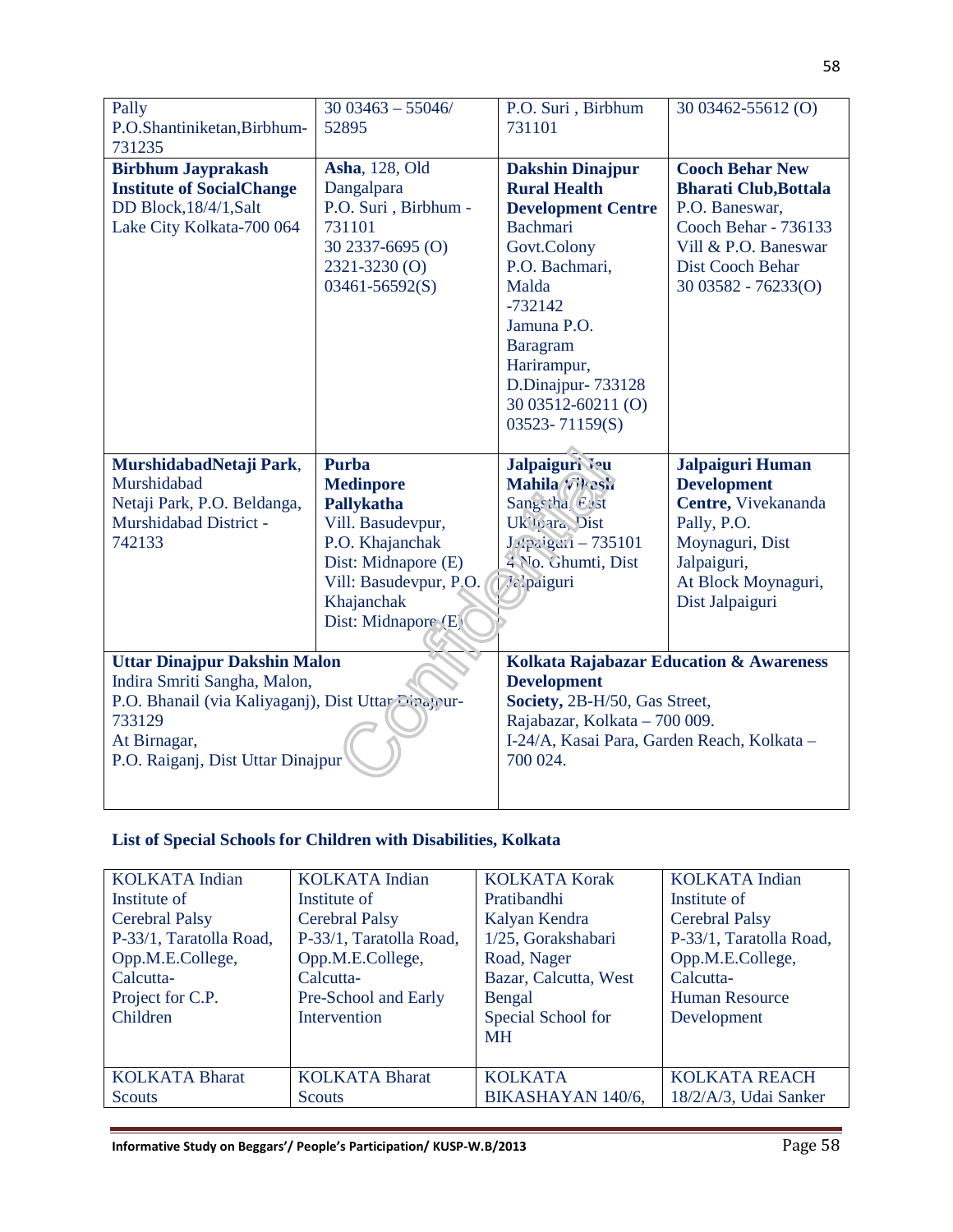| Pally P.O.Shantiniketan,Birbhum-731235 | 30 03463 – 55046/ 52895 | P.O. Suri , Birbhum 731101 | 30 03462-55612 (O) |
|---|---|---|---|
| **Birbhum Jayprakash Institute of SocialChange** DD Block,18/4/1,Salt Lake City Kolkata-700 064 | **Asha**, 128, Old Dangalpara P.O. Suri , Birbhum - 731101 30 2337-6695 (O) 2321-3230 (O) 03461-56592(S) | **Dakshin Dinajpur Rural Health Development Centre** Bachmari Govt.Colony P.O. Bachmari, Malda -732142 Jamuna P.O. Baragram Harirampur, D.Dinajpur- 733128 30 03512-60211 (O) 03523- 71159(S) | **Cooch Behar New Bharati Club,Bottala** P.O. Baneswar, Cooch Behar - 736133 Vill & P.O. Baneswar Dist Cooch Behar 30 03582 - 76233(O) |
| **MurshidabadNetaji Park**, Murshidabad Netaji Park, P.O. Beldanga, Murshidabad District - 742133 | **Purba Medinpore Pallykatha** Vill. Basudevpur, P.O. Khajanchak Dist: Midnapore (E) Vill: Basudevpur, P.O. Khajanchak Dist: Midnapore (E) | **Jalpaiguri Jeu Mahila Vikash Sangstha** East Ukilpara, Dist Jalpaiguri – 735101 4 No. Ghumti, Dist Jalpaiguri | **Jalpaiguri Human Development Centre,** Vivekananda Pally, P.O. Moynaguri, Dist Jalpaiguri, At Block Moynaguri, Dist Jalpaiguri |
| **Uttar Dinajpur Dakshin Malon** Indira Smriti Sangha, Malon, P.O. Bhanail (via Kaliyaganj), Dist Uttar Dinajpur-733129 At Birnagar, P.O. Raiganj, Dist Uttar Dinajpur | | **Kolkata Rajabazar Education & Awareness Development Society,** 2B-H/50, Gas Street, Rajabazar, Kolkata – 700 009. I-24/A, Kasai Para, Garden Reach, Kolkata – 700 024. | |

**List of Special Schools for Children with Disabilities, Kolkata**

| KOLKATA Indian Institute of Cerebral Palsy P-33/1, Taratolla Road, Opp.M.E.College, Calcutta- Project for C.P. Children | KOLKATA Indian Institute of Cerebral Palsy P-33/1, Taratolla Road, Opp.M.E.College, Calcutta- Pre-School and Early Intervention | KOLKATA Korak Pratibandhi Kalyan Kendra 1/25, Gorakshabari Road, Nager Bazar, Calcutta, West Bengal Special School for MH | KOLKATA Indian Institute of Cerebral Palsy P-33/1, Taratolla Road, Opp.M.E.College, Calcutta- Human Resource Development |
|---|---|---|---|
| KOLKATA Bharat Scouts | KOLKATA Bharat Scouts | KOLKATA BIKASHAYAN 140/6, | KOLKATA REACH 18/2/A/3, Udai Sanker |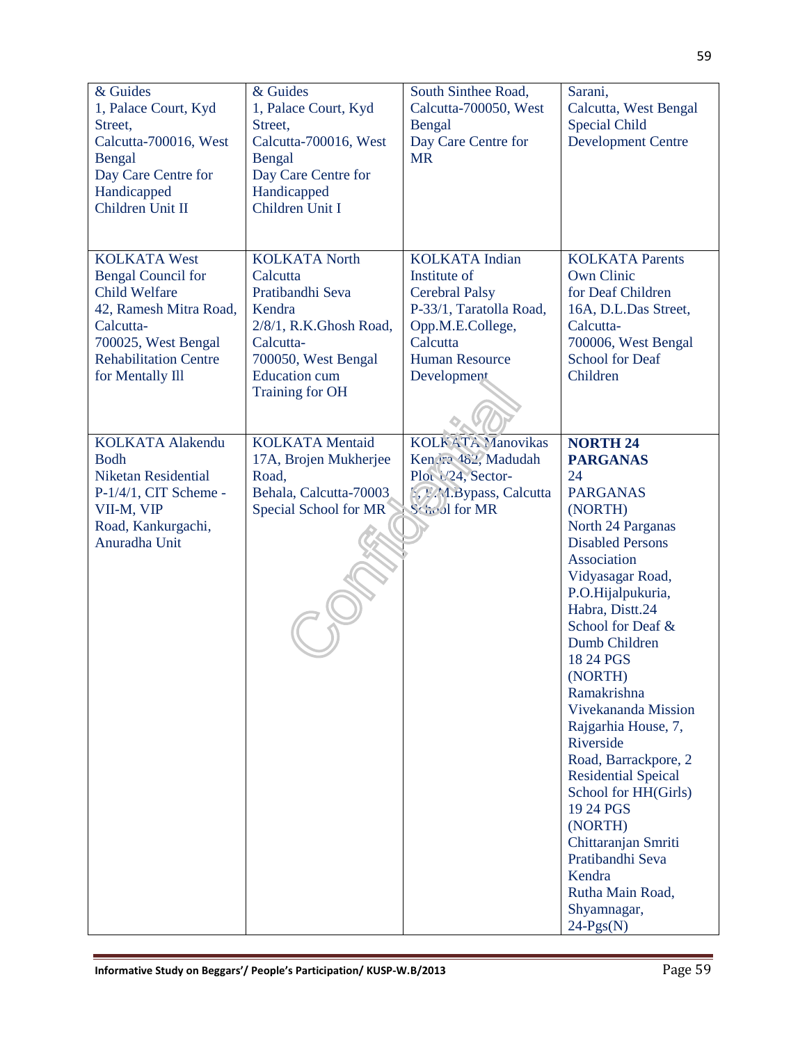| & Guides 1, Palace Court, Kyd Street, Calcutta-700016, West Bengal Day Care Centre for Handicapped Children Unit II | & Guides 1, Palace Court, Kyd Street, Calcutta-700016, West Bengal Day Care Centre for Handicapped Children Unit I | South Sinthee Road, Calcutta-700050, West Bengal Day Care Centre for MR | Sarani, Calcutta, West Bengal Special Child Development Centre |
|---|---|---|---|
| KOLKATA West Bengal Council for Child Welfare 42, Ramesh Mitra Road, Calcutta-700025, West Bengal Rehabilitation Centre for Mentally Ill | KOLKATA North Calcutta Pratibandhi Seva Kendra 2/8/1, R.K.Ghosh Road, Calcutta-700050, West Bengal Education cum Training for OH | KOLKATA Indian Institute of Cerebral Palsy P-33/1, Taratolla Road, Opp.M.E.College, Calcutta Human Resource Development | KOLKATA Parents Own Clinic for Deaf Children 16A, D.L.Das Street, Calcutta-700006, West Bengal School for Deaf Children |
| KOLKATA Alakendu Bodh Niketan Residential P-1/4/1, CIT Scheme - VII-M, VIP Road, Kankurgachi, Anuradha Unit | KOLKATA Mentaid 17A, Brojen Mukherjee Road, Behala, Calcutta-70003 Special School for MR | KOLKATA Manovikas Kendra 482, Madudah Plot I/24, Sector-E.M.Bypass, Calcutta School for MR | **NORTH 24 PARGANAS** 24 PARGANAS (NORTH) North 24 Parganas Disabled Persons Association Vidyasagar Road, P.O.Hijalpukuria, Habra, Distt.24 School for Deaf & Dumb Children 18 24 PGS (NORTH) Ramakrishna Vivekananda Mission Rajgarhia House, 7, Riverside Road, Barrackpore, 2 Residential Speical School for HH(Girls) 19 24 PGS (NORTH) Chittaranjan Smriti Pratibandhi Seva Kendra Rutha Main Road, Shyamnagar, 24-Pgs(N) |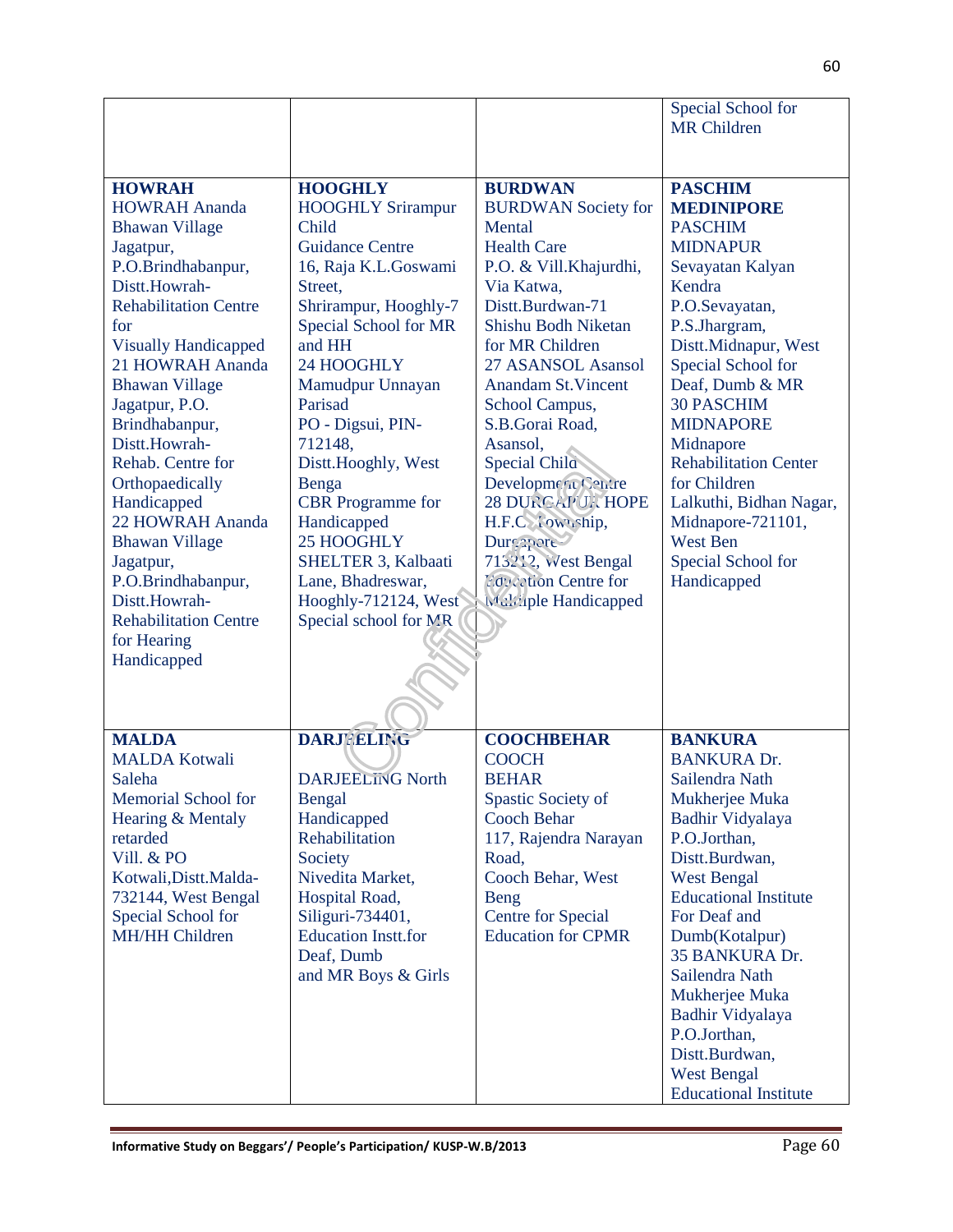| | | | |
|---|---|---|---|
| | | | Special School for MR Children |
| **HOWRAH**<br>HOWRAH Ananda Bhawan Village Jagatpur, P.O.Brindhabanpur, Distt.Howrah-<br>Rehabilitation Centre for Visually Handicapped<br>21 HOWRAH Ananda Bhawan Village Jagatpur, P.O. Brindhabanpur, Distt.Howrah-<br>Rehab. Centre for Orthopaedically Handicapped<br>22 HOWRAH Ananda Bhawan Village Jagatpur, P.O.Brindhabanpur, Distt.Howrah-<br>Rehabilitation Centre for Hearing Handicapped | **HOOGHLY**<br>HOOGHLY Srirampur Child Guidance Centre 16, Raja K.L.Goswami Street, Shrirampur, Hooghly-7<br>Special School for MR and HH<br>24 HOOGHLY Mamudpur Unnayan Parisad PO - Digsui, PIN-712148, Distt.Hooghly, West Benga<br>CBR Programme for Handicapped<br>25 HOOGHLY SHELTER 3, Kalbaati Lane, Bhadreswar, Hooghly-712124, West<br>Special school for MR | **BURDWAN**<br>BURDWAN Society for Mental Health Care P.O. & Vill.Khajurdhi, Via Katwa, Distt.Burdwan-71<br>Shishu Bodh Niketan for MR Children<br>27 ASANSOL Asansol Anandam St.Vincent School Campus, S.B.Gorai Road, Asansol,<br>Special Child Development Centre<br>28 DURGAPUR HOPE H.F.C. Township, Durgapore-713212, West Bengal<br>Education Centre for Multiple Handicapped | **PASCHIM MEDINIPORE**<br>PASCHIM MIDNAPUR Sevayatan Kalyan Kendra P.O.Sevayatan, P.S.Jhargram, Distt.Midnapur, West<br>Special School for Deaf, Dumb & MR<br>30 PASCHIM MIDNAPORE Midnapore Rehabilitation Center for Children Lalkuthi, Bidhan Nagar, Midnapore-721101, West Ben<br>Special School for Handicapped |
| **MALDA**<br>MALDA Kotwali Saleha Memorial School for Hearing & Mentaly retarded Vill. & PO Kotwali,Distt.Malda-732144, West Bengal<br>Special School for MH/HH Children | **DARJEELING**<br>DARJEELING North Bengal Handicapped Rehabilitation Society Nivedita Market, Hospital Road, Siliguri-734401,<br>Education Instt.for Deaf, Dumb and MR Boys & Girls | **COOCHBEHAR**<br>COOCH BEHAR Spastic Society of Cooch Behar 117, Rajendra Narayan Road, Cooch Behar, West Beng<br>Centre for Special Education for CPMR | **BANKURA**<br>BANKURA Dr. Sailendra Nath Mukherjee Muka Badhir Vidyalaya P.O.Jorthan, Distt.Burdwan, West Bengal<br>Educational Institute For Deaf and Dumb(Kotalpur)<br>35 BANKURA Dr. Sailendra Nath Mukherjee Muka Badhir Vidyalaya P.O.Jorthan, Distt.Burdwan, West Bengal<br>Educational Institute |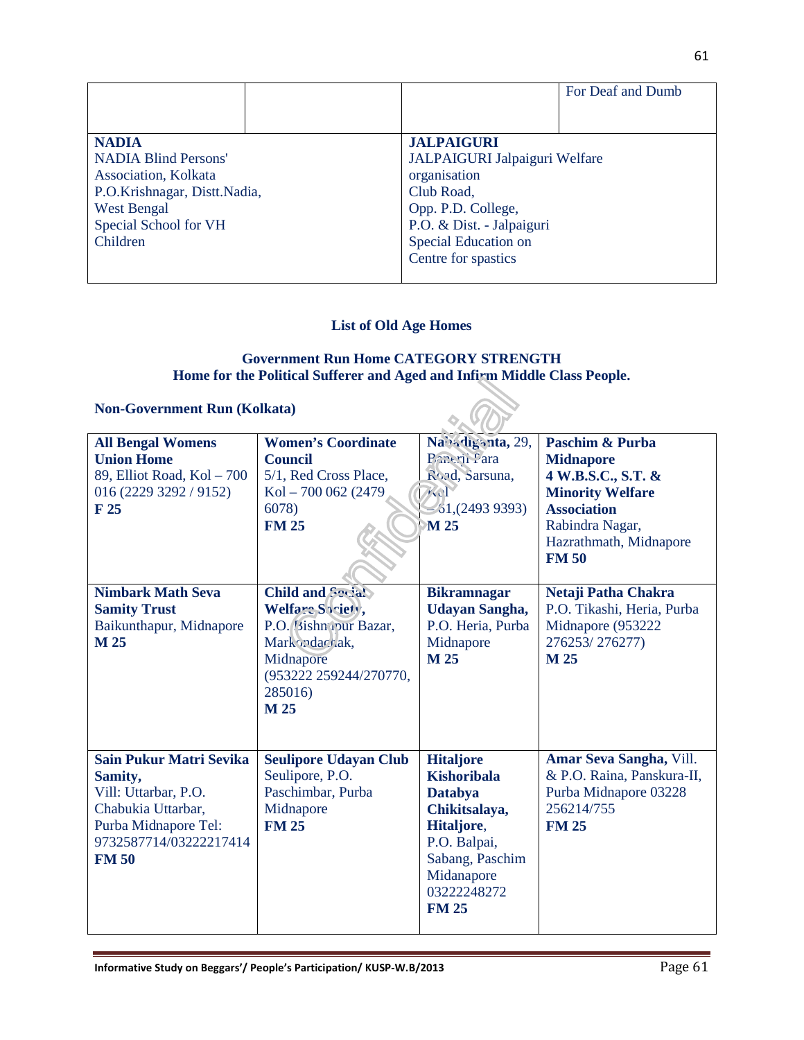| | | | For Deaf and Dumb |
|---|---|---|---|
| **NADIA**<br>NADIA Blind Persons' Association, Kolkata<br>P.O.Krishnagar, Distt.Nadia, West Bengal<br>Special School for VH Children | | **JALPAIGURI**<br>JALPAIGURI Jalpaiguri Welfare organisation<br>Club Road,<br>Opp. P.D. College,<br>P.O. & Dist. - Jalpaiguri<br>Special Education on Centre for spastics | |

**List of Old Age Homes**

**Government Run Home CATEGORY STRENGTH**
**Home for the Political Sufferer and Aged and Infirm Middle Class People.**

**Non-Government Run (Kolkata)**

| | | | |
|---|---|---|---|
| **All Bengal Womens Union Home**<br>89, Elliot Road, Kol – 700 016 (2229 3292 / 9152)<br>**F 25** | **Women's Coordinate Council**<br>5/1, Red Cross Place, Kol – 700 062 (2479 6078)<br>**FM 25** | **Nabadiganta,** 29, Banerji Para Road, Sarsuna, Kol – 61,(2493 9393)<br>**M 25** | **Paschim & Purba Midnapore**<br>**4 W.B.S.C., S.T. & Minority Welfare Association**<br>Rabindra Nagar, Hazrathmath, Midnapore<br>**FM 50** |
| **Nimbark Math Seva Samity Trust**<br>Baikunthapur, Midnapore<br>**M 25** | **Child and Social Welfare Society,**<br>P.O. Bishnupur Bazar, Markondachak, Midnapore (953222 259244/270770, 285016)<br>**M 25** | **Bikramnagar Udayan Sangha,**<br>P.O. Heria, Purba Midnapore<br>**M 25** | **Netaji Patha Chakra**<br>P.O. Tikashi, Heria, Purba Midnapore (953222 276253/ 276277)<br>**M 25** |
| **Sain Pukur Matri Sevika Samity,**<br>Vill: Uttarbar, P.O. Chabukia Uttarbar, Purba Midnapore Tel: 9732587714/03222217414<br>**FM 50** | **Seulipore Udayan Club**<br>Seulipore, P.O. Paschimbar, Purba Midnapore<br>**FM 25** | **Hitaljore Kishoribala Databya Chikitsalaya, Hitaljore,**<br>P.O. Balpai, Sabang, Paschim Midanapore 03222248272<br>**FM 25** | **Amar Seva Sangha,** Vill. & P.O. Raina, Panskura-II, Purba Midnapore 03228 256214/755<br>**FM 25** |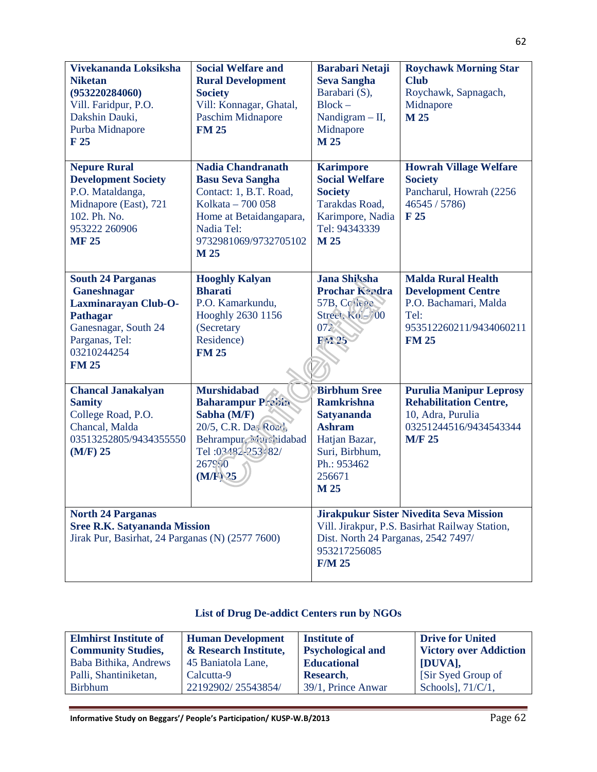| **Vivekananda Loksiksha Niketan (953220284060)** Vill. Faridpur, P.O. Dakshin Dauki, Purba Midnapore **F 25** | **Social Welfare and Rural Development Society** Vill: Konnagar, Ghatal, Paschim Midnapore **FM 25** | **Barabari Netaji Seva Sangha** Barabari (S), Block – Nandigram – II, Midnapore **M 25** | **Roychawk Morning Star Club** Roychawk, Sapnagach, Midnapore **M 25** |
|---|---|---|---|
| **Nepure Rural Development Society** P.O. Mataldanga, Midnapore (East), 721 102. Ph. No. 953222 260906 **MF 25** | **Nadia Chandranath Basu Seva Sangha** Contact: 1, B.T. Road, Kolkata – 700 058 Home at Betaidangapara, Nadia Tel: 9732981069/9732705102 **M 25** | **Karimpore Social Welfare Society** Tarakdas Road, Karimpore, Nadia Tel: 94343339 **M 25** | **Howrah Village Welfare Society** Pancharul, Howrah (2256 46545 / 5786) **F 25** |
| **South 24 Parganas Ganeshnagar Laxminarayan Club-O-Pathagar** Ganesnagar, South 24 Parganas, Tel: 03210244254 **FM 25** | **Hooghly Kalyan Bharati** P.O. Kamarkundu, Hooghly 2630 1156 (Secretary Residence) **FM 25** | **Jana Shiksha Prochar Kendra** 57B, College Street, Kol – 700 073 **FM 25** | **Malda Rural Health Development Centre** P.O. Bachamari, Malda Tel: 953512260211/9434060211 **FM 25** |
| **Chancal Janakalyan Samity** College Road, P.O. Chancal, Malda 03513252805/9434355550 **(M/F) 25** | **Murshidabad Baharampur Probin Sabha (M/F)** 20/5, C.R. Das Road, Behrampur, Murshidabad Tel :03482-253482/ 267990 **(M/F) 25** | **Birbhum Sree Ramkrishna Satyananda Ashram** Hatjan Bazar, Suri, Birbhum, Ph.: 953462 256671 **M 25** | **Purulia Manipur Leprosy Rehabilitation Centre,** 10, Adra, Purulia 03251244516/9434543344 **M/F 25** |
| **North 24 Parganas Sree R.K. Satyananda Mission** Jirak Pur, Basirhat, 24 Parganas (N) (2577 7600) | | **Jirakpukur Sister Nivedita Seva Mission** Vill. Jirakpur, P.S. Basirhat Railway Station, Dist. North 24 Parganas, 2542 7497/ 953217256085 **F/M 25** | |

**List of Drug De-addict Centers run by NGOs**

| **Elmhirst Institute of Community Studies,** Baba Bithika, Andrews Palli, Shantiniketan, Birbhum | **Human Development & Research Institute,** 45 Baniatola Lane, Calcutta-9 22192902/ 25543854/ | **Institute of Psychological and Educational Research,** 39/1, Prince Anwar | **Drive for United Victory over Addiction [DUVA],** [Sir Syed Group of Schools], 71/C/1, |
|---|---|---|---|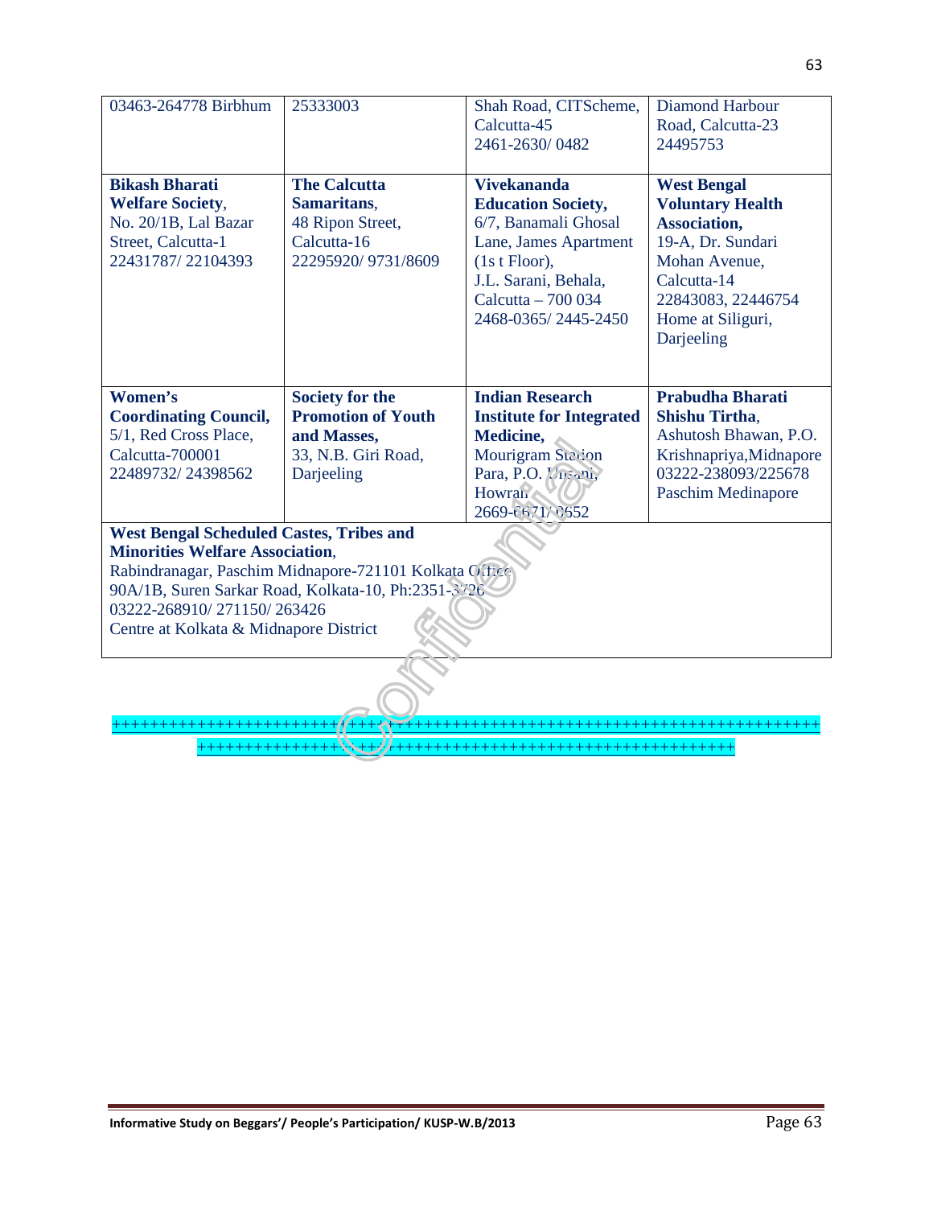| | | | |
|---|---|---|---|
| 03463-264778 Birbhum | 25333003 | Shah Road, CITScheme, Calcutta-45<br>2461-2630/ 0482 | Diamond Harbour Road, Calcutta-23<br>24495753 |
| **Bikash Bharati Welfare Society**, No. 20/1B, Lal Bazar Street, Calcutta-1<br>22431787/ 22104393 | **The Calcutta Samaritans**, 48 Ripon Street, Calcutta-16<br>22295920/ 9731/8609 | **Vivekananda Education Society,** 6/7, Banamali Ghosal Lane, James Apartment (1s t Floor), J.L. Sarani, Behala, Calcutta – 700 034<br>2468-0365/ 2445-2450 | **West Bengal Voluntary Health Association,** 19-A, Dr. Sundari Mohan Avenue, Calcutta-14<br>22843083, 22446754<br>Home at Siliguri, Darjeeling |
| **Women's Coordinating Council,** 5/1, Red Cross Place, Calcutta-700001<br>22489732/ 24398562 | **Society for the Promotion of Youth and Masses,** 33, N.B. Giri Road, Darjeeling | **Indian Research Institute for Integrated Medicine,** Mourigram Station Para, P.O. Unsani, Howrah<br>2669-0671/ 0652 | **Prabudha Bharati Shishu Tirtha**, Ashutosh Bhawan, P.O. Krishnapriya,Midnapore<br>03222-238093/225678<br>Paschim Medinapore |
| **West Bengal Scheduled Castes, Tribes and Minorities Welfare Association**, Rabindranagar, Paschim Midnapore-721101 Kolkata Office 90A/1B, Suren Sarkar Road, Kolkata-10, Ph:2351-3726<br>03222-268910/ 271150/ 263426<br>Centre at Kolkata & Midnapore District | | | |

++++++++++++++++++++++++++++++++++++++++++++++++++++++++++++++++++++++++++++++++
++++++++++++++++++++++++++++++++++++++++++++++++++++++++++++